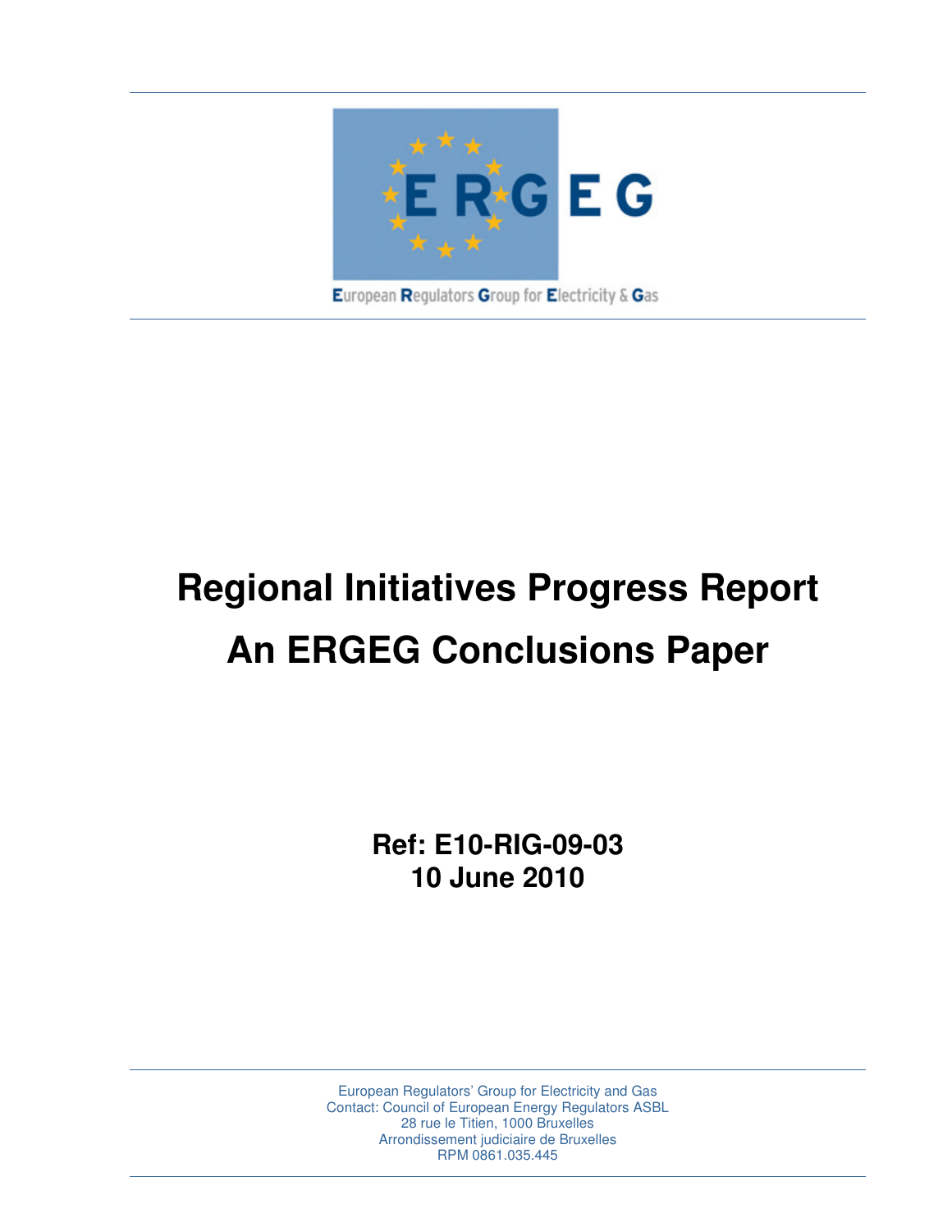ERGEG

European Regulators Group for Electricity & Gas

# Regional Initiatives Progress Report

# An ERGEG Conclusions Paper

**Ref: E10-RIG-09-03**
**10 June 2010**

European Regulators' Group for Electricity and Gas
Contact: Council of European Energy Regulators ASBL
28 rue le Titien, 1000 Bruxelles
Arrondissement judiciaire de Bruxelles
RPM 0861.035.445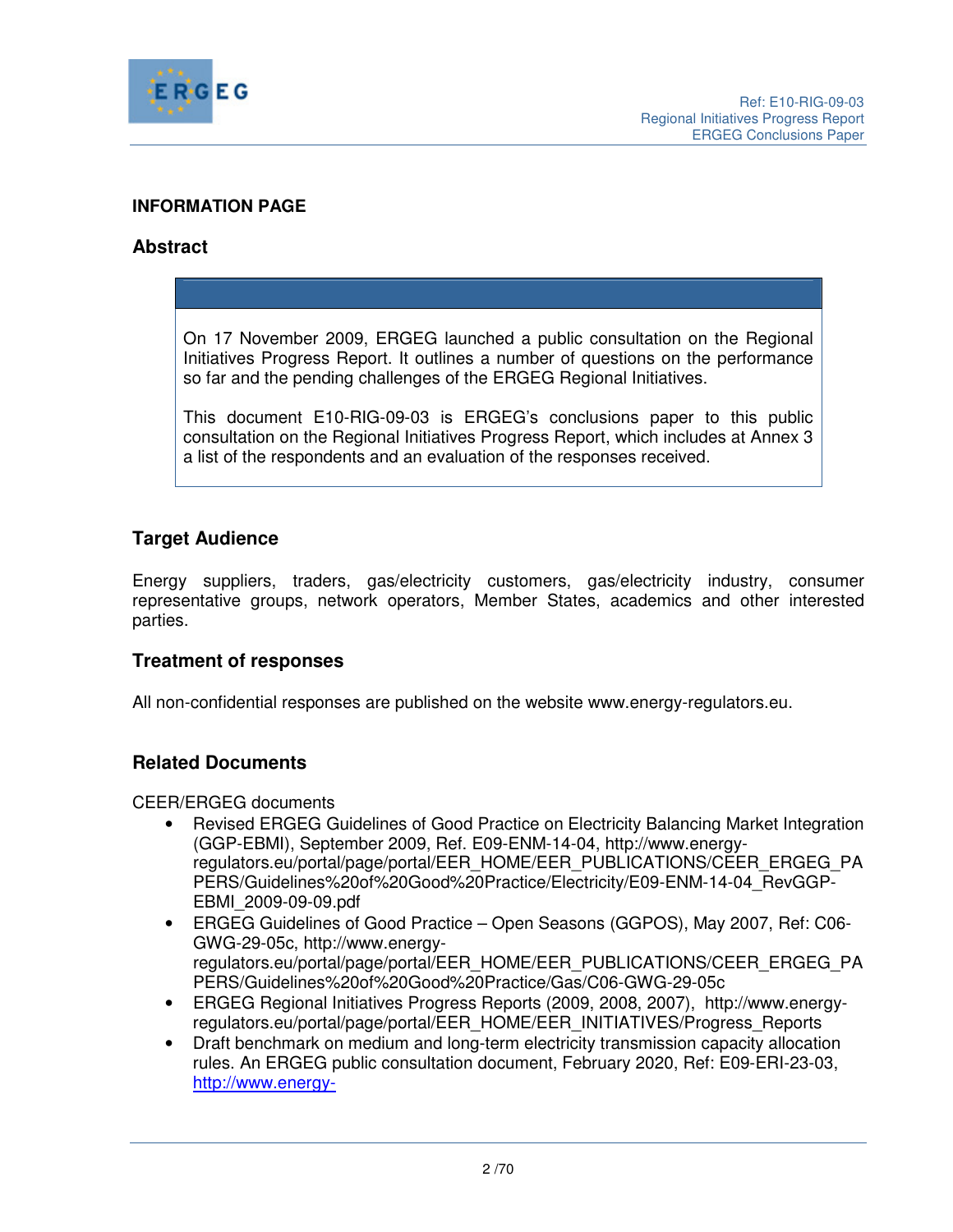**INFORMATION PAGE**

## Abstract

On 17 November 2009, ERGEG launched a public consultation on the Regional Initiatives Progress Report. It outlines a number of questions on the performance so far and the pending challenges of the ERGEG Regional Initiatives.

This document E10-RIG-09-03 is ERGEG's conclusions paper to this public consultation on the Regional Initiatives Progress Report, which includes at Annex 3 a list of the respondents and an evaluation of the responses received.

## Target Audience

Energy suppliers, traders, gas/electricity customers, gas/electricity industry, consumer representative groups, network operators, Member States, academics and other interested parties.

## Treatment of responses

All non-confidential responses are published on the website www.energy-regulators.eu.

## Related Documents

CEER/ERGEG documents

- Revised ERGEG Guidelines of Good Practice on Electricity Balancing Market Integration (GGP-EBMI), September 2009, Ref. E09-ENM-14-04, http://www.energy-regulators.eu/portal/page/portal/EER_HOME/EER_PUBLICATIONS/CEER_ERGEG_PAPERS/Guidelines%20of%20Good%20Practice/Electricity/E09-ENM-14-04_RevGGP-EBMI_2009-09-09.pdf
- ERGEG Guidelines of Good Practice – Open Seasons (GGPOS), May 2007, Ref: C06-GWG-29-05c, http://www.energy-regulators.eu/portal/page/portal/EER_HOME/EER_PUBLICATIONS/CEER_ERGEG_PAPERS/Guidelines%20of%20Good%20Practice/Gas/C06-GWG-29-05c
- ERGEG Regional Initiatives Progress Reports (2009, 2008, 2007), http://www.energy-regulators.eu/portal/page/portal/EER_HOME/EER_INITIATIVES/Progress_Reports
- Draft benchmark on medium and long-term electricity transmission capacity allocation rules. An ERGEG public consultation document, February 2020, Ref: E09-ERI-23-03, http://www.energy-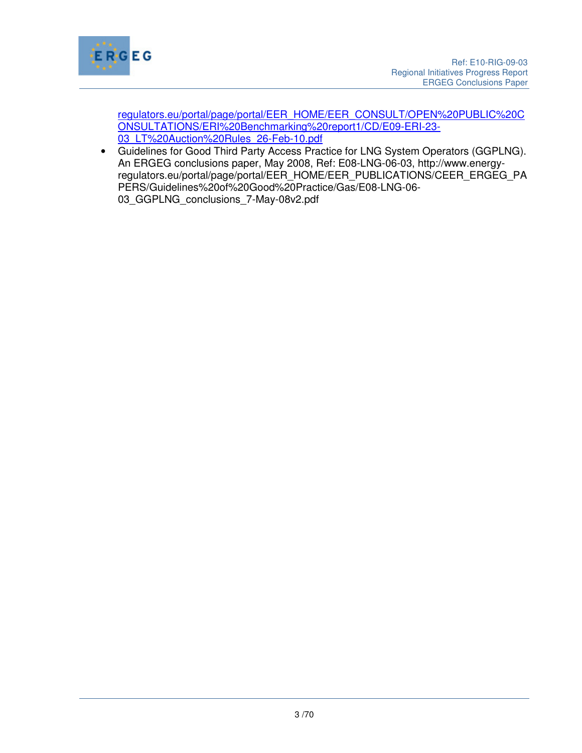regulators.eu/portal/page/portal/EER_HOME/EER_CONSULT/OPEN%20PUBLIC%20CONSULTATIONS/ERI%20Benchmarking%20report1/CD/E09-ERI-23-03_LT%20Auction%20Rules_26-Feb-10.pdf

- Guidelines for Good Third Party Access Practice for LNG System Operators (GGPLNG). An ERGEG conclusions paper, May 2008, Ref: E08-LNG-06-03, http://www.energy-regulators.eu/portal/page/portal/EER_HOME/EER_PUBLICATIONS/CEER_ERGEG_PAPERS/Guidelines%20of%20Good%20Practice/Gas/E08-LNG-06-03_GGPLNG_conclusions_7-May-08v2.pdf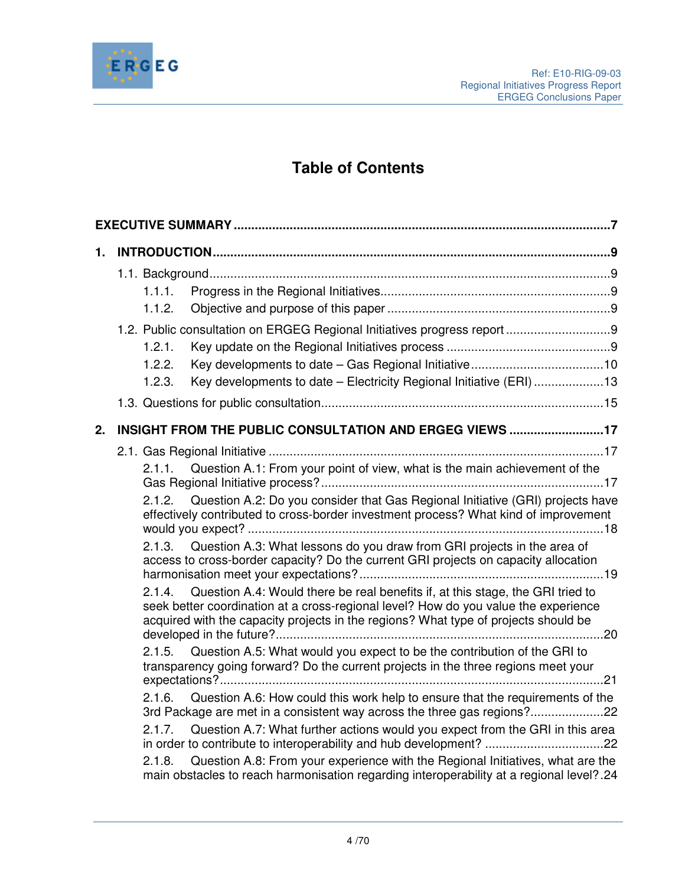# Table of Contents

**EXECUTIVE SUMMARY** .......... **7**

**1. INTRODUCTION** .......... **9**

- 1.1. Background .......... 9
  - 1.1.1. Progress in the Regional Initiatives .......... 9
  - 1.1.2. Objective and purpose of this paper .......... 9
- 1.2. Public consultation on ERGEG Regional Initiatives progress report .......... 9
  - 1.2.1. Key update on the Regional Initiatives process .......... 9
  - 1.2.2. Key developments to date – Gas Regional Initiative .......... 10
  - 1.2.3. Key developments to date – Electricity Regional Initiative (ERI) .......... 13
- 1.3. Questions for public consultation .......... 15

**2. INSIGHT FROM THE PUBLIC CONSULTATION AND ERGEG VIEWS** .......... **17**

- 2.1. Gas Regional Initiative .......... 17
  - 2.1.1. Question A.1: From your point of view, what is the main achievement of the Gas Regional Initiative process? .......... 17
  - 2.1.2. Question A.2: Do you consider that Gas Regional Initiative (GRI) projects have effectively contributed to cross-border investment process? What kind of improvement would you expect? .......... 18
  - 2.1.3. Question A.3: What lessons do you draw from GRI projects in the area of access to cross-border capacity? Do the current GRI projects on capacity allocation harmonisation meet your expectations? .......... 19
  - 2.1.4. Question A.4: Would there be real benefits if, at this stage, the GRI tried to seek better coordination at a cross-regional level? How do you value the experience acquired with the capacity projects in the regions? What type of projects should be developed in the future? .......... 20
  - 2.1.5. Question A.5: What would you expect to be the contribution of the GRI to transparency going forward? Do the current projects in the three regions meet your expectations? .......... 21
  - 2.1.6. Question A.6: How could this work help to ensure that the requirements of the 3rd Package are met in a consistent way across the three gas regions? .......... 22
  - 2.1.7. Question A.7: What further actions would you expect from the GRI in this area in order to contribute to interoperability and hub development? .......... 22
  - 2.1.8. Question A.8: From your experience with the Regional Initiatives, what are the main obstacles to reach harmonisation regarding interoperability at a regional level? .......... 24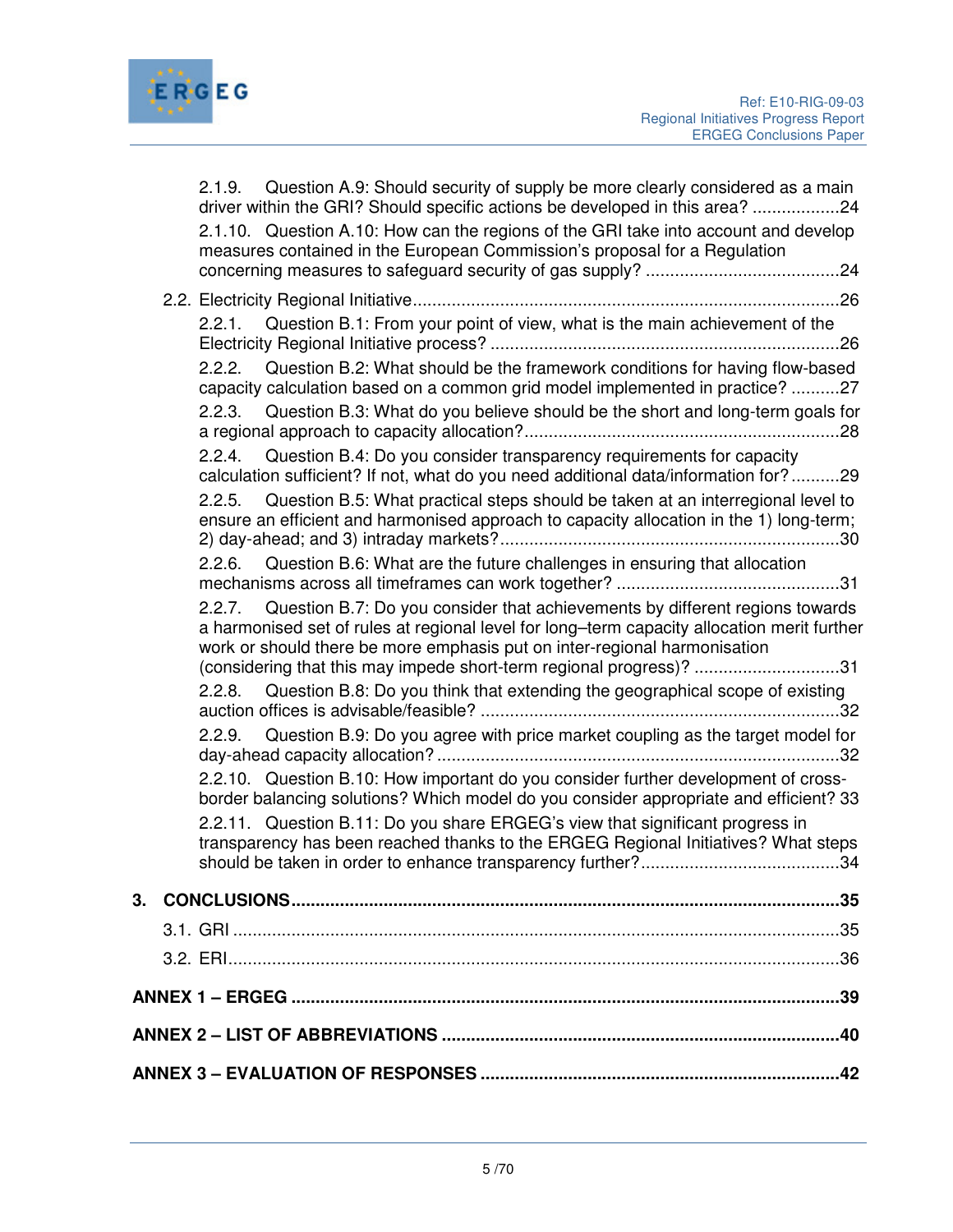2.1.9. Question A.9: Should security of supply be more clearly considered as a main driver within the GRI? Should specific actions be developed in this area? ..................24

2.1.10. Question A.10: How can the regions of the GRI take into account and develop measures contained in the European Commission's proposal for a Regulation concerning measures to safeguard security of gas supply? ........................................24

2.2. Electricity Regional Initiative.......................................................................................26

2.2.1. Question B.1: From your point of view, what is the main achievement of the Electricity Regional Initiative process? .......................................................................26

2.2.2. Question B.2: What should be the framework conditions for having flow-based capacity calculation based on a common grid model implemented in practice? ..........27

2.2.3. Question B.3: What do you believe should be the short and long-term goals for a regional approach to capacity allocation?.................................................................28

2.2.4. Question B.4: Do you consider transparency requirements for capacity calculation sufficient? If not, what do you need additional data/information for?..........29

2.2.5. Question B.5: What practical steps should be taken at an interregional level to ensure an efficient and harmonised approach to capacity allocation in the 1) long-term; 2) day-ahead; and 3) intraday markets?.....................................................................30

2.2.6. Question B.6: What are the future challenges in ensuring that allocation mechanisms across all timeframes can work together? .............................................31

2.2.7. Question B.7: Do you consider that achievements by different regions towards a harmonised set of rules at regional level for long–term capacity allocation merit further work or should there be more emphasis put on inter-regional harmonisation (considering that this may impede short-term regional progress)? .............................31

2.2.8. Question B.8: Do you think that extending the geographical scope of existing auction offices is advisable/feasible? .........................................................................32

2.2.9. Question B.9: Do you agree with price market coupling as the target model for day-ahead capacity allocation? ..................................................................................32

2.2.10. Question B.10: How important do you consider further development of cross-border balancing solutions? Which model do you consider appropriate and efficient? 33

2.2.11. Question B.11: Do you share ERGEG's view that significant progress in transparency has been reached thanks to the ERGEG Regional Initiatives? What steps should be taken in order to enhance transparency further?.........................................34

**3. CONCLUSIONS................................................................................................................35**

3.1. GRI ...........................................................................................................................35

3.2. ERI.............................................................................................................................36

**ANNEX 1 – ERGEG ................................................................................................................39**

**ANNEX 2 – LIST OF ABBREVIATIONS .................................................................................40**

**ANNEX 3 – EVALUATION OF RESPONSES .........................................................................42**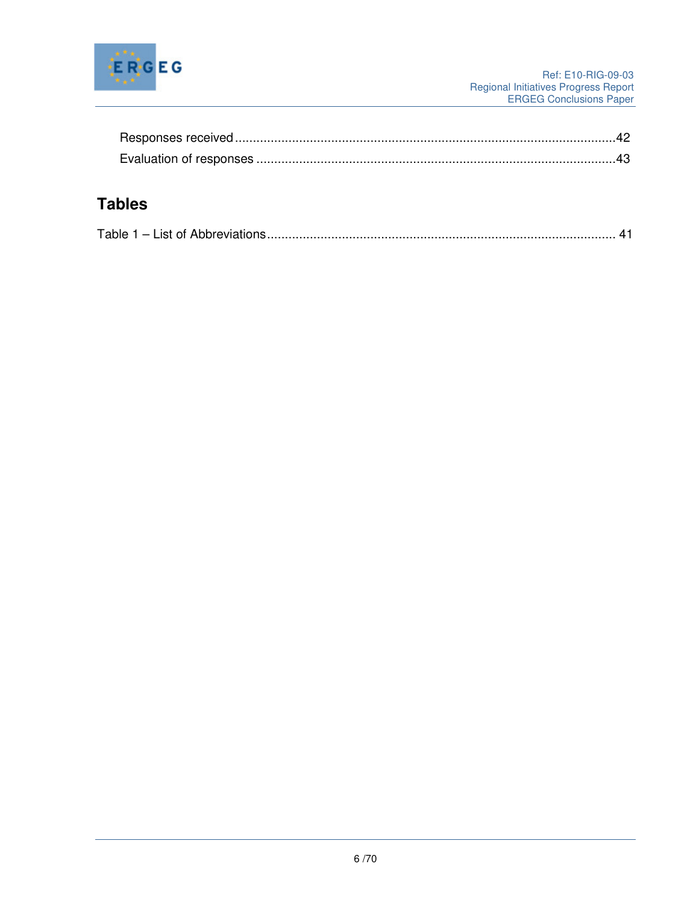Responses received ............................................................................................................42

Evaluation of responses .....................................................................................................43

## Tables

Table 1 – List of Abbreviations .................................................................................................. 41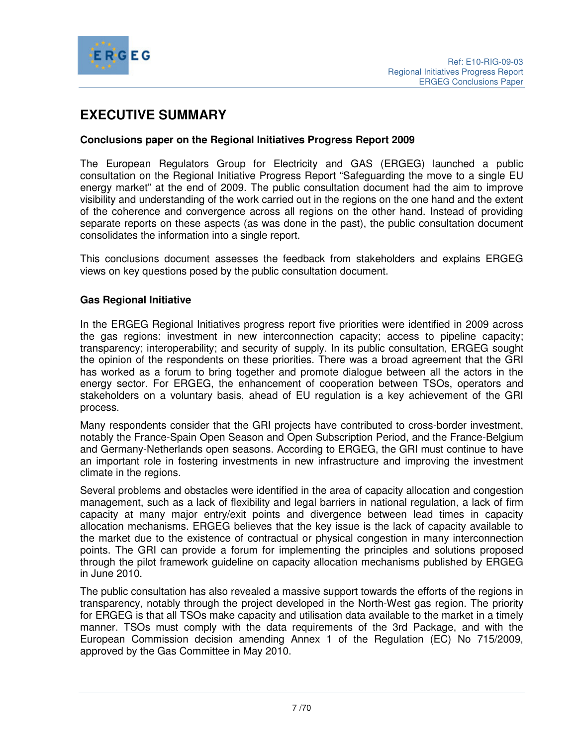# EXECUTIVE SUMMARY

**Conclusions paper on the Regional Initiatives Progress Report 2009**

The European Regulators Group for Electricity and GAS (ERGEG) launched a public consultation on the Regional Initiative Progress Report "Safeguarding the move to a single EU energy market" at the end of 2009. The public consultation document had the aim to improve visibility and understanding of the work carried out in the regions on the one hand and the extent of the coherence and convergence across all regions on the other hand. Instead of providing separate reports on these aspects (as was done in the past), the public consultation document consolidates the information into a single report.

This conclusions document assesses the feedback from stakeholders and explains ERGEG views on key questions posed by the public consultation document.

**Gas Regional Initiative**

In the ERGEG Regional Initiatives progress report five priorities were identified in 2009 across the gas regions: investment in new interconnection capacity; access to pipeline capacity; transparency; interoperability; and security of supply. In its public consultation, ERGEG sought the opinion of the respondents on these priorities. There was a broad agreement that the GRI has worked as a forum to bring together and promote dialogue between all the actors in the energy sector. For ERGEG, the enhancement of cooperation between TSOs, operators and stakeholders on a voluntary basis, ahead of EU regulation is a key achievement of the GRI process.

Many respondents consider that the GRI projects have contributed to cross-border investment, notably the France-Spain Open Season and Open Subscription Period, and the France-Belgium and Germany-Netherlands open seasons. According to ERGEG, the GRI must continue to have an important role in fostering investments in new infrastructure and improving the investment climate in the regions.

Several problems and obstacles were identified in the area of capacity allocation and congestion management, such as a lack of flexibility and legal barriers in national regulation, a lack of firm capacity at many major entry/exit points and divergence between lead times in capacity allocation mechanisms. ERGEG believes that the key issue is the lack of capacity available to the market due to the existence of contractual or physical congestion in many interconnection points. The GRI can provide a forum for implementing the principles and solutions proposed through the pilot framework guideline on capacity allocation mechanisms published by ERGEG in June 2010.

The public consultation has also revealed a massive support towards the efforts of the regions in transparency, notably through the project developed in the North-West gas region. The priority for ERGEG is that all TSOs make capacity and utilisation data available to the market in a timely manner. TSOs must comply with the data requirements of the 3rd Package, and with the European Commission decision amending Annex 1 of the Regulation (EC) No 715/2009, approved by the Gas Committee in May 2010.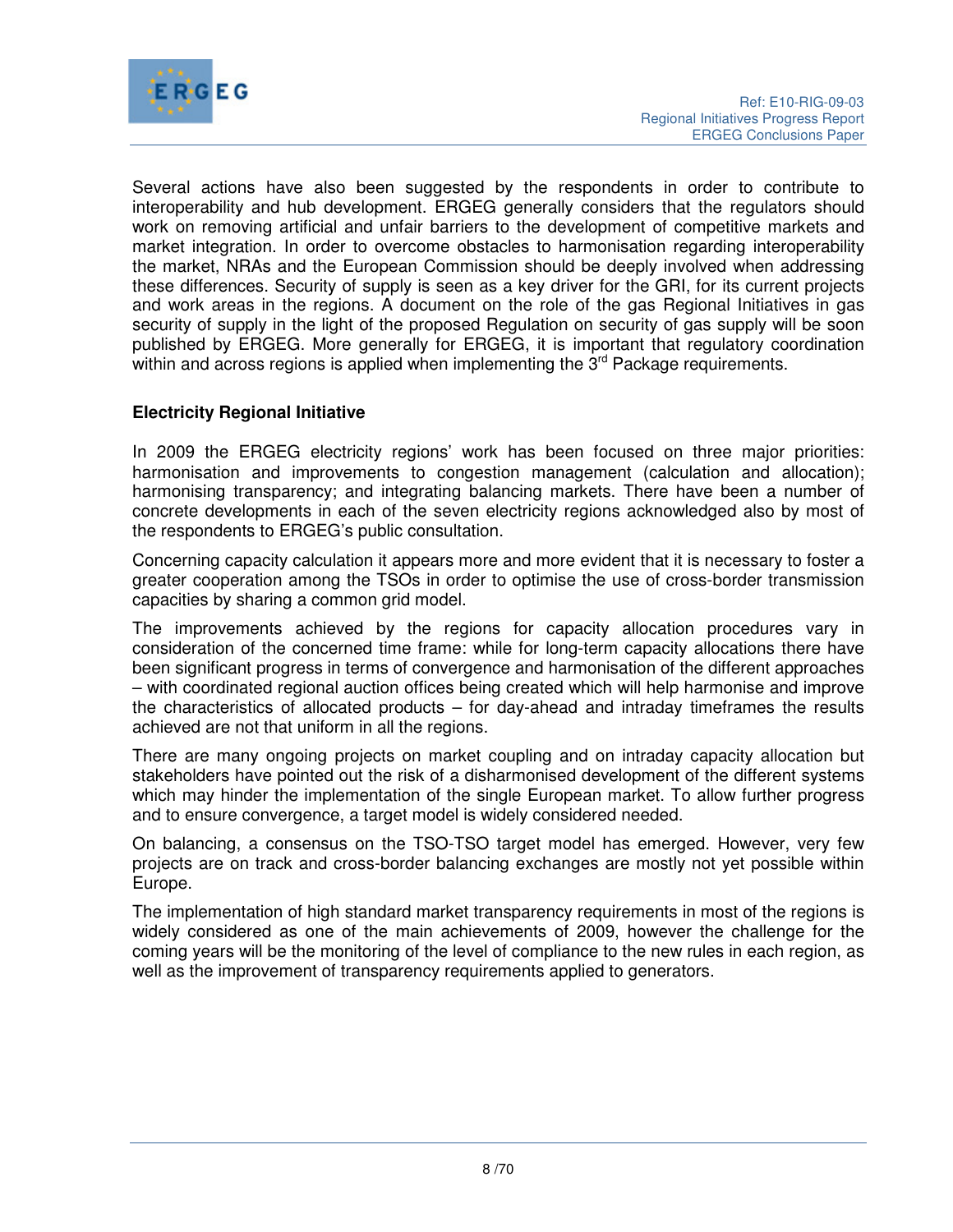Several actions have also been suggested by the respondents in order to contribute to interoperability and hub development. ERGEG generally considers that the regulators should work on removing artificial and unfair barriers to the development of competitive markets and market integration. In order to overcome obstacles to harmonisation regarding interoperability the market, NRAs and the European Commission should be deeply involved when addressing these differences. Security of supply is seen as a key driver for the GRI, for its current projects and work areas in the regions. A document on the role of the gas Regional Initiatives in gas security of supply in the light of the proposed Regulation on security of gas supply will be soon published by ERGEG. More generally for ERGEG, it is important that regulatory coordination within and across regions is applied when implementing the 3rd Package requirements.

**Electricity Regional Initiative**

In 2009 the ERGEG electricity regions' work has been focused on three major priorities: harmonisation and improvements to congestion management (calculation and allocation); harmonising transparency; and integrating balancing markets. There have been a number of concrete developments in each of the seven electricity regions acknowledged also by most of the respondents to ERGEG's public consultation.

Concerning capacity calculation it appears more and more evident that it is necessary to foster a greater cooperation among the TSOs in order to optimise the use of cross-border transmission capacities by sharing a common grid model.

The improvements achieved by the regions for capacity allocation procedures vary in consideration of the concerned time frame: while for long-term capacity allocations there have been significant progress in terms of convergence and harmonisation of the different approaches – with coordinated regional auction offices being created which will help harmonise and improve the characteristics of allocated products – for day-ahead and intraday timeframes the results achieved are not that uniform in all the regions.

There are many ongoing projects on market coupling and on intraday capacity allocation but stakeholders have pointed out the risk of a disharmonised development of the different systems which may hinder the implementation of the single European market. To allow further progress and to ensure convergence, a target model is widely considered needed.

On balancing, a consensus on the TSO-TSO target model has emerged. However, very few projects are on track and cross-border balancing exchanges are mostly not yet possible within Europe.

The implementation of high standard market transparency requirements in most of the regions is widely considered as one of the main achievements of 2009, however the challenge for the coming years will be the monitoring of the level of compliance to the new rules in each region, as well as the improvement of transparency requirements applied to generators.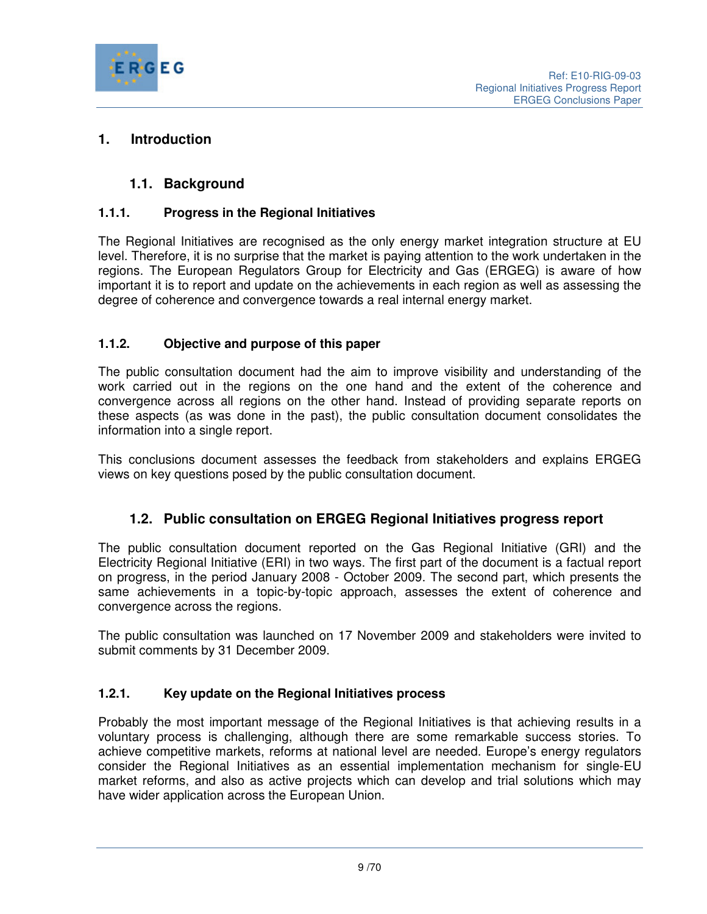# 1. Introduction

## 1.1. Background

### 1.1.1. Progress in the Regional Initiatives

The Regional Initiatives are recognised as the only energy market integration structure at EU level. Therefore, it is no surprise that the market is paying attention to the work undertaken in the regions. The European Regulators Group for Electricity and Gas (ERGEG) is aware of how important it is to report and update on the achievements in each region as well as assessing the degree of coherence and convergence towards a real internal energy market.

### 1.1.2. Objective and purpose of this paper

The public consultation document had the aim to improve visibility and understanding of the work carried out in the regions on the one hand and the extent of the coherence and convergence across all regions on the other hand. Instead of providing separate reports on these aspects (as was done in the past), the public consultation document consolidates the information into a single report.

This conclusions document assesses the feedback from stakeholders and explains ERGEG views on key questions posed by the public consultation document.

## 1.2. Public consultation on ERGEG Regional Initiatives progress report

The public consultation document reported on the Gas Regional Initiative (GRI) and the Electricity Regional Initiative (ERI) in two ways. The first part of the document is a factual report on progress, in the period January 2008 - October 2009. The second part, which presents the same achievements in a topic-by-topic approach, assesses the extent of coherence and convergence across the regions.

The public consultation was launched on 17 November 2009 and stakeholders were invited to submit comments by 31 December 2009.

### 1.2.1. Key update on the Regional Initiatives process

Probably the most important message of the Regional Initiatives is that achieving results in a voluntary process is challenging, although there are some remarkable success stories. To achieve competitive markets, reforms at national level are needed. Europe's energy regulators consider the Regional Initiatives as an essential implementation mechanism for single-EU market reforms, and also as active projects which can develop and trial solutions which may have wider application across the European Union.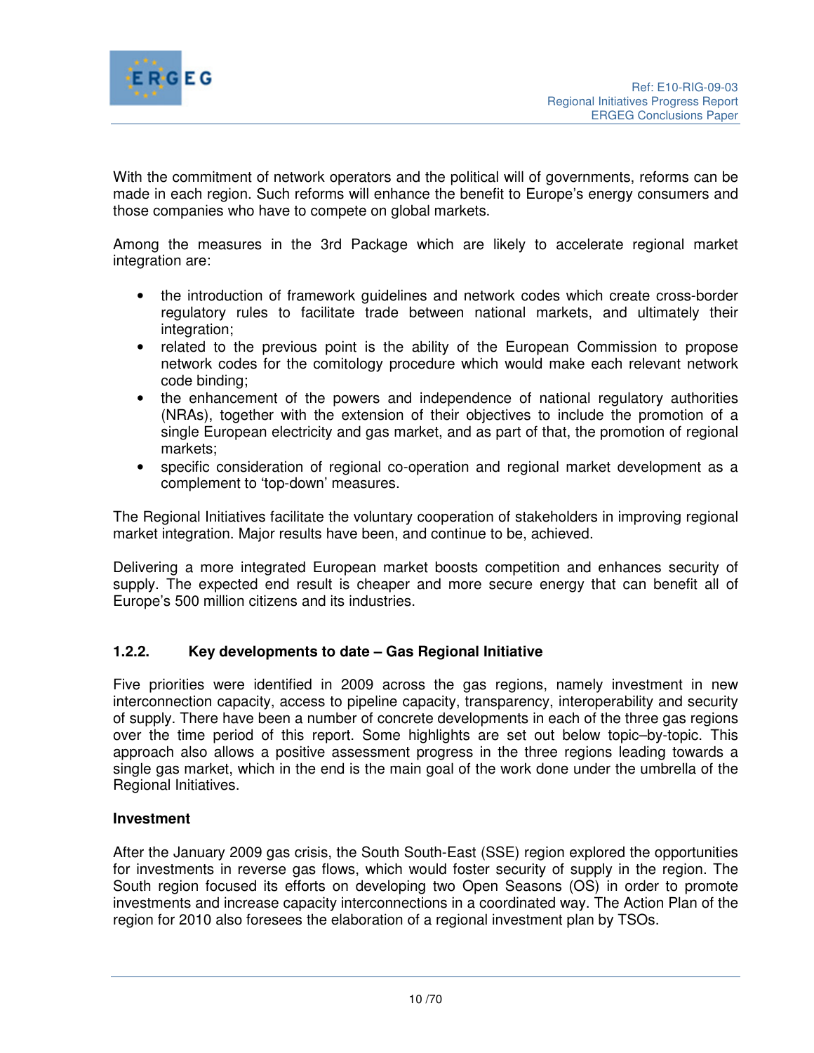With the commitment of network operators and the political will of governments, reforms can be made in each region. Such reforms will enhance the benefit to Europe's energy consumers and those companies who have to compete on global markets.

Among the measures in the 3rd Package which are likely to accelerate regional market integration are:

- the introduction of framework guidelines and network codes which create cross-border regulatory rules to facilitate trade between national markets, and ultimately their integration;
- related to the previous point is the ability of the European Commission to propose network codes for the comitology procedure which would make each relevant network code binding;
- the enhancement of the powers and independence of national regulatory authorities (NRAs), together with the extension of their objectives to include the promotion of a single European electricity and gas market, and as part of that, the promotion of regional markets;
- specific consideration of regional co-operation and regional market development as a complement to 'top-down' measures.

The Regional Initiatives facilitate the voluntary cooperation of stakeholders in improving regional market integration. Major results have been, and continue to be, achieved.

Delivering a more integrated European market boosts competition and enhances security of supply. The expected end result is cheaper and more secure energy that can benefit all of Europe's 500 million citizens and its industries.

### 1.2.2. Key developments to date – Gas Regional Initiative

Five priorities were identified in 2009 across the gas regions, namely investment in new interconnection capacity, access to pipeline capacity, transparency, interoperability and security of supply. There have been a number of concrete developments in each of the three gas regions over the time period of this report. Some highlights are set out below topic–by-topic. This approach also allows a positive assessment progress in the three regions leading towards a single gas market, which in the end is the main goal of the work done under the umbrella of the Regional Initiatives.

**Investment**

After the January 2009 gas crisis, the South South-East (SSE) region explored the opportunities for investments in reverse gas flows, which would foster security of supply in the region. The South region focused its efforts on developing two Open Seasons (OS) in order to promote investments and increase capacity interconnections in a coordinated way. The Action Plan of the region for 2010 also foresees the elaboration of a regional investment plan by TSOs.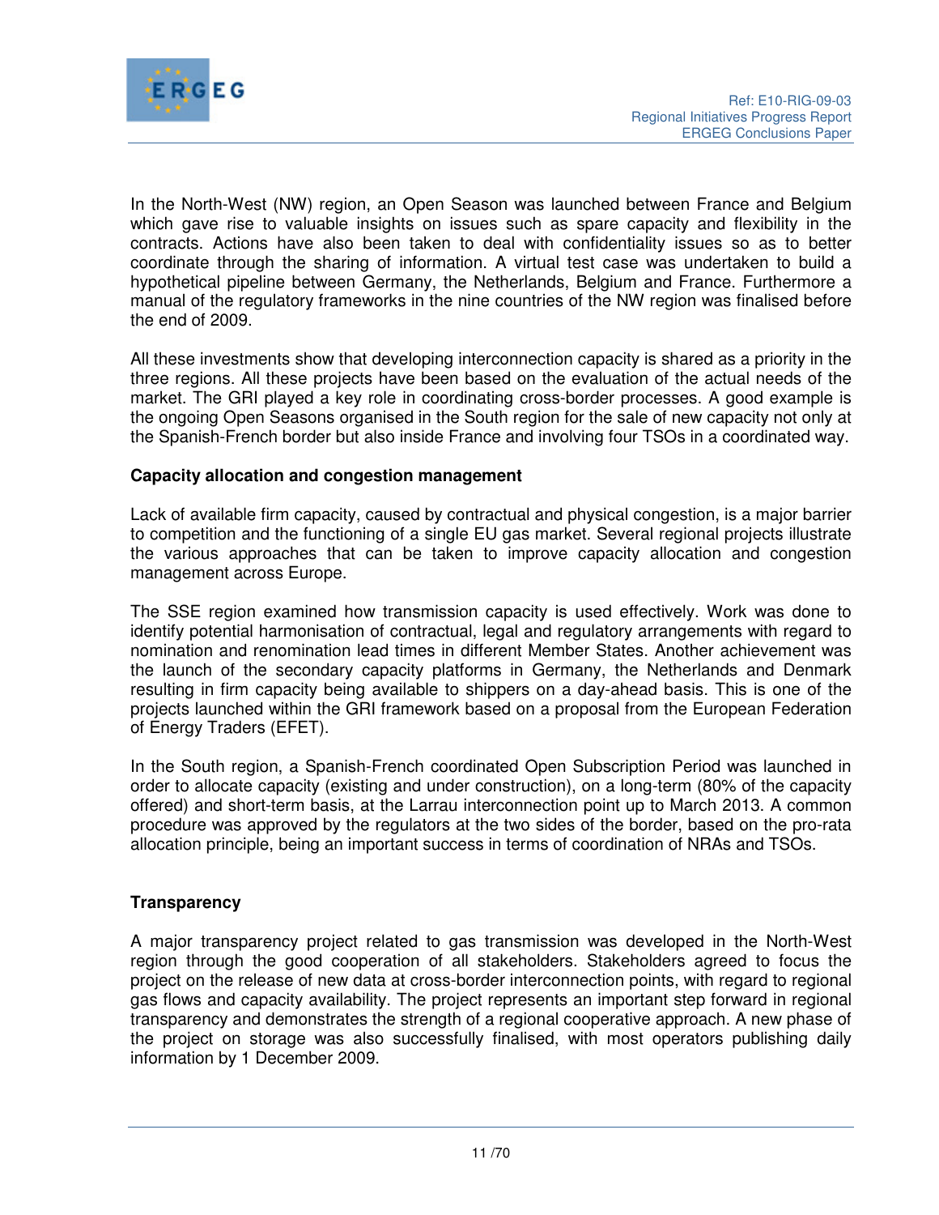In the North-West (NW) region, an Open Season was launched between France and Belgium which gave rise to valuable insights on issues such as spare capacity and flexibility in the contracts. Actions have also been taken to deal with confidentiality issues so as to better coordinate through the sharing of information. A virtual test case was undertaken to build a hypothetical pipeline between Germany, the Netherlands, Belgium and France. Furthermore a manual of the regulatory frameworks in the nine countries of the NW region was finalised before the end of 2009.

All these investments show that developing interconnection capacity is shared as a priority in the three regions. All these projects have been based on the evaluation of the actual needs of the market. The GRI played a key role in coordinating cross-border processes. A good example is the ongoing Open Seasons organised in the South region for the sale of new capacity not only at the Spanish-French border but also inside France and involving four TSOs in a coordinated way.

**Capacity allocation and congestion management**

Lack of available firm capacity, caused by contractual and physical congestion, is a major barrier to competition and the functioning of a single EU gas market. Several regional projects illustrate the various approaches that can be taken to improve capacity allocation and congestion management across Europe.

The SSE region examined how transmission capacity is used effectively. Work was done to identify potential harmonisation of contractual, legal and regulatory arrangements with regard to nomination and renomination lead times in different Member States. Another achievement was the launch of the secondary capacity platforms in Germany, the Netherlands and Denmark resulting in firm capacity being available to shippers on a day-ahead basis. This is one of the projects launched within the GRI framework based on a proposal from the European Federation of Energy Traders (EFET).

In the South region, a Spanish-French coordinated Open Subscription Period was launched in order to allocate capacity (existing and under construction), on a long-term (80% of the capacity offered) and short-term basis, at the Larrau interconnection point up to March 2013. A common procedure was approved by the regulators at the two sides of the border, based on the pro-rata allocation principle, being an important success in terms of coordination of NRAs and TSOs.

**Transparency**

A major transparency project related to gas transmission was developed in the North-West region through the good cooperation of all stakeholders. Stakeholders agreed to focus the project on the release of new data at cross-border interconnection points, with regard to regional gas flows and capacity availability. The project represents an important step forward in regional transparency and demonstrates the strength of a regional cooperative approach. A new phase of the project on storage was also successfully finalised, with most operators publishing daily information by 1 December 2009.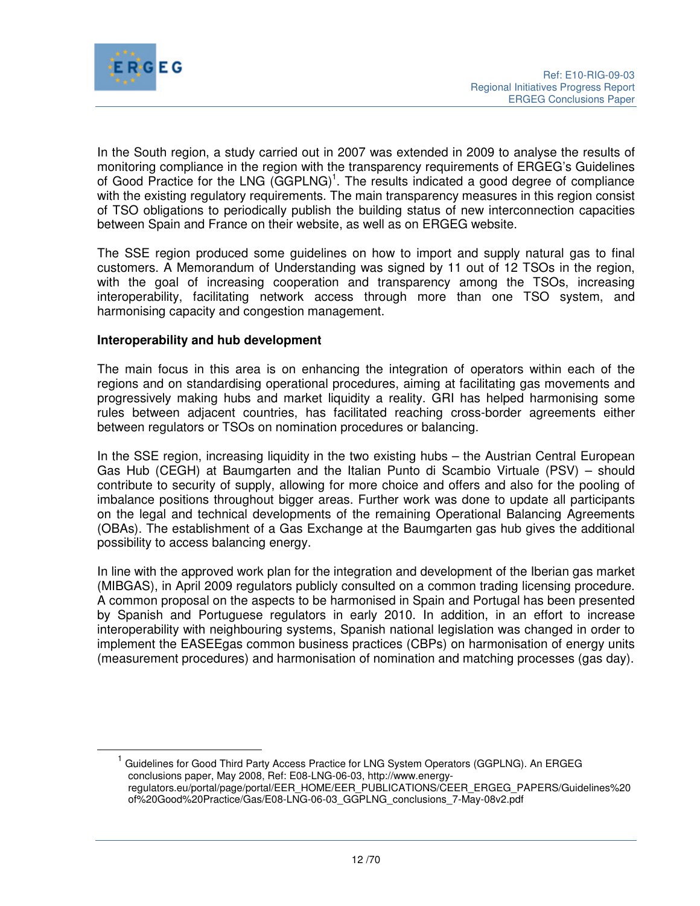In the South region, a study carried out in 2007 was extended in 2009 to analyse the results of monitoring compliance in the region with the transparency requirements of ERGEG's Guidelines of Good Practice for the LNG (GGPLNG)[1]. The results indicated a good degree of compliance with the existing regulatory requirements. The main transparency measures in this region consist of TSO obligations to periodically publish the building status of new interconnection capacities between Spain and France on their website, as well as on ERGEG website.

The SSE region produced some guidelines on how to import and supply natural gas to final customers. A Memorandum of Understanding was signed by 11 out of 12 TSOs in the region, with the goal of increasing cooperation and transparency among the TSOs, increasing interoperability, facilitating network access through more than one TSO system, and harmonising capacity and congestion management.

**Interoperability and hub development**

The main focus in this area is on enhancing the integration of operators within each of the regions and on standardising operational procedures, aiming at facilitating gas movements and progressively making hubs and market liquidity a reality. GRI has helped harmonising some rules between adjacent countries, has facilitated reaching cross-border agreements either between regulators or TSOs on nomination procedures or balancing.

In the SSE region, increasing liquidity in the two existing hubs – the Austrian Central European Gas Hub (CEGH) at Baumgarten and the Italian Punto di Scambio Virtuale (PSV) – should contribute to security of supply, allowing for more choice and offers and also for the pooling of imbalance positions throughout bigger areas. Further work was done to update all participants on the legal and technical developments of the remaining Operational Balancing Agreements (OBAs). The establishment of a Gas Exchange at the Baumgarten gas hub gives the additional possibility to access balancing energy.

In line with the approved work plan for the integration and development of the Iberian gas market (MIBGAS), in April 2009 regulators publicly consulted on a common trading licensing procedure. A common proposal on the aspects to be harmonised in Spain and Portugal has been presented by Spanish and Portuguese regulators in early 2010. In addition, in an effort to increase interoperability with neighbouring systems, Spanish national legislation was changed in order to implement the EASEEgas common business practices (CBPs) on harmonisation of energy units (measurement procedures) and harmonisation of nomination and matching processes (gas day).

---

[1] Guidelines for Good Third Party Access Practice for LNG System Operators (GGPLNG). An ERGEG conclusions paper, May 2008, Ref: E08-LNG-06-03, http://www.energy-regulators.eu/portal/page/portal/EER_HOME/EER_PUBLICATIONS/CEER_ERGEG_PAPERS/Guidelines%20of%20Good%20Practice/Gas/E08-LNG-06-03_GGPLNG_conclusions_7-May-08v2.pdf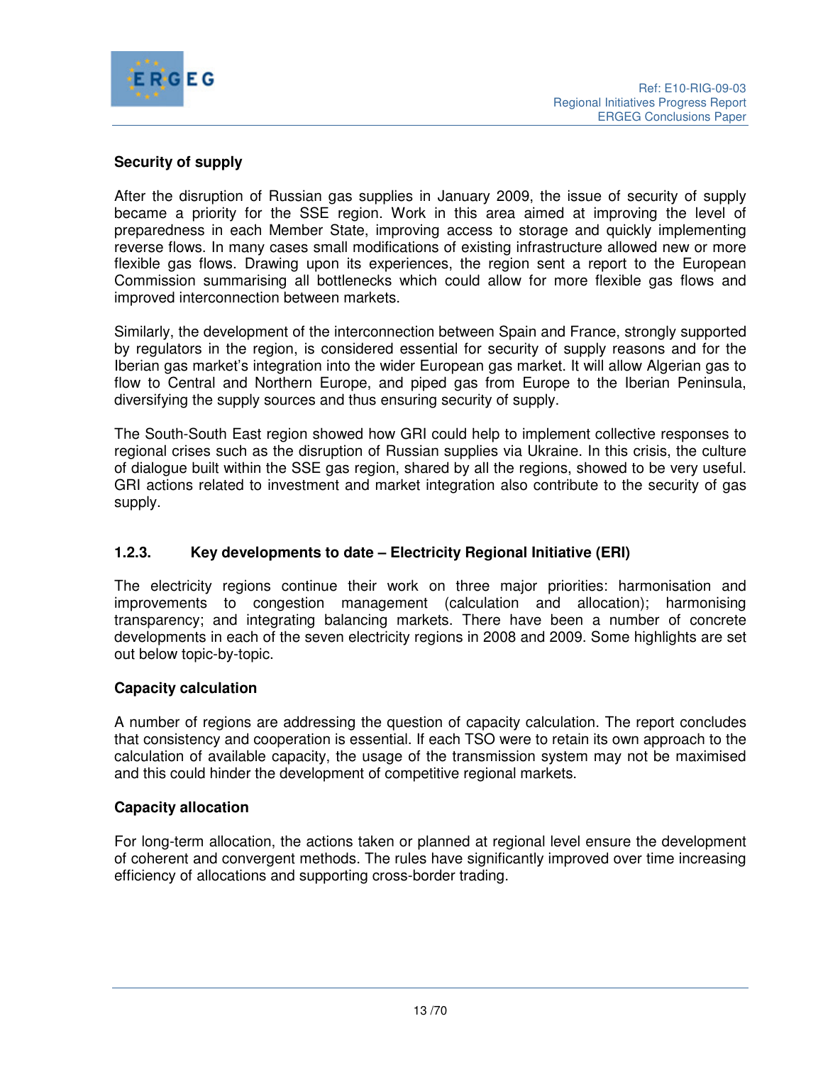**Security of supply**

After the disruption of Russian gas supplies in January 2009, the issue of security of supply became a priority for the SSE region. Work in this area aimed at improving the level of preparedness in each Member State, improving access to storage and quickly implementing reverse flows. In many cases small modifications of existing infrastructure allowed new or more flexible gas flows. Drawing upon its experiences, the region sent a report to the European Commission summarising all bottlenecks which could allow for more flexible gas flows and improved interconnection between markets.

Similarly, the development of the interconnection between Spain and France, strongly supported by regulators in the region, is considered essential for security of supply reasons and for the Iberian gas market's integration into the wider European gas market. It will allow Algerian gas to flow to Central and Northern Europe, and piped gas from Europe to the Iberian Peninsula, diversifying the supply sources and thus ensuring security of supply.

The South-South East region showed how GRI could help to implement collective responses to regional crises such as the disruption of Russian supplies via Ukraine. In this crisis, the culture of dialogue built within the SSE gas region, shared by all the regions, showed to be very useful. GRI actions related to investment and market integration also contribute to the security of gas supply.

### 1.2.3. Key developments to date – Electricity Regional Initiative (ERI)

The electricity regions continue their work on three major priorities: harmonisation and improvements to congestion management (calculation and allocation); harmonising transparency; and integrating balancing markets. There have been a number of concrete developments in each of the seven electricity regions in 2008 and 2009. Some highlights are set out below topic-by-topic.

**Capacity calculation**

A number of regions are addressing the question of capacity calculation. The report concludes that consistency and cooperation is essential. If each TSO were to retain its own approach to the calculation of available capacity, the usage of the transmission system may not be maximised and this could hinder the development of competitive regional markets.

**Capacity allocation**

For long-term allocation, the actions taken or planned at regional level ensure the development of coherent and convergent methods. The rules have significantly improved over time increasing efficiency of allocations and supporting cross-border trading.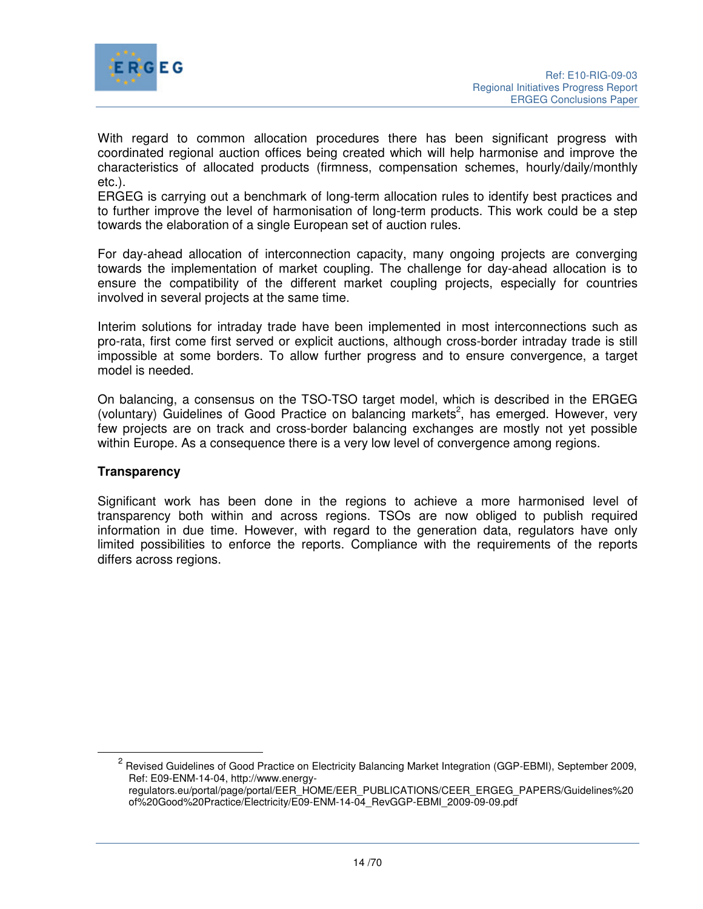With regard to common allocation procedures there has been significant progress with coordinated regional auction offices being created which will help harmonise and improve the characteristics of allocated products (firmness, compensation schemes, hourly/daily/monthly etc.).
ERGEG is carrying out a benchmark of long-term allocation rules to identify best practices and to further improve the level of harmonisation of long-term products. This work could be a step towards the elaboration of a single European set of auction rules.

For day-ahead allocation of interconnection capacity, many ongoing projects are converging towards the implementation of market coupling. The challenge for day-ahead allocation is to ensure the compatibility of the different market coupling projects, especially for countries involved in several projects at the same time.

Interim solutions for intraday trade have been implemented in most interconnections such as pro-rata, first come first served or explicit auctions, although cross-border intraday trade is still impossible at some borders. To allow further progress and to ensure convergence, a target model is needed.

On balancing, a consensus on the TSO-TSO target model, which is described in the ERGEG (voluntary) Guidelines of Good Practice on balancing markets[2], has emerged. However, very few projects are on track and cross-border balancing exchanges are mostly not yet possible within Europe. As a consequence there is a very low level of convergence among regions.

**Transparency**

Significant work has been done in the regions to achieve a more harmonised level of transparency both within and across regions. TSOs are now obliged to publish required information in due time. However, with regard to the generation data, regulators have only limited possibilities to enforce the reports. Compliance with the requirements of the reports differs across regions.

---

[2] Revised Guidelines of Good Practice on Electricity Balancing Market Integration (GGP-EBMI), September 2009, Ref: E09-ENM-14-04, http://www.energy-regulators.eu/portal/page/portal/EER_HOME/EER_PUBLICATIONS/CEER_ERGEG_PAPERS/Guidelines%20of%20Good%20Practice/Electricity/E09-ENM-14-04_RevGGP-EBMI_2009-09-09.pdf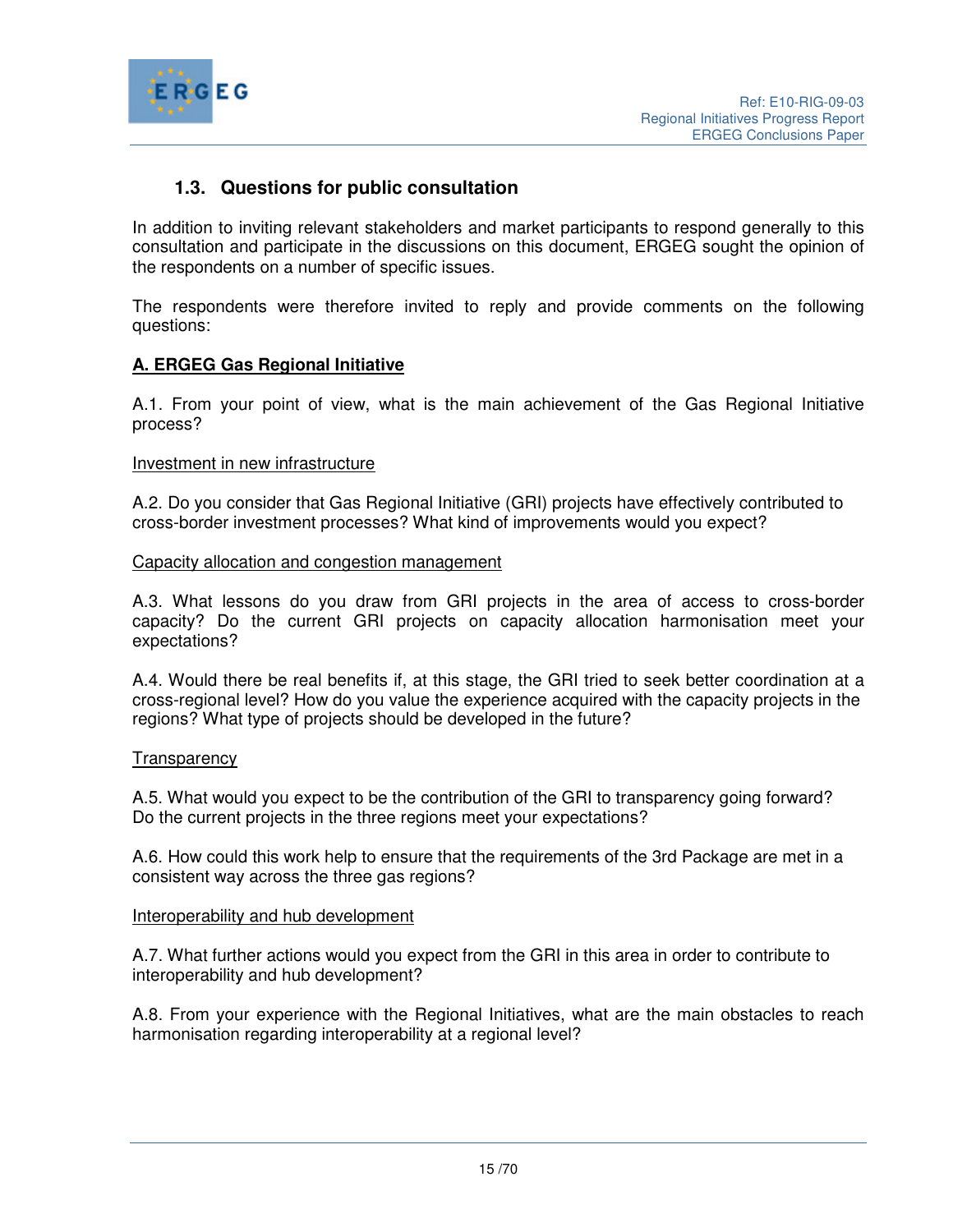### 1.3. Questions for public consultation

In addition to inviting relevant stakeholders and market participants to respond generally to this consultation and participate in the discussions on this document, ERGEG sought the opinion of the respondents on a number of specific issues.

The respondents were therefore invited to reply and provide comments on the following questions:

**A. ERGEG Gas Regional Initiative**

A.1. From your point of view, what is the main achievement of the Gas Regional Initiative process?

Investment in new infrastructure

A.2. Do you consider that Gas Regional Initiative (GRI) projects have effectively contributed to cross-border investment processes? What kind of improvements would you expect?

Capacity allocation and congestion management

A.3. What lessons do you draw from GRI projects in the area of access to cross-border capacity? Do the current GRI projects on capacity allocation harmonisation meet your expectations?

A.4. Would there be real benefits if, at this stage, the GRI tried to seek better coordination at a cross-regional level? How do you value the experience acquired with the capacity projects in the regions? What type of projects should be developed in the future?

Transparency

A.5. What would you expect to be the contribution of the GRI to transparency going forward? Do the current projects in the three regions meet your expectations?

A.6. How could this work help to ensure that the requirements of the 3rd Package are met in a consistent way across the three gas regions?

Interoperability and hub development

A.7. What further actions would you expect from the GRI in this area in order to contribute to interoperability and hub development?

A.8. From your experience with the Regional Initiatives, what are the main obstacles to reach harmonisation regarding interoperability at a regional level?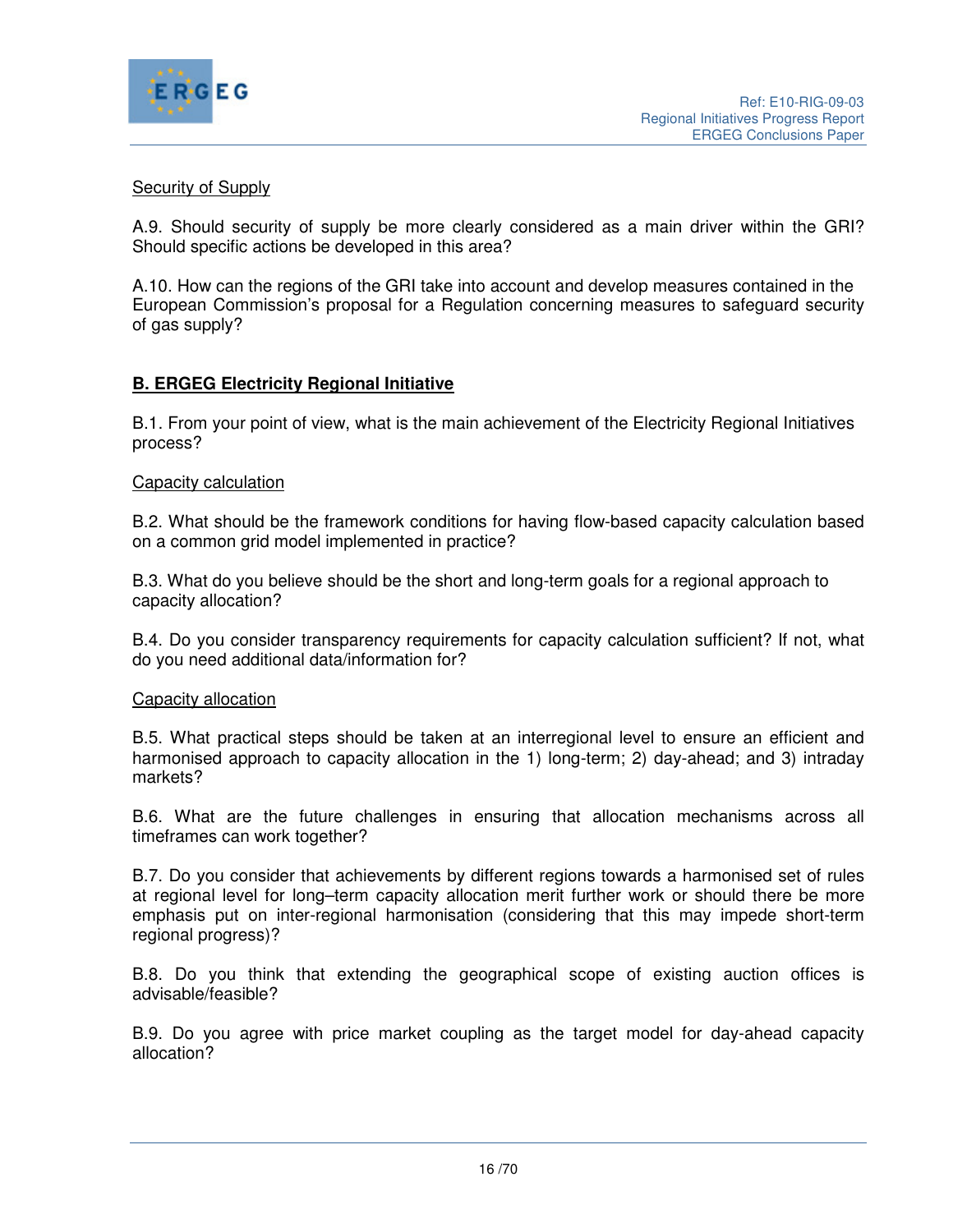Security of Supply

A.9. Should security of supply be more clearly considered as a main driver within the GRI? Should specific actions be developed in this area?

A.10. How can the regions of the GRI take into account and develop measures contained in the European Commission's proposal for a Regulation concerning measures to safeguard security of gas supply?

## B. ERGEG Electricity Regional Initiative

B.1. From your point of view, what is the main achievement of the Electricity Regional Initiatives process?

Capacity calculation

B.2. What should be the framework conditions for having flow-based capacity calculation based on a common grid model implemented in practice?

B.3. What do you believe should be the short and long-term goals for a regional approach to capacity allocation?

B.4. Do you consider transparency requirements for capacity calculation sufficient? If not, what do you need additional data/information for?

Capacity allocation

B.5. What practical steps should be taken at an interregional level to ensure an efficient and harmonised approach to capacity allocation in the 1) long-term; 2) day-ahead; and 3) intraday markets?

B.6. What are the future challenges in ensuring that allocation mechanisms across all timeframes can work together?

B.7. Do you consider that achievements by different regions towards a harmonised set of rules at regional level for long–term capacity allocation merit further work or should there be more emphasis put on inter-regional harmonisation (considering that this may impede short-term regional progress)?

B.8. Do you think that extending the geographical scope of existing auction offices is advisable/feasible?

B.9. Do you agree with price market coupling as the target model for day-ahead capacity allocation?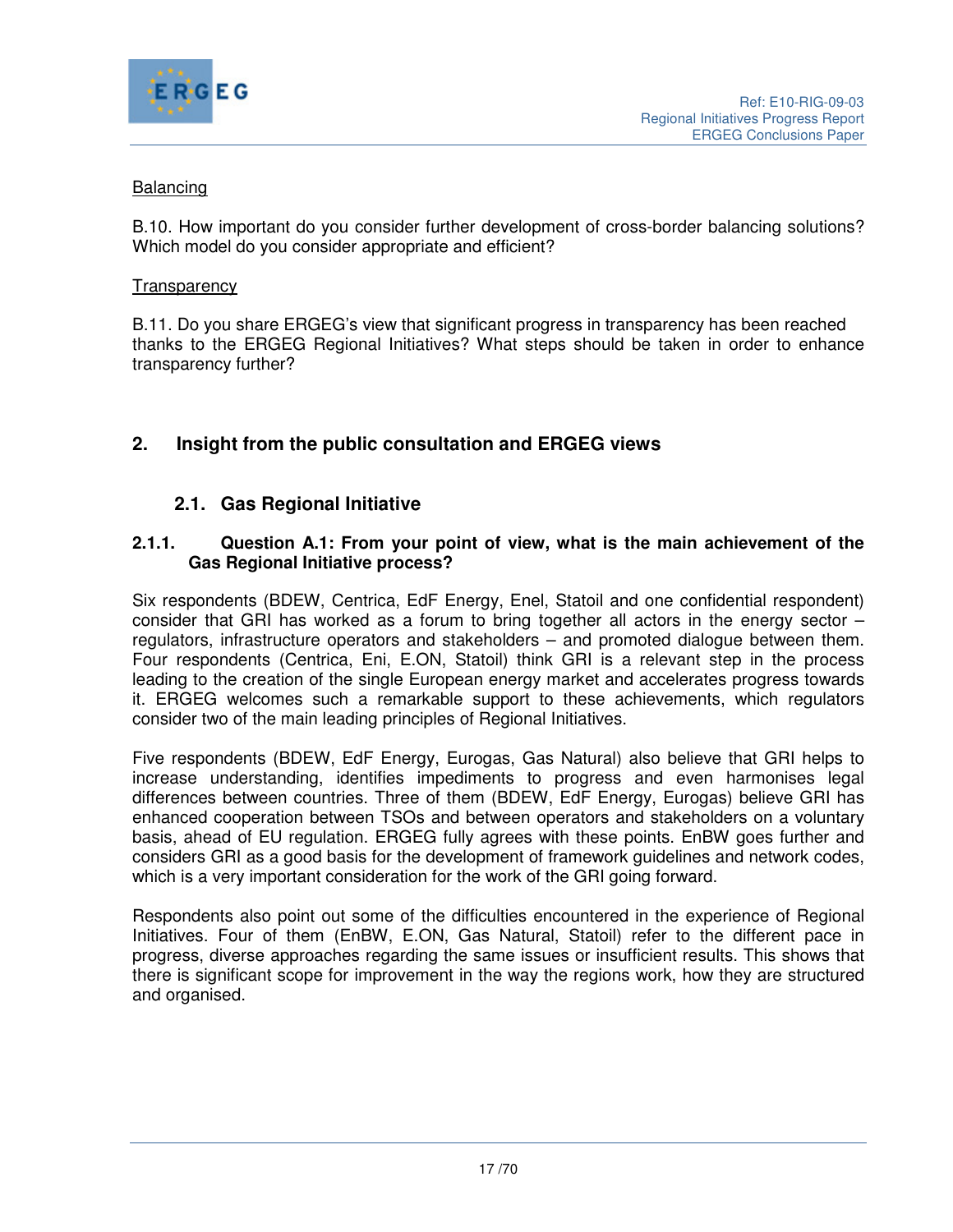Balancing

B.10. How important do you consider further development of cross-border balancing solutions? Which model do you consider appropriate and efficient?

Transparency

B.11. Do you share ERGEG's view that significant progress in transparency has been reached thanks to the ERGEG Regional Initiatives? What steps should be taken in order to enhance transparency further?

## 2. Insight from the public consultation and ERGEG views

### 2.1. Gas Regional Initiative

#### 2.1.1. Question A.1: From your point of view, what is the main achievement of the Gas Regional Initiative process?

Six respondents (BDEW, Centrica, EdF Energy, Enel, Statoil and one confidential respondent) consider that GRI has worked as a forum to bring together all actors in the energy sector – regulators, infrastructure operators and stakeholders – and promoted dialogue between them. Four respondents (Centrica, Eni, E.ON, Statoil) think GRI is a relevant step in the process leading to the creation of the single European energy market and accelerates progress towards it. ERGEG welcomes such a remarkable support to these achievements, which regulators consider two of the main leading principles of Regional Initiatives.

Five respondents (BDEW, EdF Energy, Eurogas, Gas Natural) also believe that GRI helps to increase understanding, identifies impediments to progress and even harmonises legal differences between countries. Three of them (BDEW, EdF Energy, Eurogas) believe GRI has enhanced cooperation between TSOs and between operators and stakeholders on a voluntary basis, ahead of EU regulation. ERGEG fully agrees with these points. EnBW goes further and considers GRI as a good basis for the development of framework guidelines and network codes, which is a very important consideration for the work of the GRI going forward.

Respondents also point out some of the difficulties encountered in the experience of Regional Initiatives. Four of them (EnBW, E.ON, Gas Natural, Statoil) refer to the different pace in progress, diverse approaches regarding the same issues or insufficient results. This shows that there is significant scope for improvement in the way the regions work, how they are structured and organised.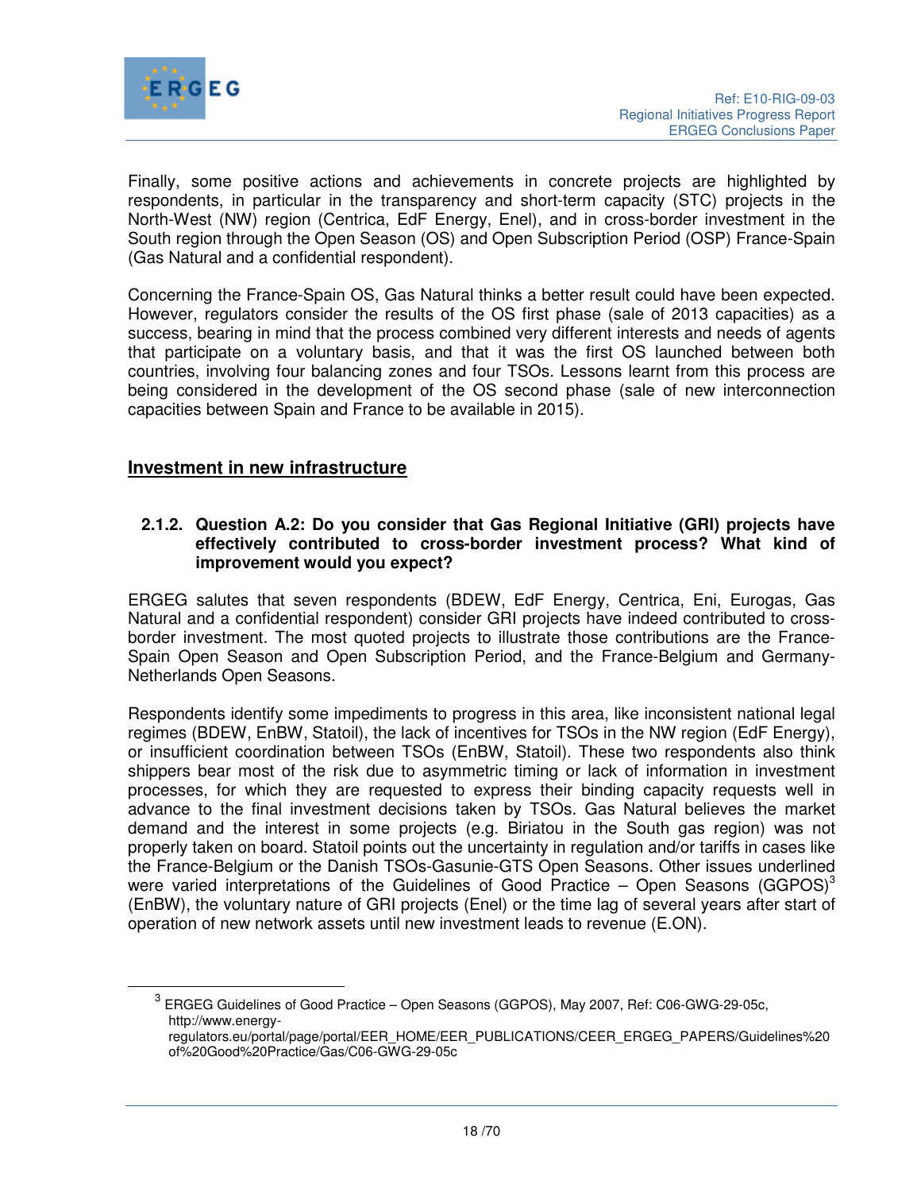Finally, some positive actions and achievements in concrete projects are highlighted by respondents, in particular in the transparency and short-term capacity (STC) projects in the North-West (NW) region (Centrica, EdF Energy, Enel), and in cross-border investment in the South region through the Open Season (OS) and Open Subscription Period (OSP) France-Spain (Gas Natural and a confidential respondent).

Concerning the France-Spain OS, Gas Natural thinks a better result could have been expected. However, regulators consider the results of the OS first phase (sale of 2013 capacities) as a success, bearing in mind that the process combined very different interests and needs of agents that participate on a voluntary basis, and that it was the first OS launched between both countries, involving four balancing zones and four TSOs. Lessons learnt from this process are being considered in the development of the OS second phase (sale of new interconnection capacities between Spain and France to be available in 2015).

## Investment in new infrastructure

### 2.1.2. Question A.2: Do you consider that Gas Regional Initiative (GRI) projects have effectively contributed to cross-border investment process? What kind of improvement would you expect?

ERGEG salutes that seven respondents (BDEW, EdF Energy, Centrica, Eni, Eurogas, Gas Natural and a confidential respondent) consider GRI projects have indeed contributed to cross-border investment. The most quoted projects to illustrate those contributions are the France-Spain Open Season and Open Subscription Period, and the France-Belgium and Germany-Netherlands Open Seasons.

Respondents identify some impediments to progress in this area, like inconsistent national legal regimes (BDEW, EnBW, Statoil), the lack of incentives for TSOs in the NW region (EdF Energy), or insufficient coordination between TSOs (EnBW, Statoil). These two respondents also think shippers bear most of the risk due to asymmetric timing or lack of information in investment processes, for which they are requested to express their binding capacity requests well in advance to the final investment decisions taken by TSOs. Gas Natural believes the market demand and the interest in some projects (e.g. Biriatou in the South gas region) was not properly taken on board. Statoil points out the uncertainty in regulation and/or tariffs in cases like the France-Belgium or the Danish TSOs-Gasunie-GTS Open Seasons. Other issues underlined were varied interpretations of the Guidelines of Good Practice – Open Seasons (GGPOS)[3] (EnBW), the voluntary nature of GRI projects (Enel) or the time lag of several years after start of operation of new network assets until new investment leads to revenue (E.ON).

---

[3] ERGEG Guidelines of Good Practice – Open Seasons (GGPOS), May 2007, Ref: C06-GWG-29-05c, http://www.energy-regulators.eu/portal/page/portal/EER_HOME/EER_PUBLICATIONS/CEER_ERGEG_PAPERS/Guidelines%20of%20Good%20Practice/Gas/C06-GWG-29-05c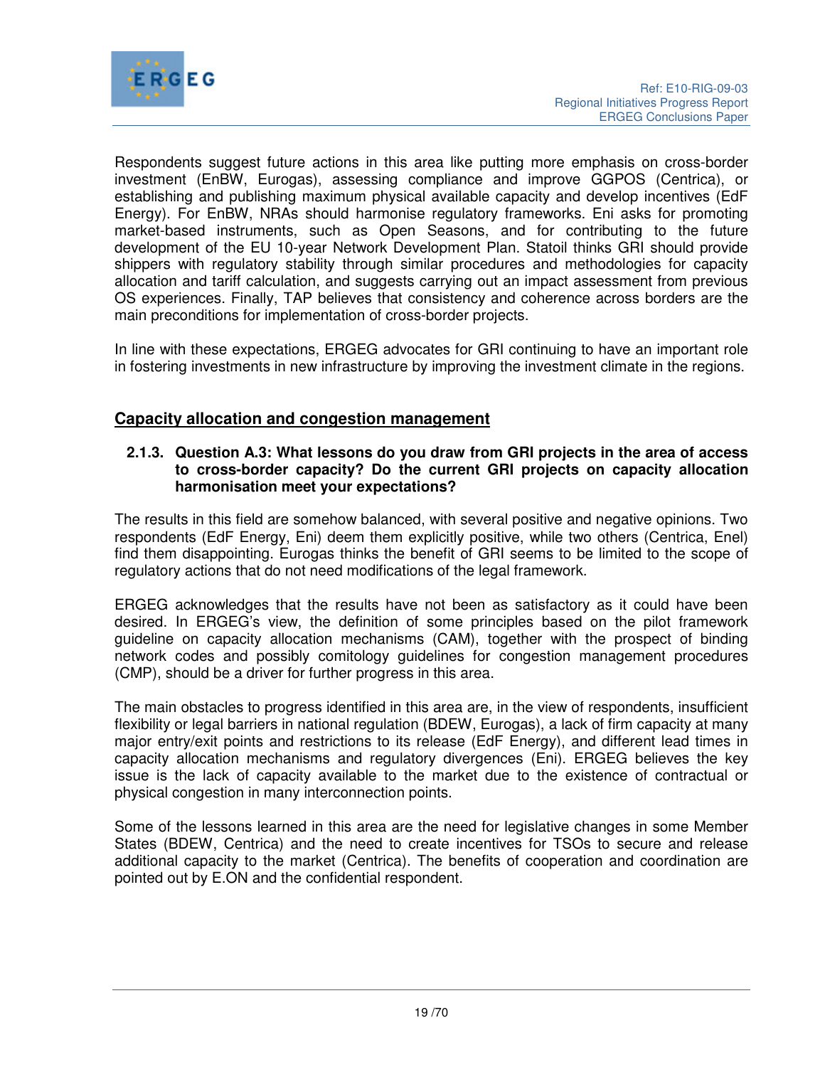Respondents suggest future actions in this area like putting more emphasis on cross-border investment (EnBW, Eurogas), assessing compliance and improve GGPOS (Centrica), or establishing and publishing maximum physical available capacity and develop incentives (EdF Energy). For EnBW, NRAs should harmonise regulatory frameworks. Eni asks for promoting market-based instruments, such as Open Seasons, and for contributing to the future development of the EU 10-year Network Development Plan. Statoil thinks GRI should provide shippers with regulatory stability through similar procedures and methodologies for capacity allocation and tariff calculation, and suggests carrying out an impact assessment from previous OS experiences. Finally, TAP believes that consistency and coherence across borders are the main preconditions for implementation of cross-border projects.

In line with these expectations, ERGEG advocates for GRI continuing to have an important role in fostering investments in new infrastructure by improving the investment climate in the regions.

## Capacity allocation and congestion management

### 2.1.3. Question A.3: What lessons do you draw from GRI projects in the area of access to cross-border capacity? Do the current GRI projects on capacity allocation harmonisation meet your expectations?

The results in this field are somehow balanced, with several positive and negative opinions. Two respondents (EdF Energy, Eni) deem them explicitly positive, while two others (Centrica, Enel) find them disappointing. Eurogas thinks the benefit of GRI seems to be limited to the scope of regulatory actions that do not need modifications of the legal framework.

ERGEG acknowledges that the results have not been as satisfactory as it could have been desired. In ERGEG's view, the definition of some principles based on the pilot framework guideline on capacity allocation mechanisms (CAM), together with the prospect of binding network codes and possibly comitology guidelines for congestion management procedures (CMP), should be a driver for further progress in this area.

The main obstacles to progress identified in this area are, in the view of respondents, insufficient flexibility or legal barriers in national regulation (BDEW, Eurogas), a lack of firm capacity at many major entry/exit points and restrictions to its release (EdF Energy), and different lead times in capacity allocation mechanisms and regulatory divergences (Eni). ERGEG believes the key issue is the lack of capacity available to the market due to the existence of contractual or physical congestion in many interconnection points.

Some of the lessons learned in this area are the need for legislative changes in some Member States (BDEW, Centrica) and the need to create incentives for TSOs to secure and release additional capacity to the market (Centrica). The benefits of cooperation and coordination are pointed out by E.ON and the confidential respondent.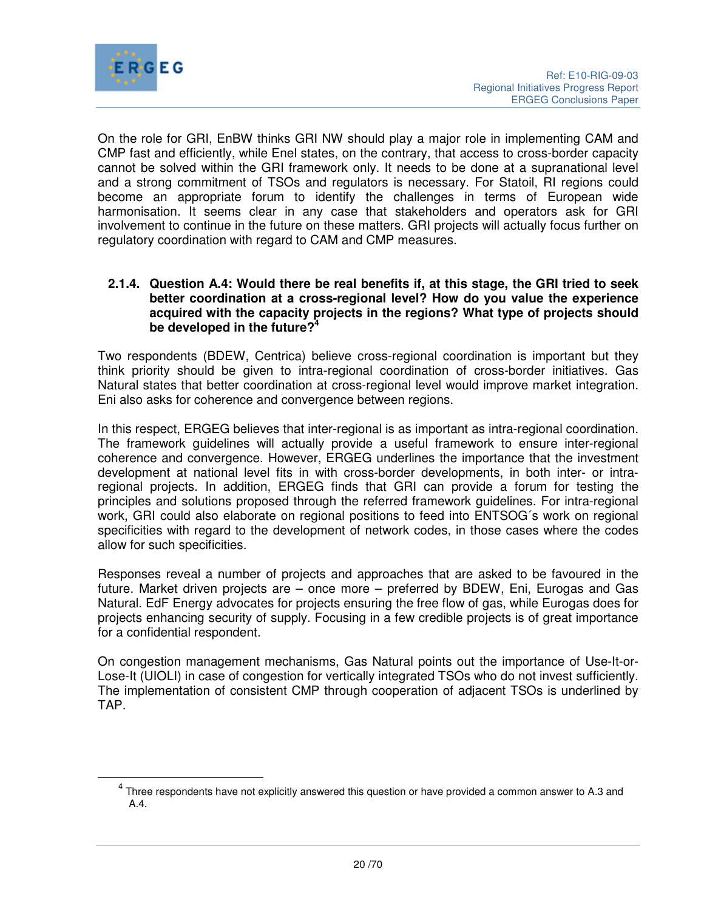On the role for GRI, EnBW thinks GRI NW should play a major role in implementing CAM and CMP fast and efficiently, while Enel states, on the contrary, that access to cross-border capacity cannot be solved within the GRI framework only. It needs to be done at a supranational level and a strong commitment of TSOs and regulators is necessary. For Statoil, RI regions could become an appropriate forum to identify the challenges in terms of European wide harmonisation. It seems clear in any case that stakeholders and operators ask for GRI involvement to continue in the future on these matters. GRI projects will actually focus further on regulatory coordination with regard to CAM and CMP measures.

#### 2.1.4. Question A.4: Would there be real benefits if, at this stage, the GRI tried to seek better coordination at a cross-regional level? How do you value the experience acquired with the capacity projects in the regions? What type of projects should be developed in the future?[4]

Two respondents (BDEW, Centrica) believe cross-regional coordination is important but they think priority should be given to intra-regional coordination of cross-border initiatives. Gas Natural states that better coordination at cross-regional level would improve market integration. Eni also asks for coherence and convergence between regions.

In this respect, ERGEG believes that inter-regional is as important as intra-regional coordination. The framework guidelines will actually provide a useful framework to ensure inter-regional coherence and convergence. However, ERGEG underlines the importance that the investment development at national level fits in with cross-border developments, in both inter- or intra-regional projects. In addition, ERGEG finds that GRI can provide a forum for testing the principles and solutions proposed through the referred framework guidelines. For intra-regional work, GRI could also elaborate on regional positions to feed into ENTSOG´s work on regional specificities with regard to the development of network codes, in those cases where the codes allow for such specificities.

Responses reveal a number of projects and approaches that are asked to be favoured in the future. Market driven projects are – once more – preferred by BDEW, Eni, Eurogas and Gas Natural. EdF Energy advocates for projects ensuring the free flow of gas, while Eurogas does for projects enhancing security of supply. Focusing in a few credible projects is of great importance for a confidential respondent.

On congestion management mechanisms, Gas Natural points out the importance of Use-It-or-Lose-It (UIOLI) in case of congestion for vertically integrated TSOs who do not invest sufficiently. The implementation of consistent CMP through cooperation of adjacent TSOs is underlined by TAP.

[4] Three respondents have not explicitly answered this question or have provided a common answer to A.3 and A.4.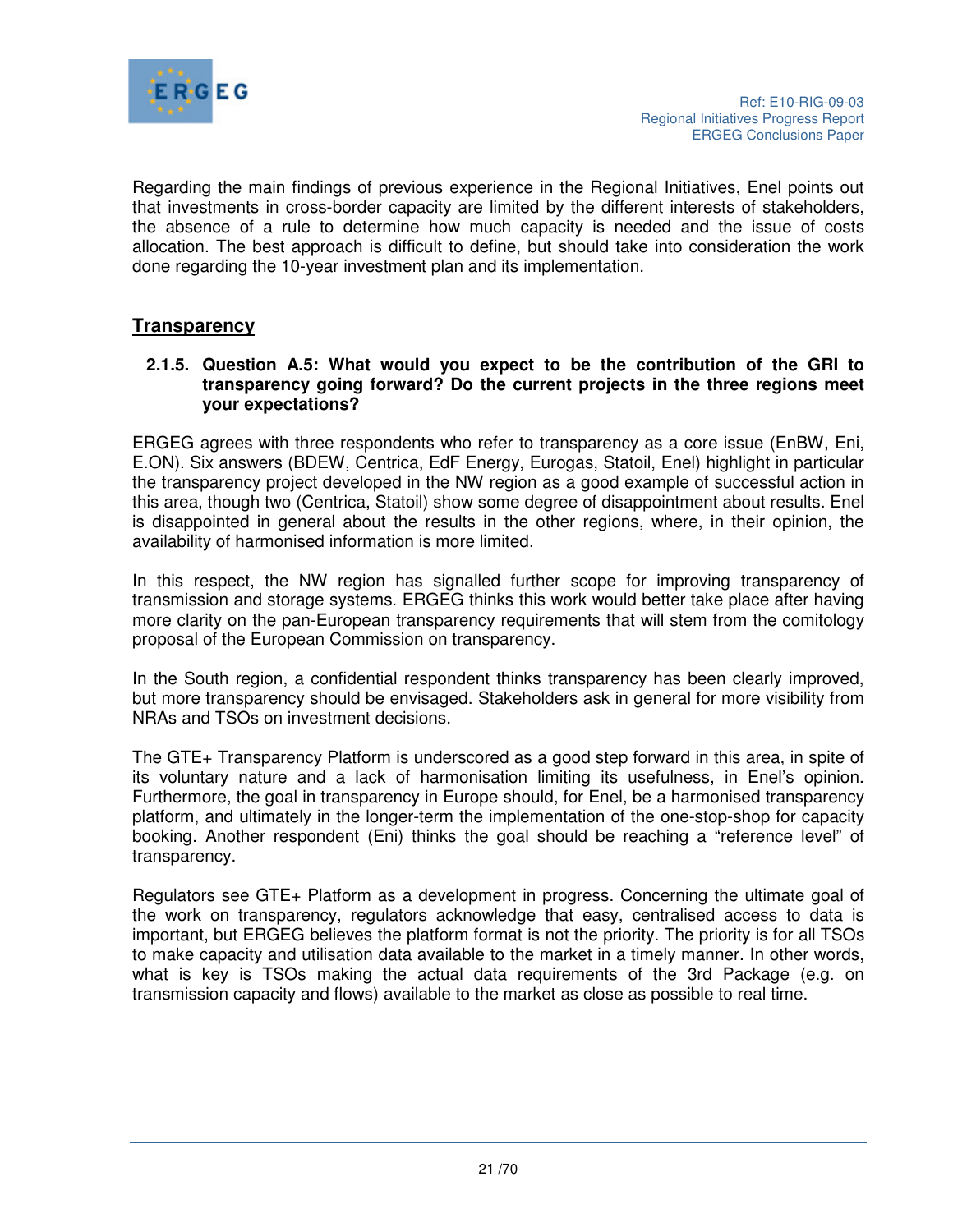Regarding the main findings of previous experience in the Regional Initiatives, Enel points out that investments in cross-border capacity are limited by the different interests of stakeholders, the absence of a rule to determine how much capacity is needed and the issue of costs allocation. The best approach is difficult to define, but should take into consideration the work done regarding the 10-year investment plan and its implementation.

## Transparency

### 2.1.5. Question A.5: What would you expect to be the contribution of the GRI to transparency going forward? Do the current projects in the three regions meet your expectations?

ERGEG agrees with three respondents who refer to transparency as a core issue (EnBW, Eni, E.ON). Six answers (BDEW, Centrica, EdF Energy, Eurogas, Statoil, Enel) highlight in particular the transparency project developed in the NW region as a good example of successful action in this area, though two (Centrica, Statoil) show some degree of disappointment about results. Enel is disappointed in general about the results in the other regions, where, in their opinion, the availability of harmonised information is more limited.

In this respect, the NW region has signalled further scope for improving transparency of transmission and storage systems. ERGEG thinks this work would better take place after having more clarity on the pan-European transparency requirements that will stem from the comitology proposal of the European Commission on transparency.

In the South region, a confidential respondent thinks transparency has been clearly improved, but more transparency should be envisaged. Stakeholders ask in general for more visibility from NRAs and TSOs on investment decisions.

The GTE+ Transparency Platform is underscored as a good step forward in this area, in spite of its voluntary nature and a lack of harmonisation limiting its usefulness, in Enel's opinion. Furthermore, the goal in transparency in Europe should, for Enel, be a harmonised transparency platform, and ultimately in the longer-term the implementation of the one-stop-shop for capacity booking. Another respondent (Eni) thinks the goal should be reaching a "reference level" of transparency.

Regulators see GTE+ Platform as a development in progress. Concerning the ultimate goal of the work on transparency, regulators acknowledge that easy, centralised access to data is important, but ERGEG believes the platform format is not the priority. The priority is for all TSOs to make capacity and utilisation data available to the market in a timely manner. In other words, what is key is TSOs making the actual data requirements of the 3rd Package (e.g. on transmission capacity and flows) available to the market as close as possible to real time.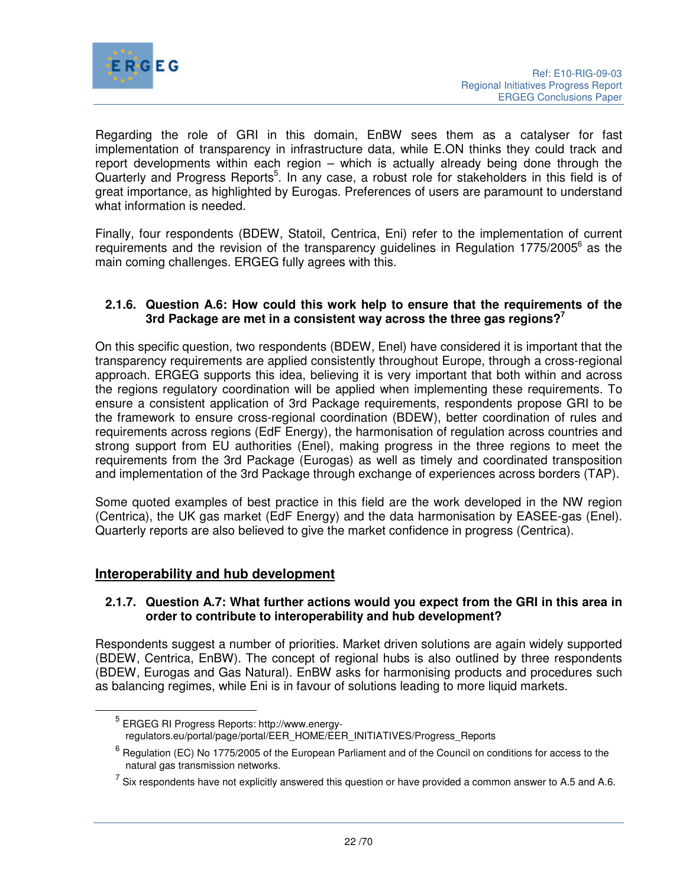Regarding the role of GRI in this domain, EnBW sees them as a catalyser for fast implementation of transparency in infrastructure data, while E.ON thinks they could track and report developments within each region – which is actually already being done through the Quarterly and Progress Reports[5]. In any case, a robust role for stakeholders in this field is of great importance, as highlighted by Eurogas. Preferences of users are paramount to understand what information is needed.

Finally, four respondents (BDEW, Statoil, Centrica, Eni) refer to the implementation of current requirements and the revision of the transparency guidelines in Regulation 1775/2005[6] as the main coming challenges. ERGEG fully agrees with this.

### 2.1.6. Question A.6: How could this work help to ensure that the requirements of the 3rd Package are met in a consistent way across the three gas regions?[7]

On this specific question, two respondents (BDEW, Enel) have considered it is important that the transparency requirements are applied consistently throughout Europe, through a cross-regional approach. ERGEG supports this idea, believing it is very important that both within and across the regions regulatory coordination will be applied when implementing these requirements. To ensure a consistent application of 3rd Package requirements, respondents propose GRI to be the framework to ensure cross-regional coordination (BDEW), better coordination of rules and requirements across regions (EdF Energy), the harmonisation of regulation across countries and strong support from EU authorities (Enel), making progress in the three regions to meet the requirements from the 3rd Package (Eurogas) as well as timely and coordinated transposition and implementation of the 3rd Package through exchange of experiences across borders (TAP).

Some quoted examples of best practice in this field are the work developed in the NW region (Centrica), the UK gas market (EdF Energy) and the data harmonisation by EASEE-gas (Enel). Quarterly reports are also believed to give the market confidence in progress (Centrica).

## Interoperability and hub development

### 2.1.7. Question A.7: What further actions would you expect from the GRI in this area in order to contribute to interoperability and hub development?

Respondents suggest a number of priorities. Market driven solutions are again widely supported (BDEW, Centrica, EnBW). The concept of regional hubs is also outlined by three respondents (BDEW, Eurogas and Gas Natural). EnBW asks for harmonising products and procedures such as balancing regimes, while Eni is in favour of solutions leading to more liquid markets.

---

[5] ERGEG RI Progress Reports: http://www.energy-regulators.eu/portal/page/portal/EER_HOME/EER_INITIATIVES/Progress_Reports

[6] Regulation (EC) No 1775/2005 of the European Parliament and of the Council on conditions for access to the natural gas transmission networks.

[7] Six respondents have not explicitly answered this question or have provided a common answer to A.5 and A.6.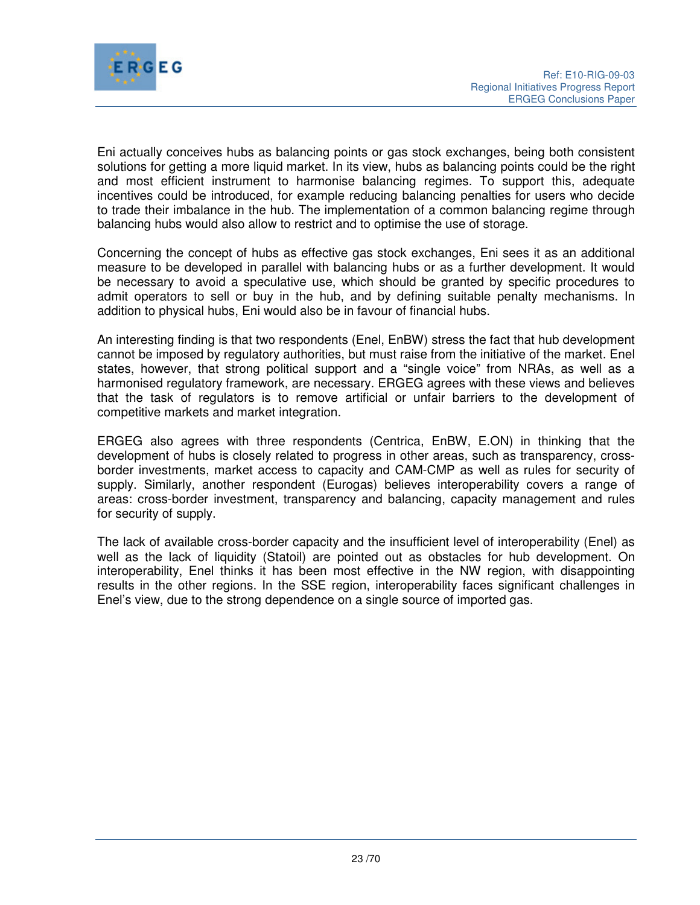Eni actually conceives hubs as balancing points or gas stock exchanges, being both consistent solutions for getting a more liquid market. In its view, hubs as balancing points could be the right and most efficient instrument to harmonise balancing regimes. To support this, adequate incentives could be introduced, for example reducing balancing penalties for users who decide to trade their imbalance in the hub. The implementation of a common balancing regime through balancing hubs would also allow to restrict and to optimise the use of storage.

Concerning the concept of hubs as effective gas stock exchanges, Eni sees it as an additional measure to be developed in parallel with balancing hubs or as a further development. It would be necessary to avoid a speculative use, which should be granted by specific procedures to admit operators to sell or buy in the hub, and by defining suitable penalty mechanisms. In addition to physical hubs, Eni would also be in favour of financial hubs.

An interesting finding is that two respondents (Enel, EnBW) stress the fact that hub development cannot be imposed by regulatory authorities, but must raise from the initiative of the market. Enel states, however, that strong political support and a "single voice" from NRAs, as well as a harmonised regulatory framework, are necessary. ERGEG agrees with these views and believes that the task of regulators is to remove artificial or unfair barriers to the development of competitive markets and market integration.

ERGEG also agrees with three respondents (Centrica, EnBW, E.ON) in thinking that the development of hubs is closely related to progress in other areas, such as transparency, cross-border investments, market access to capacity and CAM-CMP as well as rules for security of supply. Similarly, another respondent (Eurogas) believes interoperability covers a range of areas: cross-border investment, transparency and balancing, capacity management and rules for security of supply.

The lack of available cross-border capacity and the insufficient level of interoperability (Enel) as well as the lack of liquidity (Statoil) are pointed out as obstacles for hub development. On interoperability, Enel thinks it has been most effective in the NW region, with disappointing results in the other regions. In the SSE region, interoperability faces significant challenges in Enel's view, due to the strong dependence on a single source of imported gas.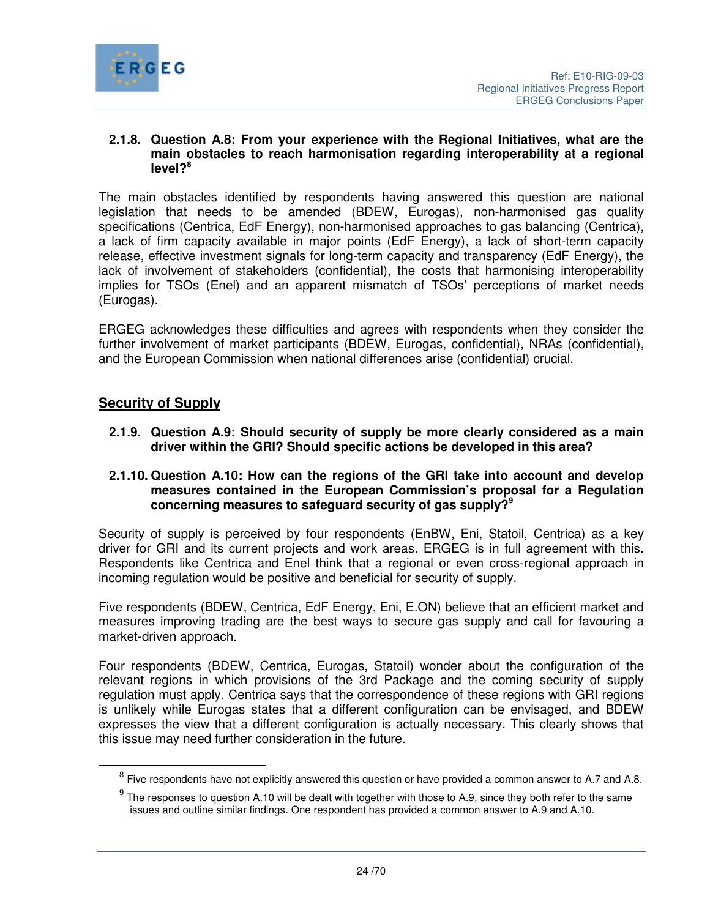### 2.1.8. Question A.8: From your experience with the Regional Initiatives, what are the main obstacles to reach harmonisation regarding interoperability at a regional level?[8]

The main obstacles identified by respondents having answered this question are national legislation that needs to be amended (BDEW, Eurogas), non-harmonised gas quality specifications (Centrica, EdF Energy), non-harmonised approaches to gas balancing (Centrica), a lack of firm capacity available in major points (EdF Energy), a lack of short-term capacity release, effective investment signals for long-term capacity and transparency (EdF Energy), the lack of involvement of stakeholders (confidential), the costs that harmonising interoperability implies for TSOs (Enel) and an apparent mismatch of TSOs' perceptions of market needs (Eurogas).

ERGEG acknowledges these difficulties and agrees with respondents when they consider the further involvement of market participants (BDEW, Eurogas, confidential), NRAs (confidential), and the European Commission when national differences arise (confidential) crucial.

## Security of Supply

### 2.1.9. Question A.9: Should security of supply be more clearly considered as a main driver within the GRI? Should specific actions be developed in this area?

### 2.1.10. Question A.10: How can the regions of the GRI take into account and develop measures contained in the European Commission's proposal for a Regulation concerning measures to safeguard security of gas supply?[9]

Security of supply is perceived by four respondents (EnBW, Eni, Statoil, Centrica) as a key driver for GRI and its current projects and work areas. ERGEG is in full agreement with this. Respondents like Centrica and Enel think that a regional or even cross-regional approach in incoming regulation would be positive and beneficial for security of supply.

Five respondents (BDEW, Centrica, EdF Energy, Eni, E.ON) believe that an efficient market and measures improving trading are the best ways to secure gas supply and call for favouring a market-driven approach.

Four respondents (BDEW, Centrica, Eurogas, Statoil) wonder about the configuration of the relevant regions in which provisions of the 3rd Package and the coming security of supply regulation must apply. Centrica says that the correspondence of these regions with GRI regions is unlikely while Eurogas states that a different configuration can be envisaged, and BDEW expresses the view that a different configuration is actually necessary. This clearly shows that this issue may need further consideration in the future.

---

[8] Five respondents have not explicitly answered this question or have provided a common answer to A.7 and A.8.

[9] The responses to question A.10 will be dealt with together with those to A.9, since they both refer to the same issues and outline similar findings. One respondent has provided a common answer to A.9 and A.10.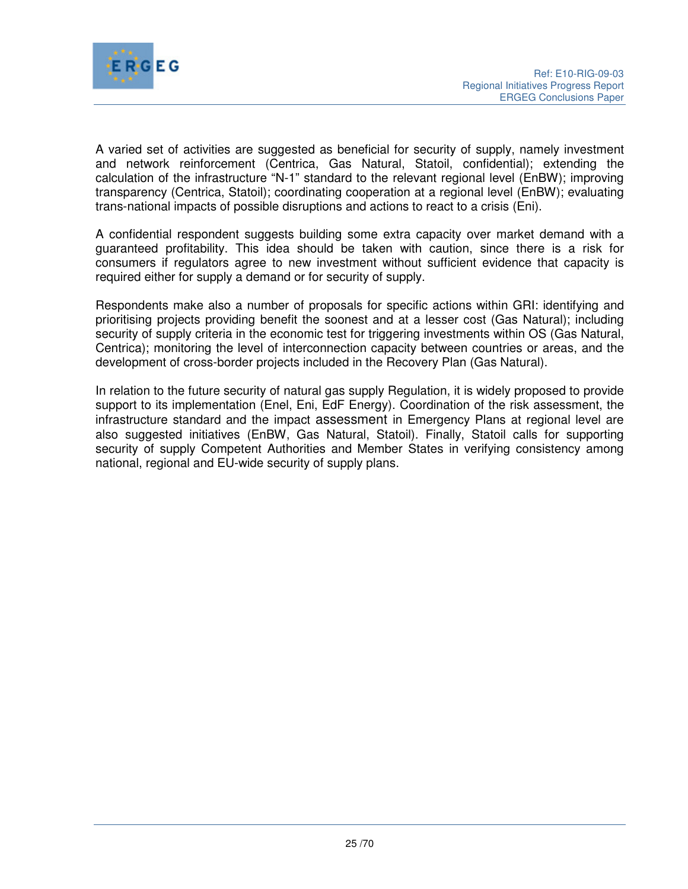A varied set of activities are suggested as beneficial for security of supply, namely investment and network reinforcement (Centrica, Gas Natural, Statoil, confidential); extending the calculation of the infrastructure "N-1" standard to the relevant regional level (EnBW); improving transparency (Centrica, Statoil); coordinating cooperation at a regional level (EnBW); evaluating trans-national impacts of possible disruptions and actions to react to a crisis (Eni).

A confidential respondent suggests building some extra capacity over market demand with a guaranteed profitability. This idea should be taken with caution, since there is a risk for consumers if regulators agree to new investment without sufficient evidence that capacity is required either for supply a demand or for security of supply.

Respondents make also a number of proposals for specific actions within GRI: identifying and prioritising projects providing benefit the soonest and at a lesser cost (Gas Natural); including security of supply criteria in the economic test for triggering investments within OS (Gas Natural, Centrica); monitoring the level of interconnection capacity between countries or areas, and the development of cross-border projects included in the Recovery Plan (Gas Natural).

In relation to the future security of natural gas supply Regulation, it is widely proposed to provide support to its implementation (Enel, Eni, EdF Energy). Coordination of the risk assessment, the infrastructure standard and the impact assessment in Emergency Plans at regional level are also suggested initiatives (EnBW, Gas Natural, Statoil). Finally, Statoil calls for supporting security of supply Competent Authorities and Member States in verifying consistency among national, regional and EU-wide security of supply plans.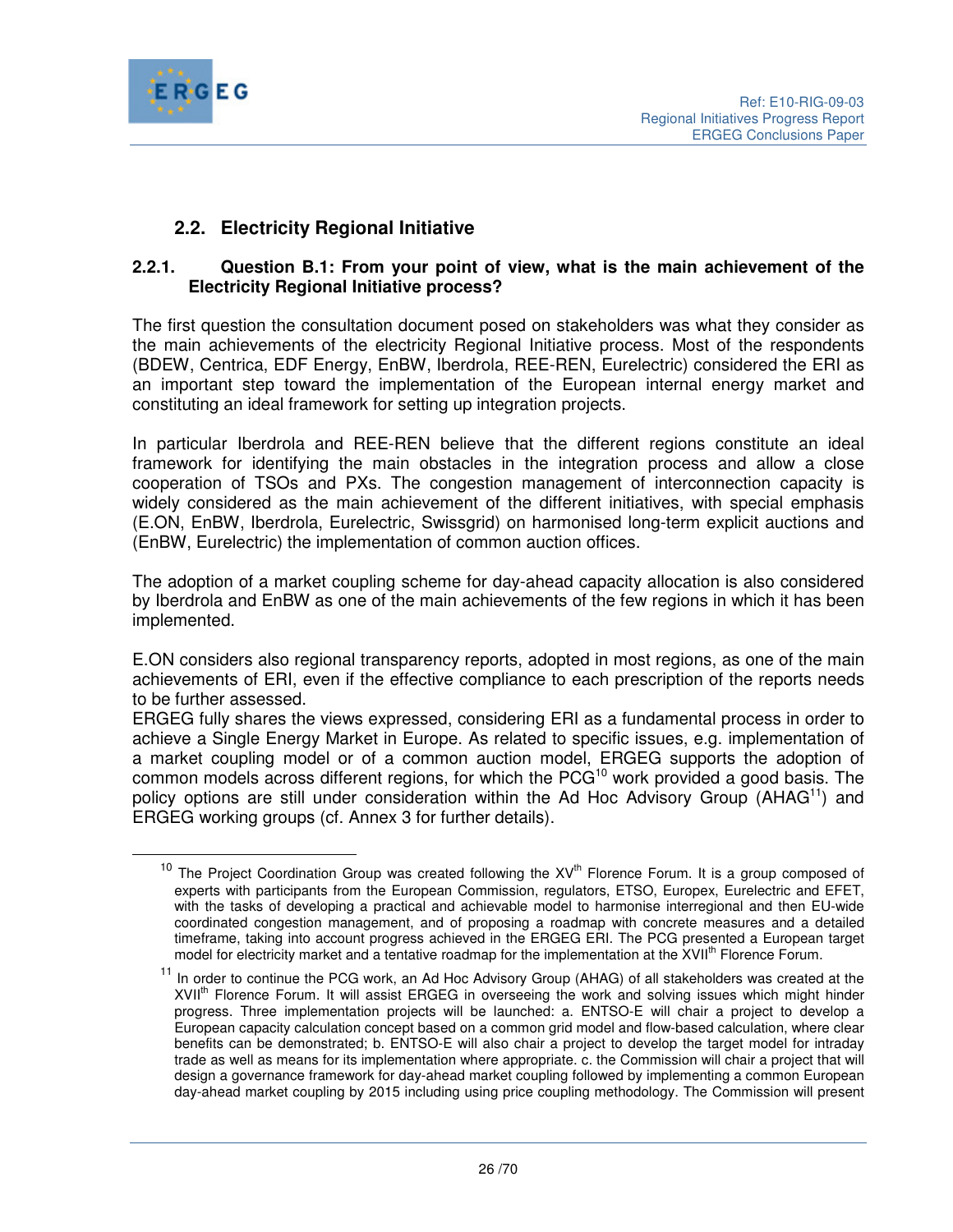## 2.2. Electricity Regional Initiative

### 2.2.1. Question B.1: From your point of view, what is the main achievement of the Electricity Regional Initiative process?

The first question the consultation document posed on stakeholders was what they consider as the main achievements of the electricity Regional Initiative process. Most of the respondents (BDEW, Centrica, EDF Energy, EnBW, Iberdrola, REE-REN, Eurelectric) considered the ERI as an important step toward the implementation of the European internal energy market and constituting an ideal framework for setting up integration projects.

In particular Iberdrola and REE-REN believe that the different regions constitute an ideal framework for identifying the main obstacles in the integration process and allow a close cooperation of TSOs and PXs. The congestion management of interconnection capacity is widely considered as the main achievement of the different initiatives, with special emphasis (E.ON, EnBW, Iberdrola, Eurelectric, Swissgrid) on harmonised long-term explicit auctions and (EnBW, Eurelectric) the implementation of common auction offices.

The adoption of a market coupling scheme for day-ahead capacity allocation is also considered by Iberdrola and EnBW as one of the main achievements of the few regions in which it has been implemented.

E.ON considers also regional transparency reports, adopted in most regions, as one of the main achievements of ERI, even if the effective compliance to each prescription of the reports needs to be further assessed.

ERGEG fully shares the views expressed, considering ERI as a fundamental process in order to achieve a Single Energy Market in Europe. As related to specific issues, e.g. implementation of a market coupling model or of a common auction model, ERGEG supports the adoption of common models across different regions, for which the PCG[10] work provided a good basis. The policy options are still under consideration within the Ad Hoc Advisory Group (AHAG[11]) and ERGEG working groups (cf. Annex 3 for further details).

---

[10] The Project Coordination Group was created following the XV[th] Florence Forum. It is a group composed of experts with participants from the European Commission, regulators, ETSO, Europex, Eurelectric and EFET, with the tasks of developing a practical and achievable model to harmonise interregional and then EU-wide coordinated congestion management, and of proposing a roadmap with concrete measures and a detailed timeframe, taking into account progress achieved in the ERGEG ERI. The PCG presented a European target model for electricity market and a tentative roadmap for the implementation at the XVII[th] Florence Forum.

[11] In order to continue the PCG work, an Ad Hoc Advisory Group (AHAG) of all stakeholders was created at the XVII[th] Florence Forum. It will assist ERGEG in overseeing the work and solving issues which might hinder progress. Three implementation projects will be launched: a. ENTSO-E will chair a project to develop a European capacity calculation concept based on a common grid model and flow-based calculation, where clear benefits can be demonstrated; b. ENTSO-E will also chair a project to develop the target model for intraday trade as well as means for its implementation where appropriate. c. the Commission will chair a project that will design a governance framework for day-ahead market coupling followed by implementing a common European day-ahead market coupling by 2015 including using price coupling methodology. The Commission will present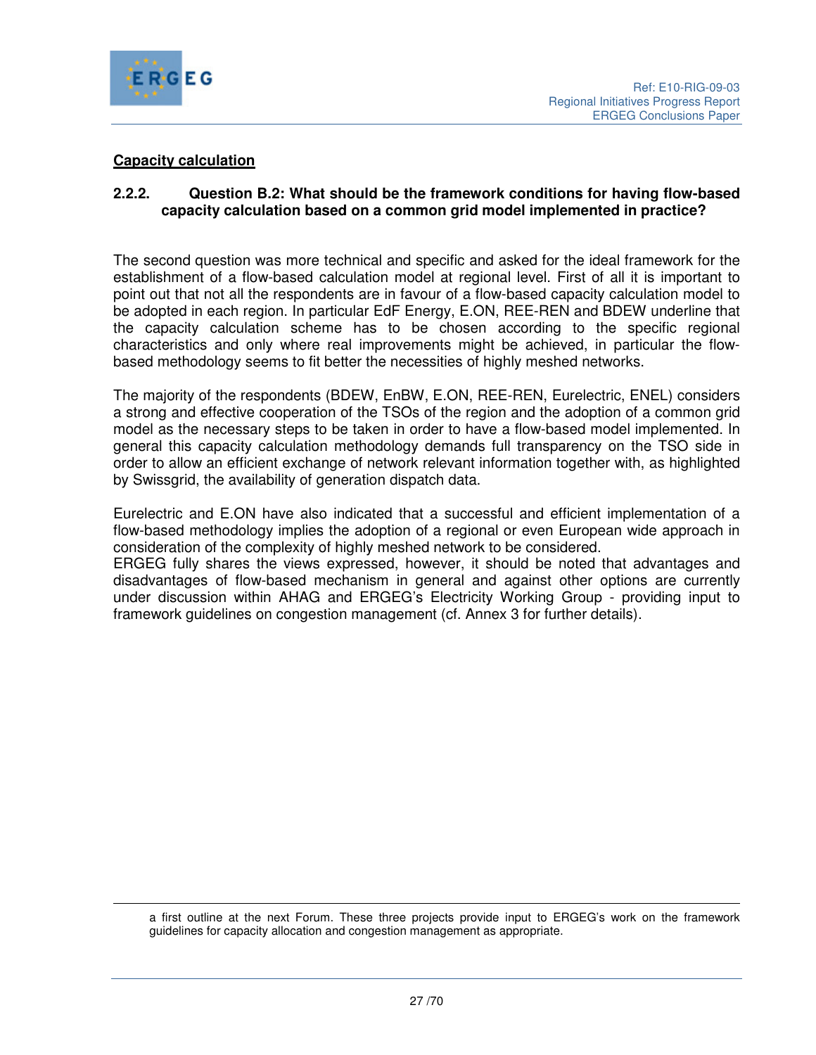**Capacity calculation**

### 2.2.2. Question B.2: What should be the framework conditions for having flow-based capacity calculation based on a common grid model implemented in practice?

The second question was more technical and specific and asked for the ideal framework for the establishment of a flow-based calculation model at regional level. First of all it is important to point out that not all the respondents are in favour of a flow-based capacity calculation model to be adopted in each region. In particular EdF Energy, E.ON, REE-REN and BDEW underline that the capacity calculation scheme has to be chosen according to the specific regional characteristics and only where real improvements might be achieved, in particular the flow-based methodology seems to fit better the necessities of highly meshed networks.

The majority of the respondents (BDEW, EnBW, E.ON, REE-REN, Eurelectric, ENEL) considers a strong and effective cooperation of the TSOs of the region and the adoption of a common grid model as the necessary steps to be taken in order to have a flow-based model implemented. In general this capacity calculation methodology demands full transparency on the TSO side in order to allow an efficient exchange of network relevant information together with, as highlighted by Swissgrid, the availability of generation dispatch data.

Eurelectric and E.ON have also indicated that a successful and efficient implementation of a flow-based methodology implies the adoption of a regional or even European wide approach in consideration of the complexity of highly meshed network to be considered.
ERGEG fully shares the views expressed, however, it should be noted that advantages and disadvantages of flow-based mechanism in general and against other options are currently under discussion within AHAG and ERGEG's Electricity Working Group - providing input to framework guidelines on congestion management (cf. Annex 3 for further details).

---

a first outline at the next Forum. These three projects provide input to ERGEG's work on the framework guidelines for capacity allocation and congestion management as appropriate.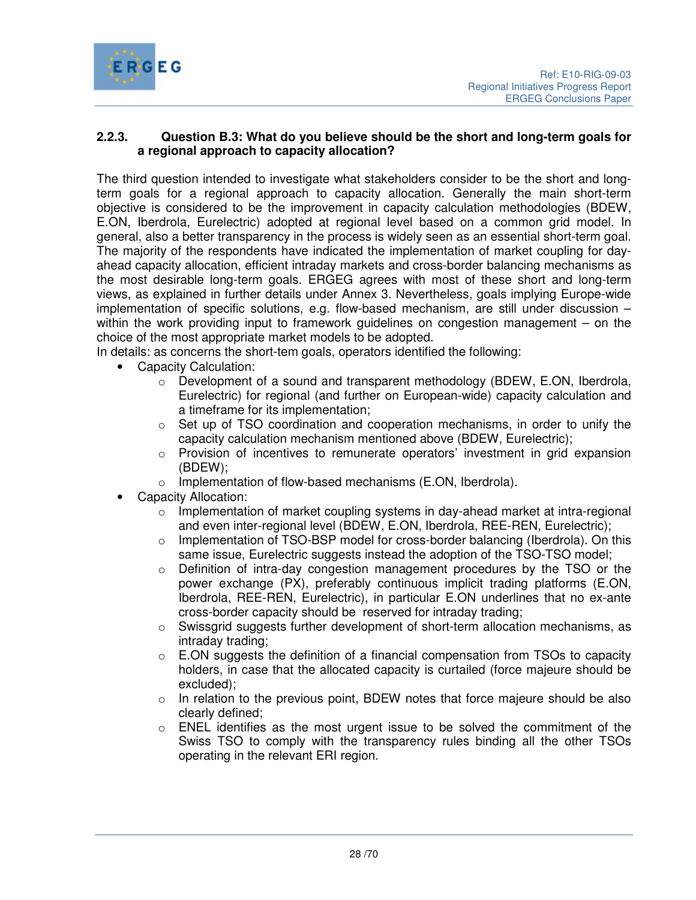### 2.2.3. Question B.3: What do you believe should be the short and long-term goals for a regional approach to capacity allocation?

The third question intended to investigate what stakeholders consider to be the short and long-term goals for a regional approach to capacity allocation. Generally the main short-term objective is considered to be the improvement in capacity calculation methodologies (BDEW, E.ON, Iberdrola, Eurelectric) adopted at regional level based on a common grid model. In general, also a better transparency in the process is widely seen as an essential short-term goal. The majority of the respondents have indicated the implementation of market coupling for day-ahead capacity allocation, efficient intraday markets and cross-border balancing mechanisms as the most desirable long-term goals. ERGEG agrees with most of these short and long-term views, as explained in further details under Annex 3. Nevertheless, goals implying Europe-wide implementation of specific solutions, e.g. flow-based mechanism, are still under discussion – within the work providing input to framework guidelines on congestion management – on the choice of the most appropriate market models to be adopted.

In details: as concerns the short-tem goals, operators identified the following:

- Capacity Calculation:
  - Development of a sound and transparent methodology (BDEW, E.ON, Iberdrola, Eurelectric) for regional (and further on European-wide) capacity calculation and a timeframe for its implementation;
  - Set up of TSO coordination and cooperation mechanisms, in order to unify the capacity calculation mechanism mentioned above (BDEW, Eurelectric);
  - Provision of incentives to remunerate operators' investment in grid expansion (BDEW);
  - Implementation of flow-based mechanisms (E.ON, Iberdrola).
- Capacity Allocation:
  - Implementation of market coupling systems in day-ahead market at intra-regional and even inter-regional level (BDEW, E.ON, Iberdrola, REE-REN, Eurelectric);
  - Implementation of TSO-BSP model for cross-border balancing (Iberdrola). On this same issue, Eurelectric suggests instead the adoption of the TSO-TSO model;
  - Definition of intra-day congestion management procedures by the TSO or the power exchange (PX), preferably continuous implicit trading platforms (E.ON, Iberdrola, REE-REN, Eurelectric), in particular E.ON underlines that no ex-ante cross-border capacity should be reserved for intraday trading;
  - Swissgrid suggests further development of short-term allocation mechanisms, as intraday trading;
  - E.ON suggests the definition of a financial compensation from TSOs to capacity holders, in case that the allocated capacity is curtailed (force majeure should be excluded);
  - In relation to the previous point, BDEW notes that force majeure should be also clearly defined;
  - ENEL identifies as the most urgent issue to be solved the commitment of the Swiss TSO to comply with the transparency rules binding all the other TSOs operating in the relevant ERI region.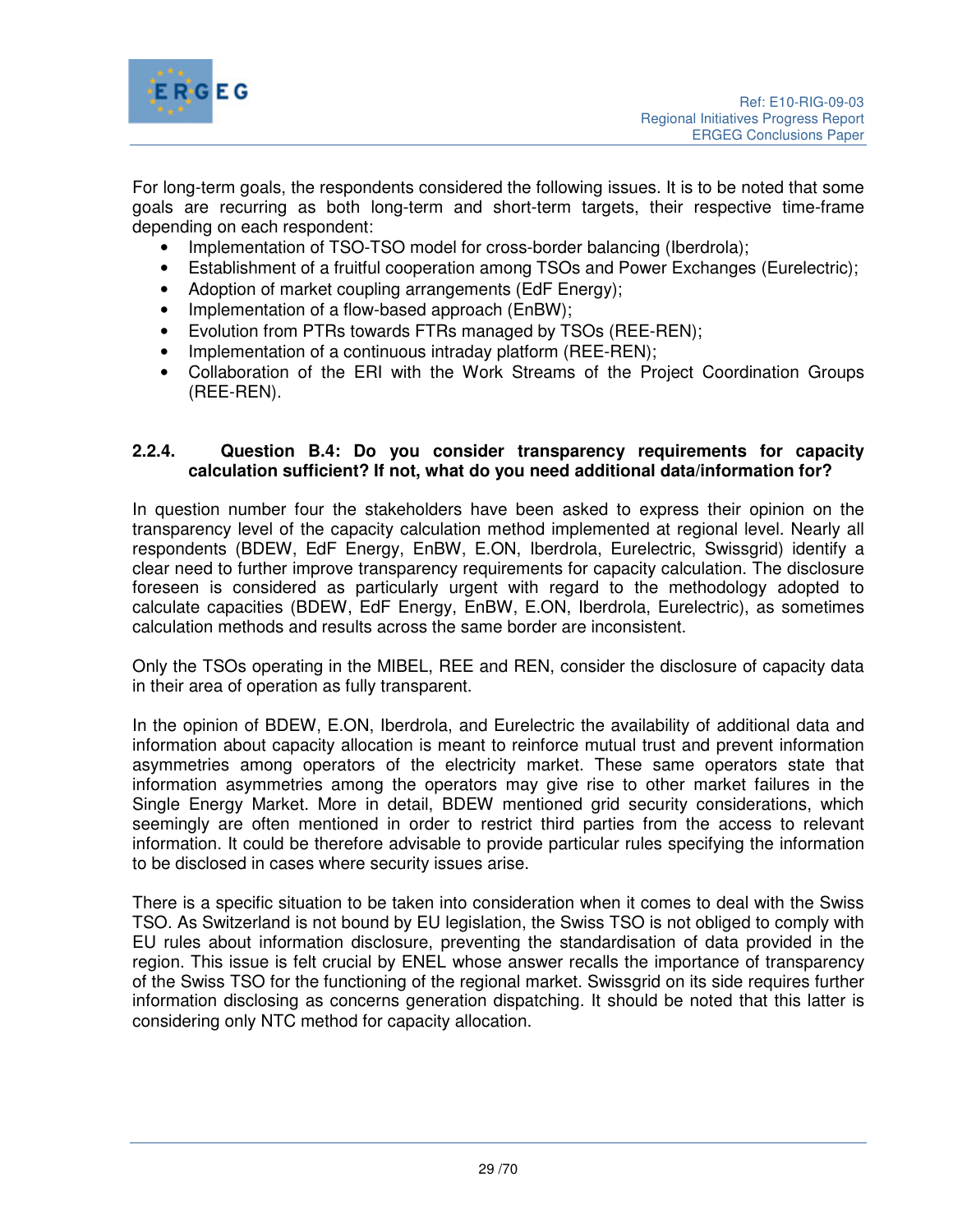For long-term goals, the respondents considered the following issues. It is to be noted that some goals are recurring as both long-term and short-term targets, their respective time-frame depending on each respondent:

- Implementation of TSO-TSO model for cross-border balancing (Iberdrola);
- Establishment of a fruitful cooperation among TSOs and Power Exchanges (Eurelectric);
- Adoption of market coupling arrangements (EdF Energy);
- Implementation of a flow-based approach (EnBW);
- Evolution from PTRs towards FTRs managed by TSOs (REE-REN);
- Implementation of a continuous intraday platform (REE-REN);
- Collaboration of the ERI with the Work Streams of the Project Coordination Groups (REE-REN).

### 2.2.4. Question B.4: Do you consider transparency requirements for capacity calculation sufficient? If not, what do you need additional data/information for?

In question number four the stakeholders have been asked to express their opinion on the transparency level of the capacity calculation method implemented at regional level. Nearly all respondents (BDEW, EdF Energy, EnBW, E.ON, Iberdrola, Eurelectric, Swissgrid) identify a clear need to further improve transparency requirements for capacity calculation. The disclosure foreseen is considered as particularly urgent with regard to the methodology adopted to calculate capacities (BDEW, EdF Energy, EnBW, E.ON, Iberdrola, Eurelectric), as sometimes calculation methods and results across the same border are inconsistent.

Only the TSOs operating in the MIBEL, REE and REN, consider the disclosure of capacity data in their area of operation as fully transparent.

In the opinion of BDEW, E.ON, Iberdrola, and Eurelectric the availability of additional data and information about capacity allocation is meant to reinforce mutual trust and prevent information asymmetries among operators of the electricity market. These same operators state that information asymmetries among the operators may give rise to other market failures in the Single Energy Market. More in detail, BDEW mentioned grid security considerations, which seemingly are often mentioned in order to restrict third parties from the access to relevant information. It could be therefore advisable to provide particular rules specifying the information to be disclosed in cases where security issues arise.

There is a specific situation to be taken into consideration when it comes to deal with the Swiss TSO. As Switzerland is not bound by EU legislation, the Swiss TSO is not obliged to comply with EU rules about information disclosure, preventing the standardisation of data provided in the region. This issue is felt crucial by ENEL whose answer recalls the importance of transparency of the Swiss TSO for the functioning of the regional market. Swissgrid on its side requires further information disclosing as concerns generation dispatching. It should be noted that this latter is considering only NTC method for capacity allocation.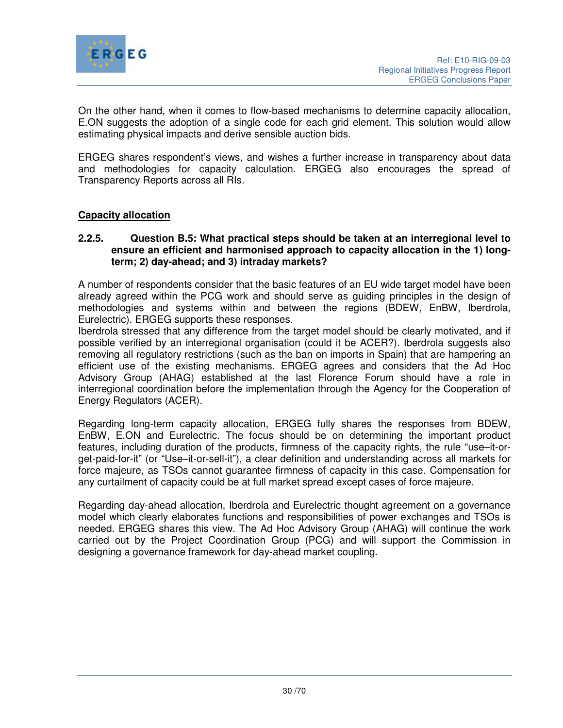On the other hand, when it comes to flow-based mechanisms to determine capacity allocation, E.ON suggests the adoption of a single code for each grid element. This solution would allow estimating physical impacts and derive sensible auction bids.

ERGEG shares respondent's views, and wishes a further increase in transparency about data and methodologies for capacity calculation. ERGEG also encourages the spread of Transparency Reports across all RIs.

**Capacity allocation**

### 2.2.5. Question B.5: What practical steps should be taken at an interregional level to ensure an efficient and harmonised approach to capacity allocation in the 1) long-term; 2) day-ahead; and 3) intraday markets?

A number of respondents consider that the basic features of an EU wide target model have been already agreed within the PCG work and should serve as guiding principles in the design of methodologies and systems within and between the regions (BDEW, EnBW, Iberdrola, Eurelectric). ERGEG supports these responses.
Iberdrola stressed that any difference from the target model should be clearly motivated, and if possible verified by an interregional organisation (could it be ACER?). Iberdrola suggests also removing all regulatory restrictions (such as the ban on imports in Spain) that are hampering an efficient use of the existing mechanisms. ERGEG agrees and considers that the Ad Hoc Advisory Group (AHAG) established at the last Florence Forum should have a role in interregional coordination before the implementation through the Agency for the Cooperation of Energy Regulators (ACER).

Regarding long-term capacity allocation, ERGEG fully shares the responses from BDEW, EnBW, E.ON and Eurelectric. The focus should be on determining the important product features, including duration of the products, firmness of the capacity rights, the rule "use–it-or-get-paid-for-it" (or "Use–it-or-sell-it"), a clear definition and understanding across all markets for force majeure, as TSOs cannot guarantee firmness of capacity in this case. Compensation for any curtailment of capacity could be at full market spread except cases of force majeure.

Regarding day-ahead allocation, Iberdrola and Eurelectric thought agreement on a governance model which clearly elaborates functions and responsibilities of power exchanges and TSOs is needed. ERGEG shares this view. The Ad Hoc Advisory Group (AHAG) will continue the work carried out by the Project Coordination Group (PCG) and will support the Commission in designing a governance framework for day-ahead market coupling.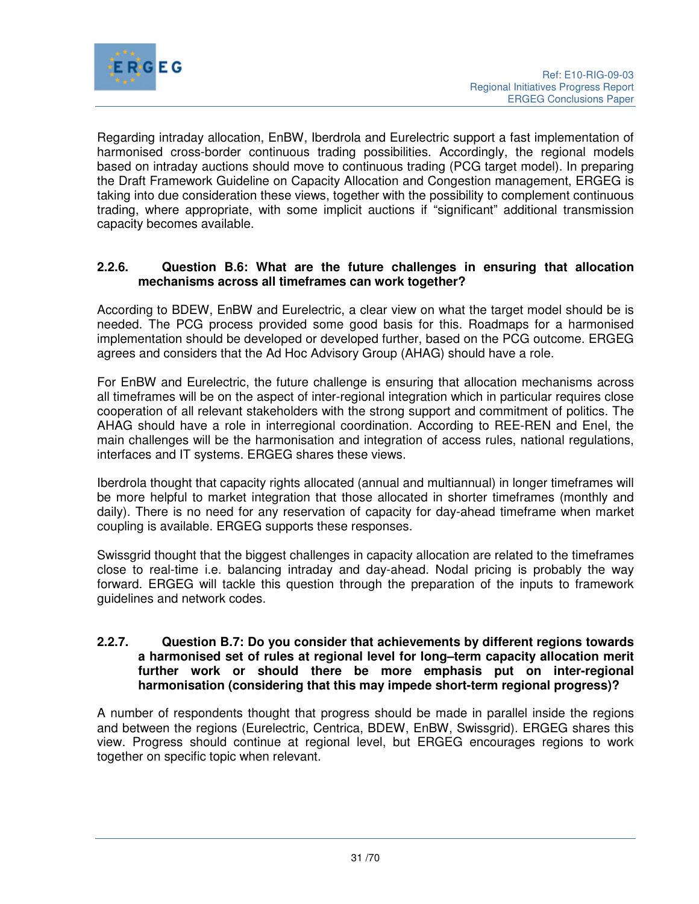Regarding intraday allocation, EnBW, Iberdrola and Eurelectric support a fast implementation of harmonised cross-border continuous trading possibilities. Accordingly, the regional models based on intraday auctions should move to continuous trading (PCG target model). In preparing the Draft Framework Guideline on Capacity Allocation and Congestion management, ERGEG is taking into due consideration these views, together with the possibility to complement continuous trading, where appropriate, with some implicit auctions if "significant" additional transmission capacity becomes available.

### 2.2.6. Question B.6: What are the future challenges in ensuring that allocation mechanisms across all timeframes can work together?

According to BDEW, EnBW and Eurelectric, a clear view on what the target model should be is needed. The PCG process provided some good basis for this. Roadmaps for a harmonised implementation should be developed or developed further, based on the PCG outcome. ERGEG agrees and considers that the Ad Hoc Advisory Group (AHAG) should have a role.

For EnBW and Eurelectric, the future challenge is ensuring that allocation mechanisms across all timeframes will be on the aspect of inter-regional integration which in particular requires close cooperation of all relevant stakeholders with the strong support and commitment of politics. The AHAG should have a role in interregional coordination. According to REE-REN and Enel, the main challenges will be the harmonisation and integration of access rules, national regulations, interfaces and IT systems. ERGEG shares these views.

Iberdrola thought that capacity rights allocated (annual and multiannual) in longer timeframes will be more helpful to market integration that those allocated in shorter timeframes (monthly and daily). There is no need for any reservation of capacity for day-ahead timeframe when market coupling is available. ERGEG supports these responses.

Swissgrid thought that the biggest challenges in capacity allocation are related to the timeframes close to real-time i.e. balancing intraday and day-ahead. Nodal pricing is probably the way forward. ERGEG will tackle this question through the preparation of the inputs to framework guidelines and network codes.

### 2.2.7. Question B.7: Do you consider that achievements by different regions towards a harmonised set of rules at regional level for long–term capacity allocation merit further work or should there be more emphasis put on inter-regional harmonisation (considering that this may impede short-term regional progress)?

A number of respondents thought that progress should be made in parallel inside the regions and between the regions (Eurelectric, Centrica, BDEW, EnBW, Swissgrid). ERGEG shares this view. Progress should continue at regional level, but ERGEG encourages regions to work together on specific topic when relevant.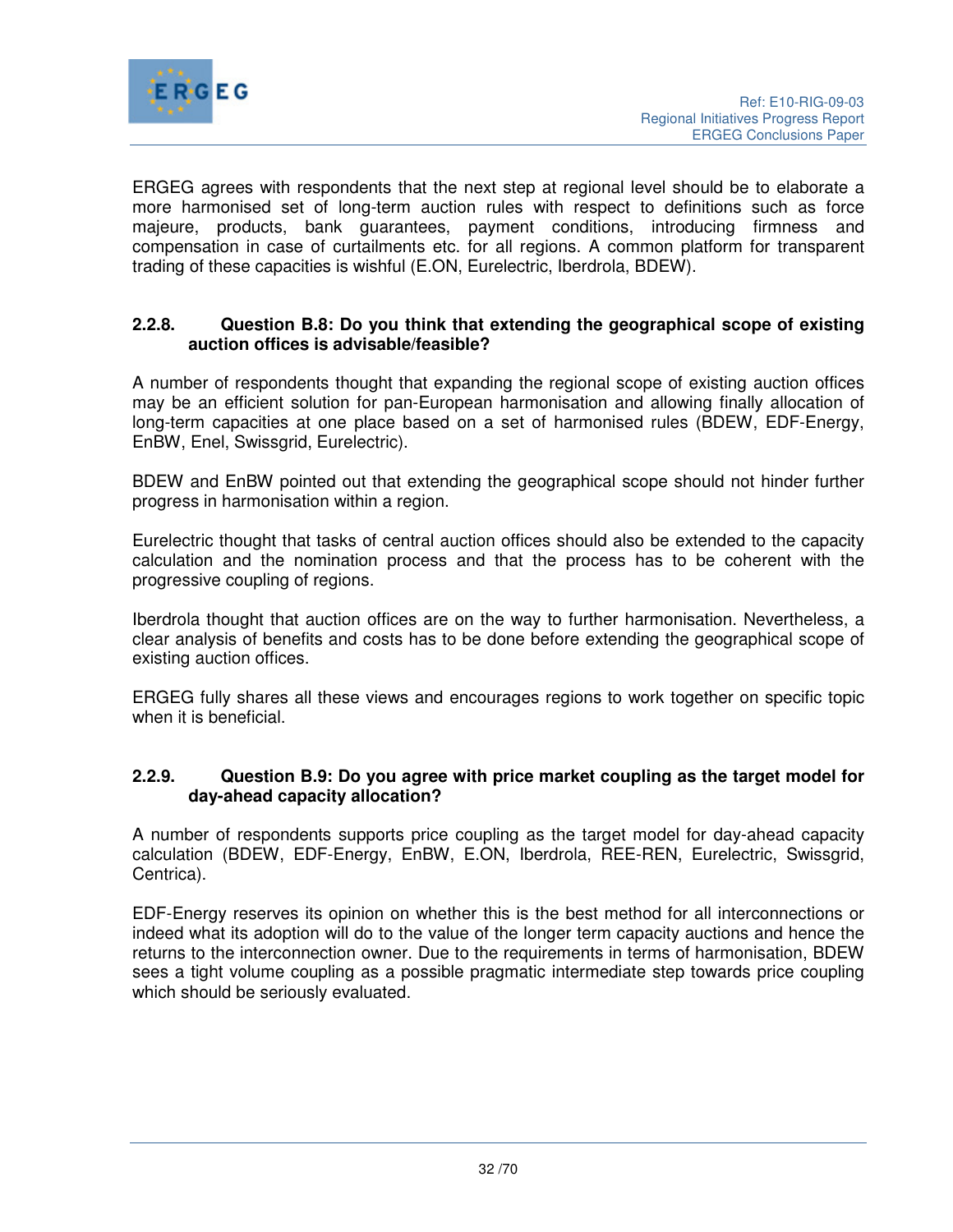ERGEG agrees with respondents that the next step at regional level should be to elaborate a more harmonised set of long-term auction rules with respect to definitions such as force majeure, products, bank guarantees, payment conditions, introducing firmness and compensation in case of curtailments etc. for all regions. A common platform for transparent trading of these capacities is wishful (E.ON, Eurelectric, Iberdrola, BDEW).

### 2.2.8. Question B.8: Do you think that extending the geographical scope of existing auction offices is advisable/feasible?

A number of respondents thought that expanding the regional scope of existing auction offices may be an efficient solution for pan-European harmonisation and allowing finally allocation of long-term capacities at one place based on a set of harmonised rules (BDEW, EDF-Energy, EnBW, Enel, Swissgrid, Eurelectric).

BDEW and EnBW pointed out that extending the geographical scope should not hinder further progress in harmonisation within a region.

Eurelectric thought that tasks of central auction offices should also be extended to the capacity calculation and the nomination process and that the process has to be coherent with the progressive coupling of regions.

Iberdrola thought that auction offices are on the way to further harmonisation. Nevertheless, a clear analysis of benefits and costs has to be done before extending the geographical scope of existing auction offices.

ERGEG fully shares all these views and encourages regions to work together on specific topic when it is beneficial.

### 2.2.9. Question B.9: Do you agree with price market coupling as the target model for day-ahead capacity allocation?

A number of respondents supports price coupling as the target model for day-ahead capacity calculation (BDEW, EDF-Energy, EnBW, E.ON, Iberdrola, REE-REN, Eurelectric, Swissgrid, Centrica).

EDF-Energy reserves its opinion on whether this is the best method for all interconnections or indeed what its adoption will do to the value of the longer term capacity auctions and hence the returns to the interconnection owner. Due to the requirements in terms of harmonisation, BDEW sees a tight volume coupling as a possible pragmatic intermediate step towards price coupling which should be seriously evaluated.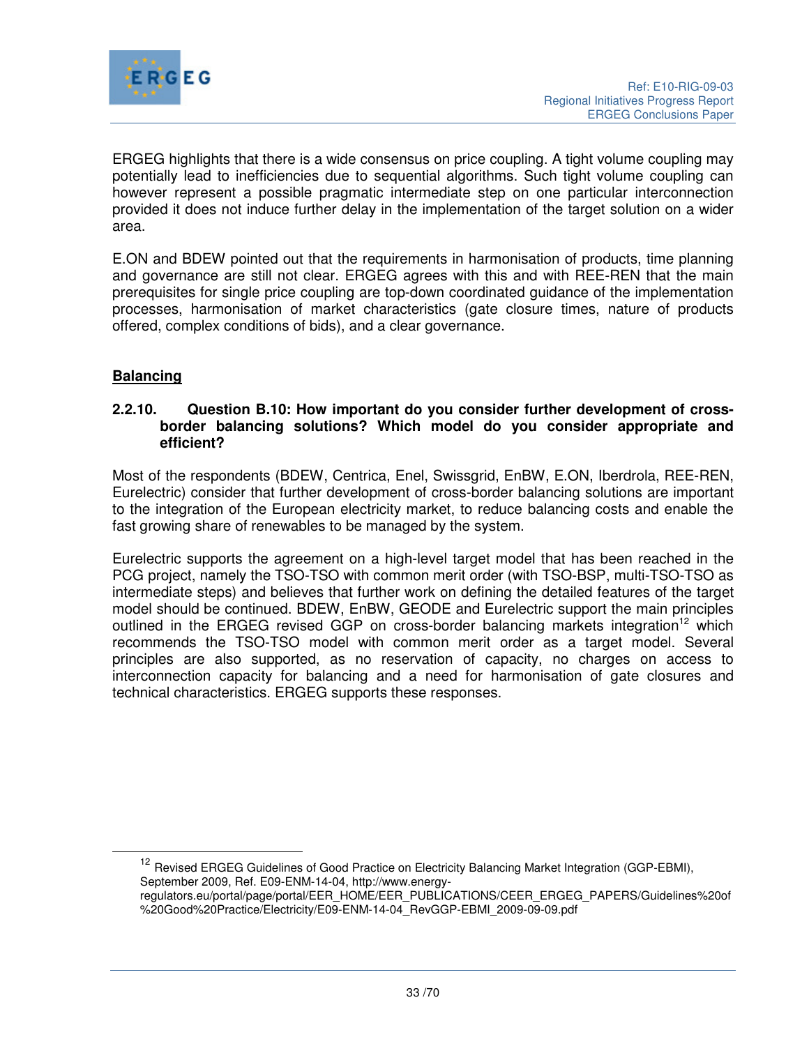ERGEG highlights that there is a wide consensus on price coupling. A tight volume coupling may potentially lead to inefficiencies due to sequential algorithms. Such tight volume coupling can however represent a possible pragmatic intermediate step on one particular interconnection provided it does not induce further delay in the implementation of the target solution on a wider area.

E.ON and BDEW pointed out that the requirements in harmonisation of products, time planning and governance are still not clear. ERGEG agrees with this and with REE-REN that the main prerequisites for single price coupling are top-down coordinated guidance of the implementation processes, harmonisation of market characteristics (gate closure times, nature of products offered, complex conditions of bids), and a clear governance.

**Balancing**

### 2.2.10. Question B.10: How important do you consider further development of cross-border balancing solutions? Which model do you consider appropriate and efficient?

Most of the respondents (BDEW, Centrica, Enel, Swissgrid, EnBW, E.ON, Iberdrola, REE-REN, Eurelectric) consider that further development of cross-border balancing solutions are important to the integration of the European electricity market, to reduce balancing costs and enable the fast growing share of renewables to be managed by the system.

Eurelectric supports the agreement on a high-level target model that has been reached in the PCG project, namely the TSO-TSO with common merit order (with TSO-BSP, multi-TSO-TSO as intermediate steps) and believes that further work on defining the detailed features of the target model should be continued. BDEW, EnBW, GEODE and Eurelectric support the main principles outlined in the ERGEG revised GGP on cross-border balancing markets integration[12] which recommends the TSO-TSO model with common merit order as a target model. Several principles are also supported, as no reservation of capacity, no charges on access to interconnection capacity for balancing and a need for harmonisation of gate closures and technical characteristics. ERGEG supports these responses.

[12] Revised ERGEG Guidelines of Good Practice on Electricity Balancing Market Integration (GGP-EBMI), September 2009, Ref. E09-ENM-14-04, http://www.energy-regulators.eu/portal/page/portal/EER_HOME/EER_PUBLICATIONS/CEER_ERGEG_PAPERS/Guidelines%20of%20Good%20Practice/Electricity/E09-ENM-14-04_RevGGP-EBMI_2009-09-09.pdf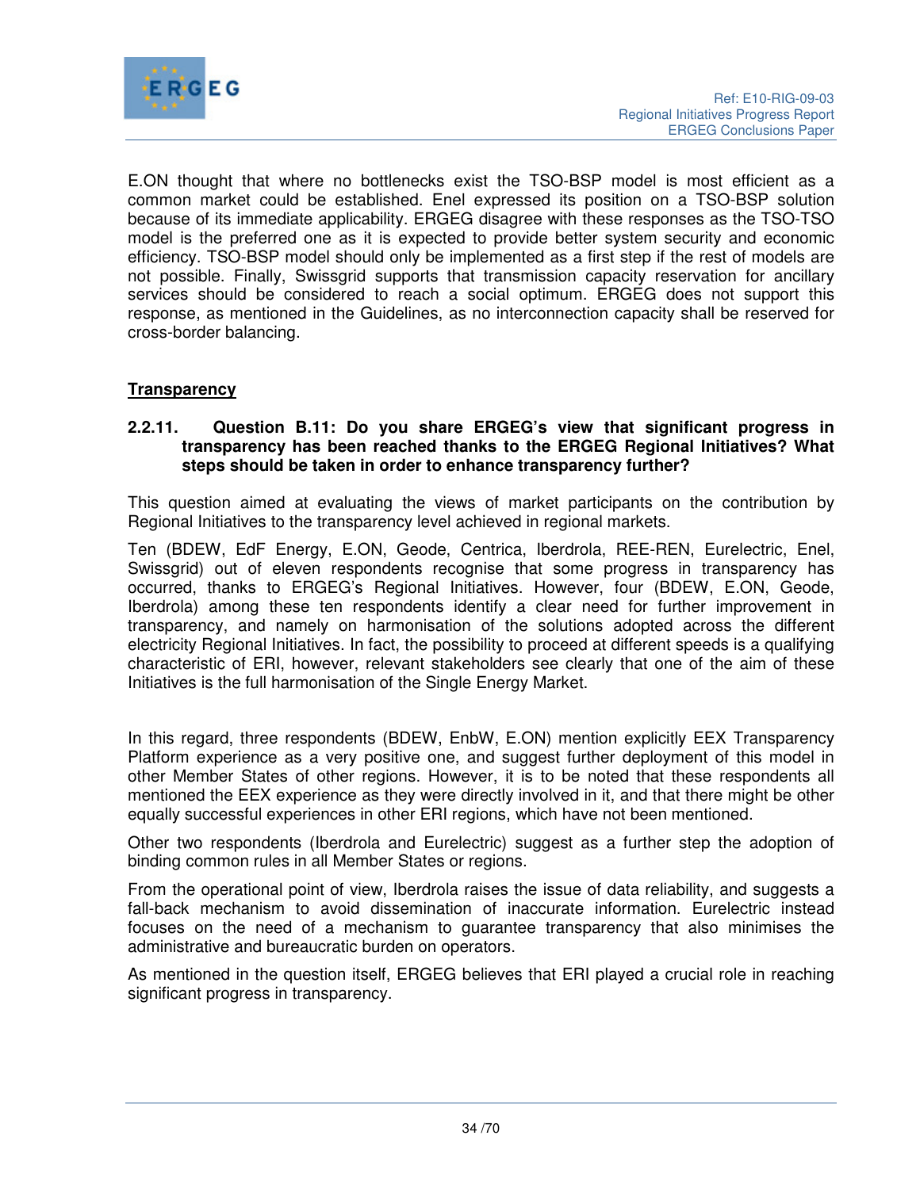E.ON thought that where no bottlenecks exist the TSO-BSP model is most efficient as a common market could be established. Enel expressed its position on a TSO-BSP solution because of its immediate applicability. ERGEG disagree with these responses as the TSO-TSO model is the preferred one as it is expected to provide better system security and economic efficiency. TSO-BSP model should only be implemented as a first step if the rest of models are not possible. Finally, Swissgrid supports that transmission capacity reservation for ancillary services should be considered to reach a social optimum. ERGEG does not support this response, as mentioned in the Guidelines, as no interconnection capacity shall be reserved for cross-border balancing.

**Transparency**

#### 2.2.11. Question B.11: Do you share ERGEG's view that significant progress in transparency has been reached thanks to the ERGEG Regional Initiatives? What steps should be taken in order to enhance transparency further?

This question aimed at evaluating the views of market participants on the contribution by Regional Initiatives to the transparency level achieved in regional markets.

Ten (BDEW, EdF Energy, E.ON, Geode, Centrica, Iberdrola, REE-REN, Eurelectric, Enel, Swissgrid) out of eleven respondents recognise that some progress in transparency has occurred, thanks to ERGEG's Regional Initiatives. However, four (BDEW, E.ON, Geode, Iberdrola) among these ten respondents identify a clear need for further improvement in transparency, and namely on harmonisation of the solutions adopted across the different electricity Regional Initiatives. In fact, the possibility to proceed at different speeds is a qualifying characteristic of ERI, however, relevant stakeholders see clearly that one of the aim of these Initiatives is the full harmonisation of the Single Energy Market.

In this regard, three respondents (BDEW, EnbW, E.ON) mention explicitly EEX Transparency Platform experience as a very positive one, and suggest further deployment of this model in other Member States of other regions. However, it is to be noted that these respondents all mentioned the EEX experience as they were directly involved in it, and that there might be other equally successful experiences in other ERI regions, which have not been mentioned.

Other two respondents (Iberdrola and Eurelectric) suggest as a further step the adoption of binding common rules in all Member States or regions.

From the operational point of view, Iberdrola raises the issue of data reliability, and suggests a fall-back mechanism to avoid dissemination of inaccurate information. Eurelectric instead focuses on the need of a mechanism to guarantee transparency that also minimises the administrative and bureaucratic burden on operators.

As mentioned in the question itself, ERGEG believes that ERI played a crucial role in reaching significant progress in transparency.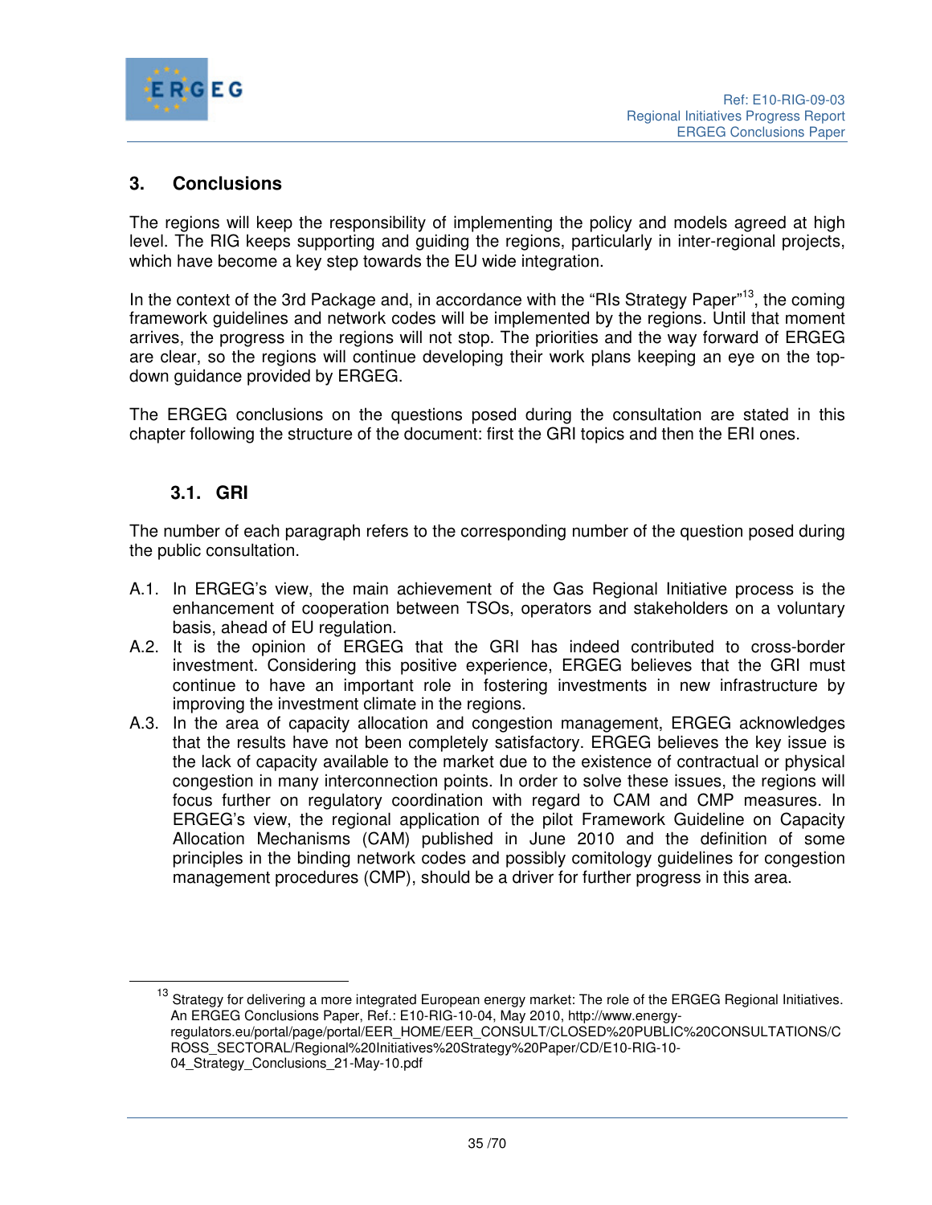## 3. Conclusions

The regions will keep the responsibility of implementing the policy and models agreed at high level. The RIG keeps supporting and guiding the regions, particularly in inter-regional projects, which have become a key step towards the EU wide integration.

In the context of the 3rd Package and, in accordance with the "RIs Strategy Paper"[13], the coming framework guidelines and network codes will be implemented by the regions. Until that moment arrives, the progress in the regions will not stop. The priorities and the way forward of ERGEG are clear, so the regions will continue developing their work plans keeping an eye on the top-down guidance provided by ERGEG.

The ERGEG conclusions on the questions posed during the consultation are stated in this chapter following the structure of the document: first the GRI topics and then the ERI ones.

### 3.1. GRI

The number of each paragraph refers to the corresponding number of the question posed during the public consultation.

A.1. In ERGEG's view, the main achievement of the Gas Regional Initiative process is the enhancement of cooperation between TSOs, operators and stakeholders on a voluntary basis, ahead of EU regulation.

A.2. It is the opinion of ERGEG that the GRI has indeed contributed to cross-border investment. Considering this positive experience, ERGEG believes that the GRI must continue to have an important role in fostering investments in new infrastructure by improving the investment climate in the regions.

A.3. In the area of capacity allocation and congestion management, ERGEG acknowledges that the results have not been completely satisfactory. ERGEG believes the key issue is the lack of capacity available to the market due to the existence of contractual or physical congestion in many interconnection points. In order to solve these issues, the regions will focus further on regulatory coordination with regard to CAM and CMP measures. In ERGEG's view, the regional application of the pilot Framework Guideline on Capacity Allocation Mechanisms (CAM) published in June 2010 and the definition of some principles in the binding network codes and possibly comitology guidelines for congestion management procedures (CMP), should be a driver for further progress in this area.

---

[13] Strategy for delivering a more integrated European energy market: The role of the ERGEG Regional Initiatives. An ERGEG Conclusions Paper, Ref.: E10-RIG-10-04, May 2010, http://www.energy-regulators.eu/portal/page/portal/EER_HOME/EER_CONSULT/CLOSED%20PUBLIC%20CONSULTATIONS/CROSS_SECTORAL/Regional%20Initiatives%20Strategy%20Paper/CD/E10-RIG-10-04_Strategy_Conclusions_21-May-10.pdf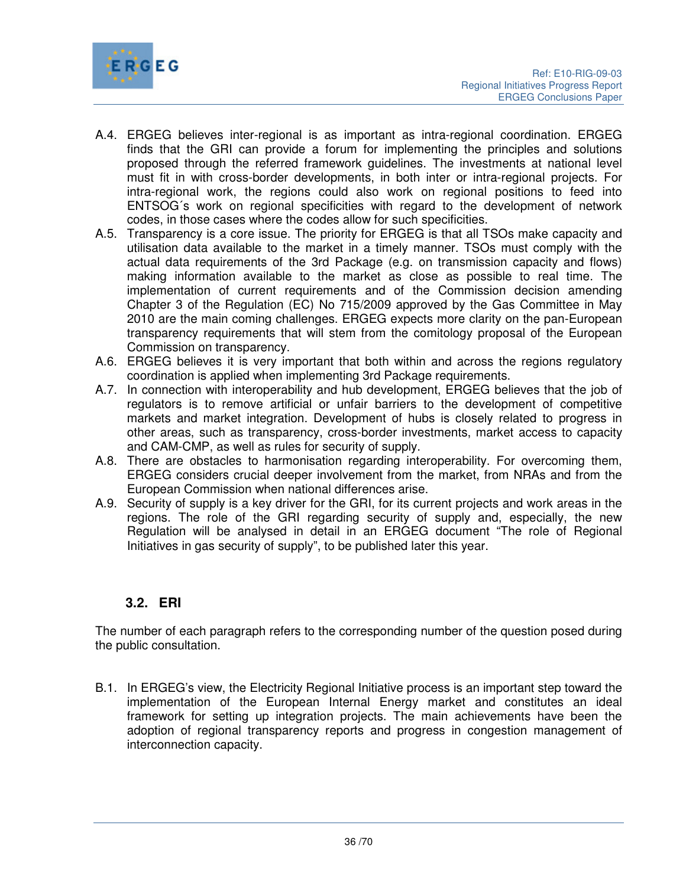A.4. ERGEG believes inter-regional is as important as intra-regional coordination. ERGEG finds that the GRI can provide a forum for implementing the principles and solutions proposed through the referred framework guidelines. The investments at national level must fit in with cross-border developments, in both inter or intra-regional projects. For intra-regional work, the regions could also work on regional positions to feed into ENTSOG´s work on regional specificities with regard to the development of network codes, in those cases where the codes allow for such specificities.

A.5. Transparency is a core issue. The priority for ERGEG is that all TSOs make capacity and utilisation data available to the market in a timely manner. TSOs must comply with the actual data requirements of the 3rd Package (e.g. on transmission capacity and flows) making information available to the market as close as possible to real time. The implementation of current requirements and of the Commission decision amending Chapter 3 of the Regulation (EC) No 715/2009 approved by the Gas Committee in May 2010 are the main coming challenges. ERGEG expects more clarity on the pan-European transparency requirements that will stem from the comitology proposal of the European Commission on transparency.

A.6. ERGEG believes it is very important that both within and across the regions regulatory coordination is applied when implementing 3rd Package requirements.

A.7. In connection with interoperability and hub development, ERGEG believes that the job of regulators is to remove artificial or unfair barriers to the development of competitive markets and market integration. Development of hubs is closely related to progress in other areas, such as transparency, cross-border investments, market access to capacity and CAM-CMP, as well as rules for security of supply.

A.8. There are obstacles to harmonisation regarding interoperability. For overcoming them, ERGEG considers crucial deeper involvement from the market, from NRAs and from the European Commission when national differences arise.

A.9. Security of supply is a key driver for the GRI, for its current projects and work areas in the regions. The role of the GRI regarding security of supply and, especially, the new Regulation will be analysed in detail in an ERGEG document "The role of Regional Initiatives in gas security of supply", to be published later this year.

### 3.2. ERI

The number of each paragraph refers to the corresponding number of the question posed during the public consultation.

B.1. In ERGEG's view, the Electricity Regional Initiative process is an important step toward the implementation of the European Internal Energy market and constitutes an ideal framework for setting up integration projects. The main achievements have been the adoption of regional transparency reports and progress in congestion management of interconnection capacity.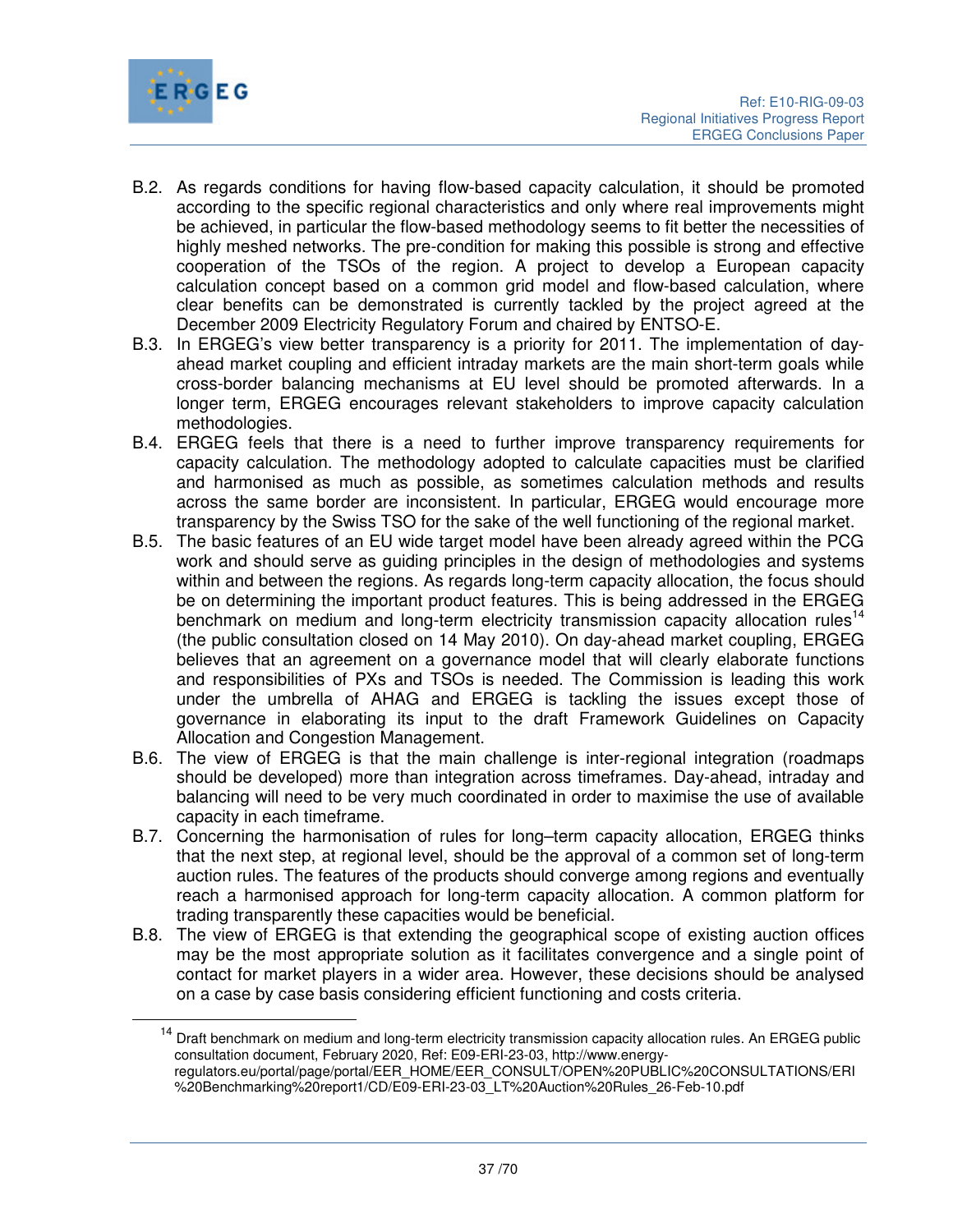B.2. As regards conditions for having flow-based capacity calculation, it should be promoted according to the specific regional characteristics and only where real improvements might be achieved, in particular the flow-based methodology seems to fit better the necessities of highly meshed networks. The pre-condition for making this possible is strong and effective cooperation of the TSOs of the region. A project to develop a European capacity calculation concept based on a common grid model and flow-based calculation, where clear benefits can be demonstrated is currently tackled by the project agreed at the December 2009 Electricity Regulatory Forum and chaired by ENTSO-E.

B.3. In ERGEG's view better transparency is a priority for 2011. The implementation of day-ahead market coupling and efficient intraday markets are the main short-term goals while cross-border balancing mechanisms at EU level should be promoted afterwards. In a longer term, ERGEG encourages relevant stakeholders to improve capacity calculation methodologies.

B.4. ERGEG feels that there is a need to further improve transparency requirements for capacity calculation. The methodology adopted to calculate capacities must be clarified and harmonised as much as possible, as sometimes calculation methods and results across the same border are inconsistent. In particular, ERGEG would encourage more transparency by the Swiss TSO for the sake of the well functioning of the regional market.

B.5. The basic features of an EU wide target model have been already agreed within the PCG work and should serve as guiding principles in the design of methodologies and systems within and between the regions. As regards long-term capacity allocation, the focus should be on determining the important product features. This is being addressed in the ERGEG benchmark on medium and long-term electricity transmission capacity allocation rules[14] (the public consultation closed on 14 May 2010). On day-ahead market coupling, ERGEG believes that an agreement on a governance model that will clearly elaborate functions and responsibilities of PXs and TSOs is needed. The Commission is leading this work under the umbrella of AHAG and ERGEG is tackling the issues except those of governance in elaborating its input to the draft Framework Guidelines on Capacity Allocation and Congestion Management.

B.6. The view of ERGEG is that the main challenge is inter-regional integration (roadmaps should be developed) more than integration across timeframes. Day-ahead, intraday and balancing will need to be very much coordinated in order to maximise the use of available capacity in each timeframe.

B.7. Concerning the harmonisation of rules for long–term capacity allocation, ERGEG thinks that the next step, at regional level, should be the approval of a common set of long-term auction rules. The features of the products should converge among regions and eventually reach a harmonised approach for long-term capacity allocation. A common platform for trading transparently these capacities would be beneficial.

B.8. The view of ERGEG is that extending the geographical scope of existing auction offices may be the most appropriate solution as it facilitates convergence and a single point of contact for market players in a wider area. However, these decisions should be analysed on a case by case basis considering efficient functioning and costs criteria.

---

[14] Draft benchmark on medium and long-term electricity transmission capacity allocation rules. An ERGEG public consultation document, February 2020, Ref: E09-ERI-23-03, http://www.energy-regulators.eu/portal/page/portal/EER_HOME/EER_CONSULT/OPEN%20PUBLIC%20CONSULTATIONS/ERI%20Benchmarking%20report1/CD/E09-ERI-23-03_LT%20Auction%20Rules_26-Feb-10.pdf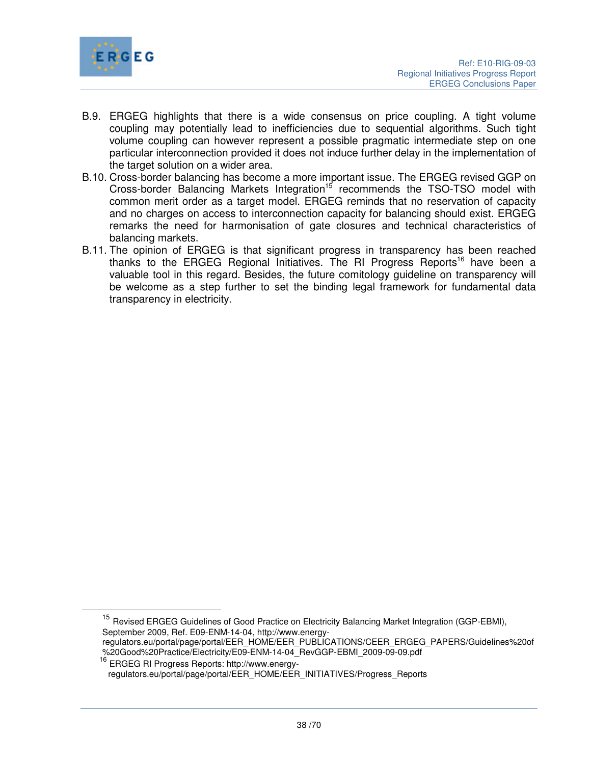B.9. ERGEG highlights that there is a wide consensus on price coupling. A tight volume coupling may potentially lead to inefficiencies due to sequential algorithms. Such tight volume coupling can however represent a possible pragmatic intermediate step on one particular interconnection provided it does not induce further delay in the implementation of the target solution on a wider area.

B.10. Cross-border balancing has become a more important issue. The ERGEG revised GGP on Cross-border Balancing Markets Integration[15] recommends the TSO-TSO model with common merit order as a target model. ERGEG reminds that no reservation of capacity and no charges on access to interconnection capacity for balancing should exist. ERGEG remarks the need for harmonisation of gate closures and technical characteristics of balancing markets.

B.11. The opinion of ERGEG is that significant progress in transparency has been reached thanks to the ERGEG Regional Initiatives. The RI Progress Reports[16] have been a valuable tool in this regard. Besides, the future comitology guideline on transparency will be welcome as a step further to set the binding legal framework for fundamental data transparency in electricity.

---

[15] Revised ERGEG Guidelines of Good Practice on Electricity Balancing Market Integration (GGP-EBMI), September 2009, Ref. E09-ENM-14-04, http://www.energy-regulators.eu/portal/page/portal/EER_HOME/EER_PUBLICATIONS/CEER_ERGEG_PAPERS/Guidelines%20of%20Good%20Practice/Electricity/E09-ENM-14-04_RevGGP-EBMI_2009-09-09.pdf

[16] ERGEG RI Progress Reports: http://www.energy-regulators.eu/portal/page/portal/EER_HOME/EER_INITIATIVES/Progress_Reports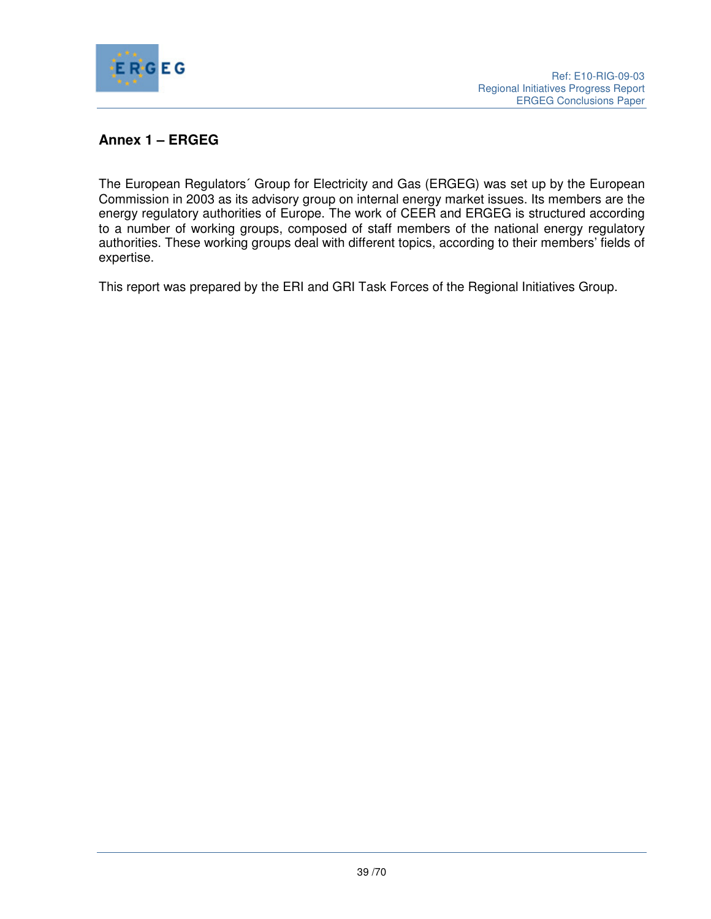## Annex 1 – ERGEG

The European Regulators´ Group for Electricity and Gas (ERGEG) was set up by the European Commission in 2003 as its advisory group on internal energy market issues. Its members are the energy regulatory authorities of Europe. The work of CEER and ERGEG is structured according to a number of working groups, composed of staff members of the national energy regulatory authorities. These working groups deal with different topics, according to their members' fields of expertise.

This report was prepared by the ERI and GRI Task Forces of the Regional Initiatives Group.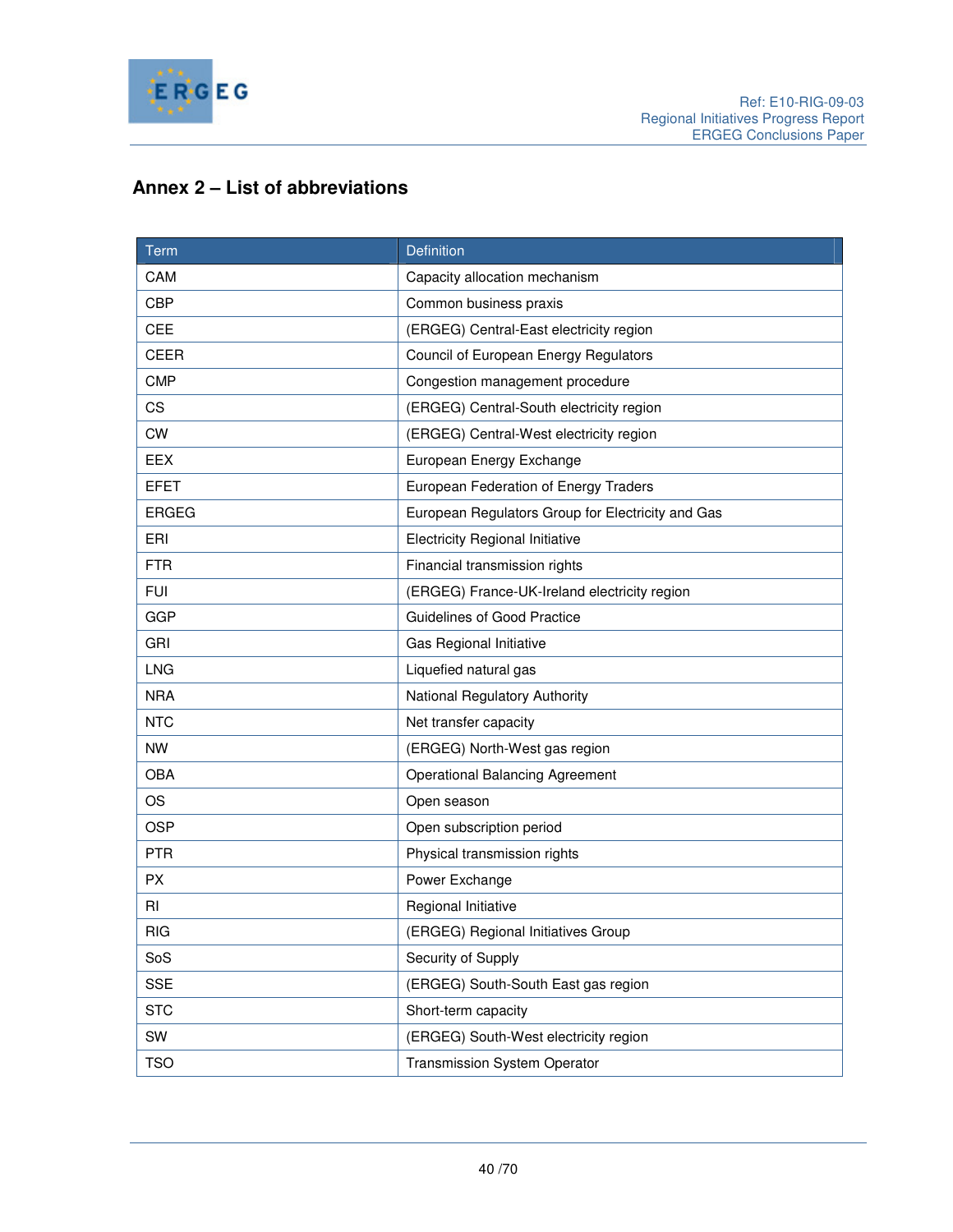## Annex 2 – List of abbreviations

| Term | Definition |
|---|---|
| CAM | Capacity allocation mechanism |
| CBP | Common business praxis |
| CEE | (ERGEG) Central-East electricity region |
| CEER | Council of European Energy Regulators |
| CMP | Congestion management procedure |
| CS | (ERGEG) Central-South electricity region |
| CW | (ERGEG) Central-West electricity region |
| EEX | European Energy Exchange |
| EFET | European Federation of Energy Traders |
| ERGEG | European Regulators Group for Electricity and Gas |
| ERI | Electricity Regional Initiative |
| FTR | Financial transmission rights |
| FUI | (ERGEG) France-UK-Ireland electricity region |
| GGP | Guidelines of Good Practice |
| GRI | Gas Regional Initiative |
| LNG | Liquefied natural gas |
| NRA | National Regulatory Authority |
| NTC | Net transfer capacity |
| NW | (ERGEG) North-West gas region |
| OBA | Operational Balancing Agreement |
| OS | Open season |
| OSP | Open subscription period |
| PTR | Physical transmission rights |
| PX | Power Exchange |
| RI | Regional Initiative |
| RIG | (ERGEG) Regional Initiatives Group |
| SoS | Security of Supply |
| SSE | (ERGEG) South-South East gas region |
| STC | Short-term capacity |
| SW | (ERGEG) South-West electricity region |
| TSO | Transmission System Operator |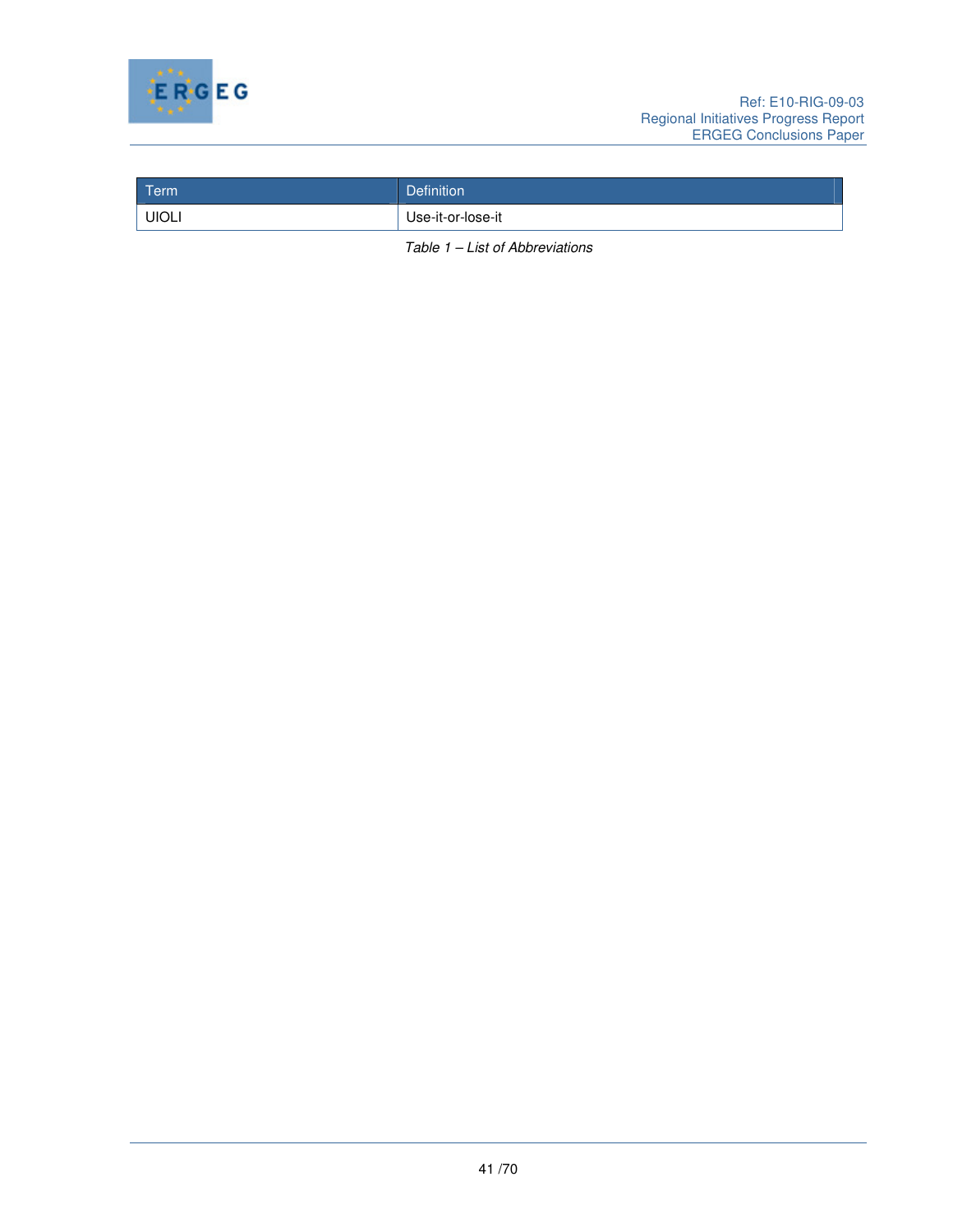| Term | Definition |
|---|---|
| UIOLI | Use-it-or-lose-it |

*Table 1 – List of Abbreviations*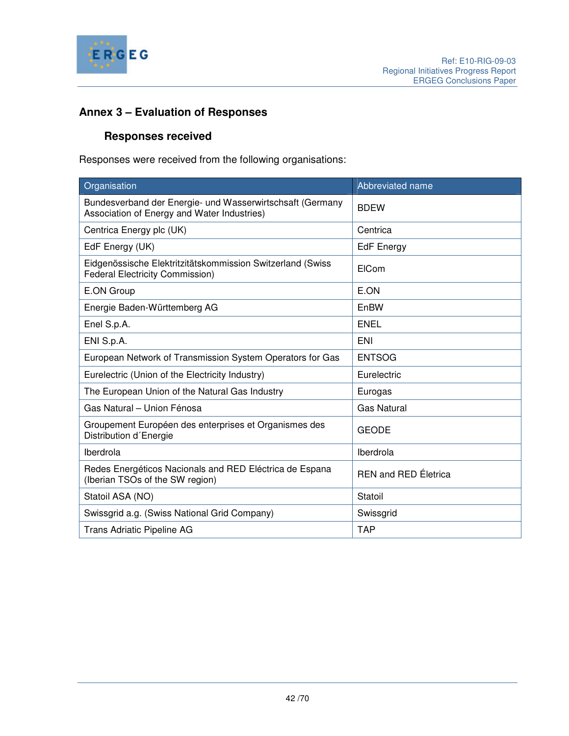# Annex 3 – Evaluation of Responses

## Responses received

Responses were received from the following organisations:

| Organisation | Abbreviated name |
|---|---|
| Bundesverband der Energie- und Wasserwirtschsaft (Germany Association of Energy and Water Industries) | BDEW |
| Centrica Energy plc (UK) | Centrica |
| EdF Energy (UK) | EdF Energy |
| Eidgenössische Elektritzitätskommission Switzerland (Swiss Federal Electricity Commission) | ElCom |
| E.ON Group | E.ON |
| Energie Baden-Württemberg AG | EnBW |
| Enel S.p.A. | ENEL |
| ENI S.p.A. | ENI |
| European Network of Transmission System Operators for Gas | ENTSOG |
| Eurelectric (Union of the Electricity Industry) | Eurelectric |
| The European Union of the Natural Gas Industry | Eurogas |
| Gas Natural – Union Fénosa | Gas Natural |
| Groupement Européen des enterprises et Organismes des Distribution d´Energie | GEODE |
| Iberdrola | Iberdrola |
| Redes Energéticos Nacionals and RED Eléctrica de Espana (Iberian TSOs of the SW region) | REN and RED Életrica |
| Statoil ASA (NO) | Statoil |
| Swissgrid a.g. (Swiss National Grid Company) | Swissgrid |
| Trans Adriatic Pipeline AG | TAP |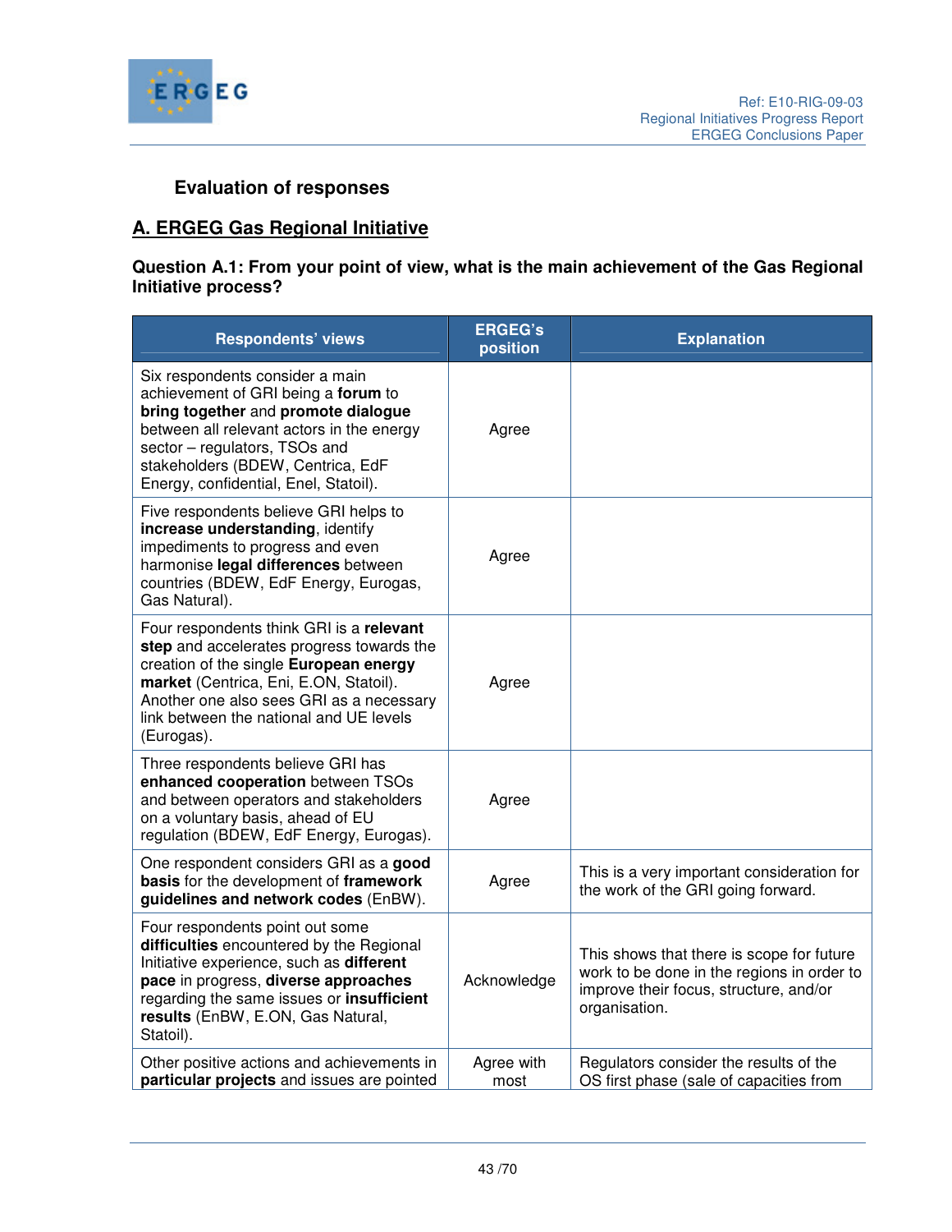## Evaluation of responses

## A. ERGEG Gas Regional Initiative

**Question A.1: From your point of view, what is the main achievement of the Gas Regional Initiative process?**

| Respondents' views | ERGEG's position | Explanation |
|---|---|---|
| Six respondents consider a main achievement of GRI being a **forum** to **bring together** and **promote dialogue** between all relevant actors in the energy sector – regulators, TSOs and stakeholders (BDEW, Centrica, EdF Energy, confidential, Enel, Statoil). | Agree | |
| Five respondents believe GRI helps to **increase understanding**, identify impediments to progress and even harmonise **legal differences** between countries (BDEW, EdF Energy, Eurogas, Gas Natural). | Agree | |
| Four respondents think GRI is a **relevant step** and accelerates progress towards the creation of the single **European energy market** (Centrica, Eni, E.ON, Statoil). Another one also sees GRI as a necessary link between the national and UE levels (Eurogas). | Agree | |
| Three respondents believe GRI has **enhanced cooperation** between TSOs and between operators and stakeholders on a voluntary basis, ahead of EU regulation (BDEW, EdF Energy, Eurogas). | Agree | |
| One respondent considers GRI as a **good basis** for the development of **framework guidelines and network codes** (EnBW). | Agree | This is a very important consideration for the work of the GRI going forward. |
| Four respondents point out some **difficulties** encountered by the Regional Initiative experience, such as **different pace** in progress, **diverse approaches** regarding the same issues or **insufficient results** (EnBW, E.ON, Gas Natural, Statoil). | Acknowledge | This shows that there is scope for future work to be done in the regions in order to improve their focus, structure, and/or organisation. |
| Other positive actions and achievements in **particular projects** and issues are pointed | Agree with most | Regulators consider the results of the OS first phase (sale of capacities from |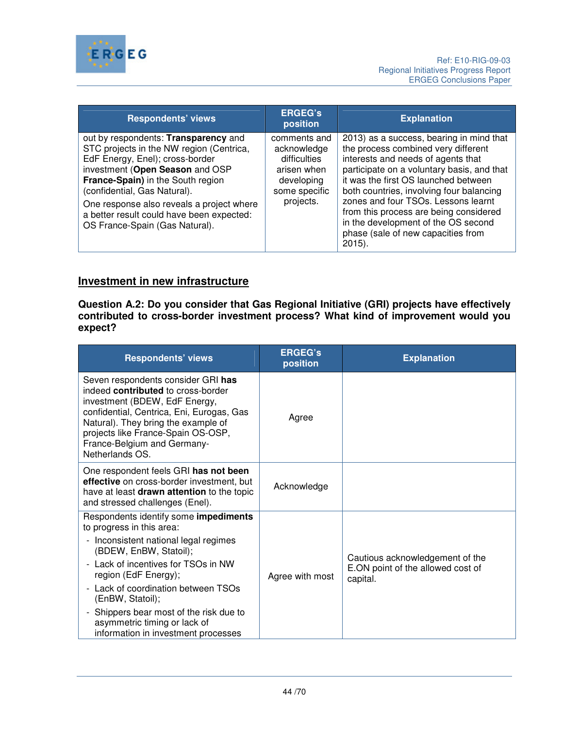| Respondents' views | ERGEG's position | Explanation |
|---|---|---|
| out by respondents: **Transparency** and STC projects in the NW region (Centrica, EdF Energy, Enel); cross-border investment (**Open Season** and OSP **France-Spain)** in the South region (confidential, Gas Natural).<br>One response also reveals a project where a better result could have been expected: OS France-Spain (Gas Natural). | comments and acknowledge difficulties arisen when developing some specific projects. | 2013) as a success, bearing in mind that the process combined very different interests and needs of agents that participate on a voluntary basis, and that it was the first OS launched between both countries, involving four balancing zones and four TSOs. Lessons learnt from this process are being considered in the development of the OS second phase (sale of new capacities from 2015). |

## Investment in new infrastructure

**Question A.2: Do you consider that Gas Regional Initiative (GRI) projects have effectively contributed to cross-border investment process? What kind of improvement would you expect?**

| Respondents' views | ERGEG's position | Explanation |
|---|---|---|
| Seven respondents consider GRI **has** indeed **contributed** to cross-border investment (BDEW, EdF Energy, confidential, Centrica, Eni, Eurogas, Gas Natural). They bring the example of projects like France-Spain OS-OSP, France-Belgium and Germany-Netherlands OS. | Agree | |
| One respondent feels GRI **has not been effective** on cross-border investment, but have at least **drawn attention** to the topic and stressed challenges (Enel). | Acknowledge | |
| Respondents identify some **impediments** to progress in this area:<br>- Inconsistent national legal regimes (BDEW, EnBW, Statoil);<br>- Lack of incentives for TSOs in NW region (EdF Energy);<br>- Lack of coordination between TSOs (EnBW, Statoil);<br>- Shippers bear most of the risk due to asymmetric timing or lack of information in investment processes | Agree with most | Cautious acknowledgement of the E.ON point of the allowed cost of capital. |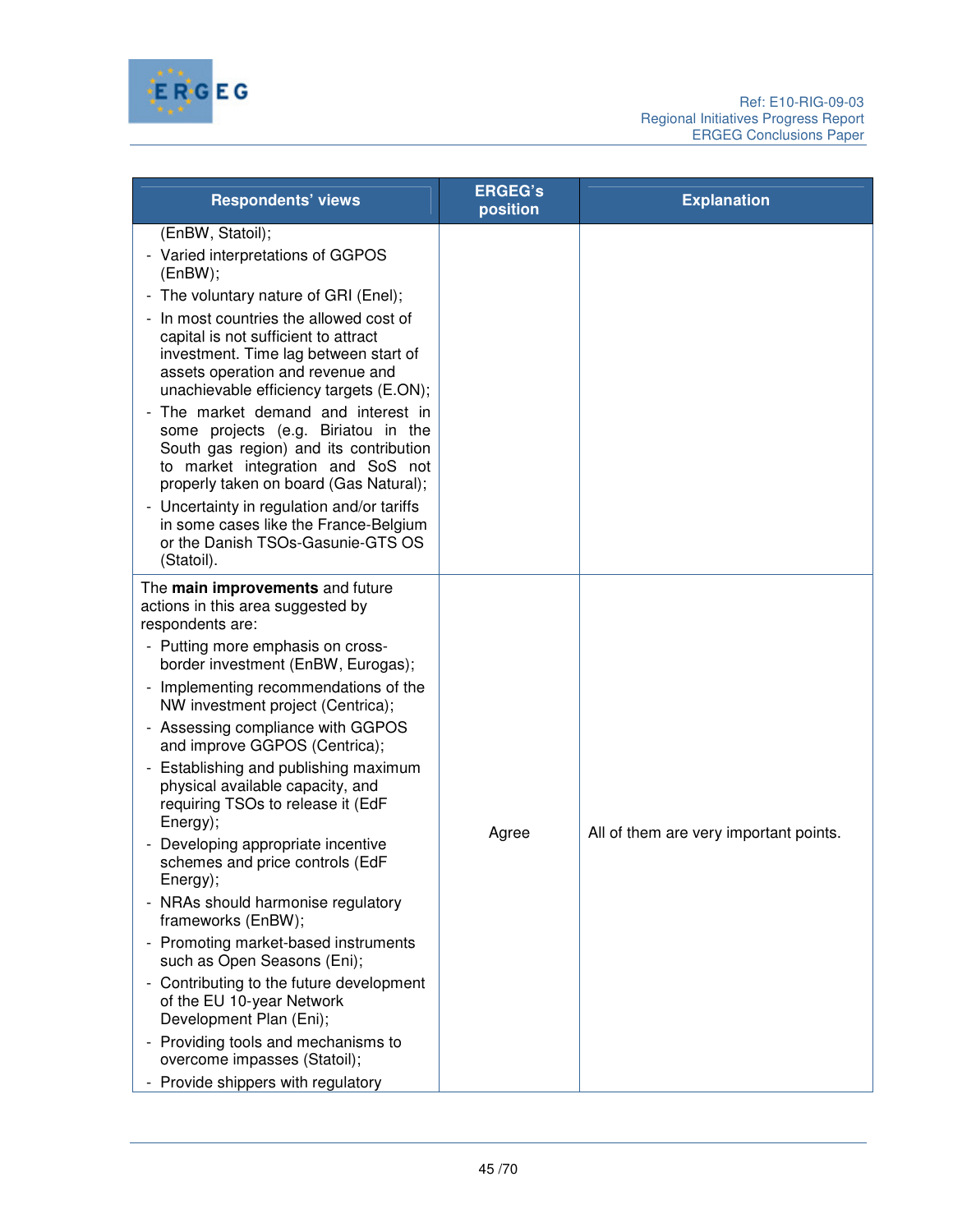| Respondents' views | ERGEG's position | Explanation |
|---|---|---|
| (EnBW, Statoil);<br>- Varied interpretations of GGPOS (EnBW);<br>- The voluntary nature of GRI (Enel);<br>- In most countries the allowed cost of capital is not sufficient to attract investment. Time lag between start of assets operation and revenue and unachievable efficiency targets (E.ON);<br>- The market demand and interest in some projects (e.g. Biriatou in the South gas region) and its contribution to market integration and SoS not properly taken on board (Gas Natural);<br>- Uncertainty in regulation and/or tariffs in some cases like the France-Belgium or the Danish TSOs-Gasunie-GTS OS (Statoil). | | |
| The **main improvements** and future actions in this area suggested by respondents are:<br>- Putting more emphasis on cross-border investment (EnBW, Eurogas);<br>- Implementing recommendations of the NW investment project (Centrica);<br>- Assessing compliance with GGPOS and improve GGPOS (Centrica);<br>- Establishing and publishing maximum physical available capacity, and requiring TSOs to release it (EdF Energy);<br>- Developing appropriate incentive schemes and price controls (EdF Energy);<br>- NRAs should harmonise regulatory frameworks (EnBW);<br>- Promoting market-based instruments such as Open Seasons (Eni);<br>- Contributing to the future development of the EU 10-year Network Development Plan (Eni);<br>- Providing tools and mechanisms to overcome impasses (Statoil);<br>- Provide shippers with regulatory | Agree | All of them are very important points. |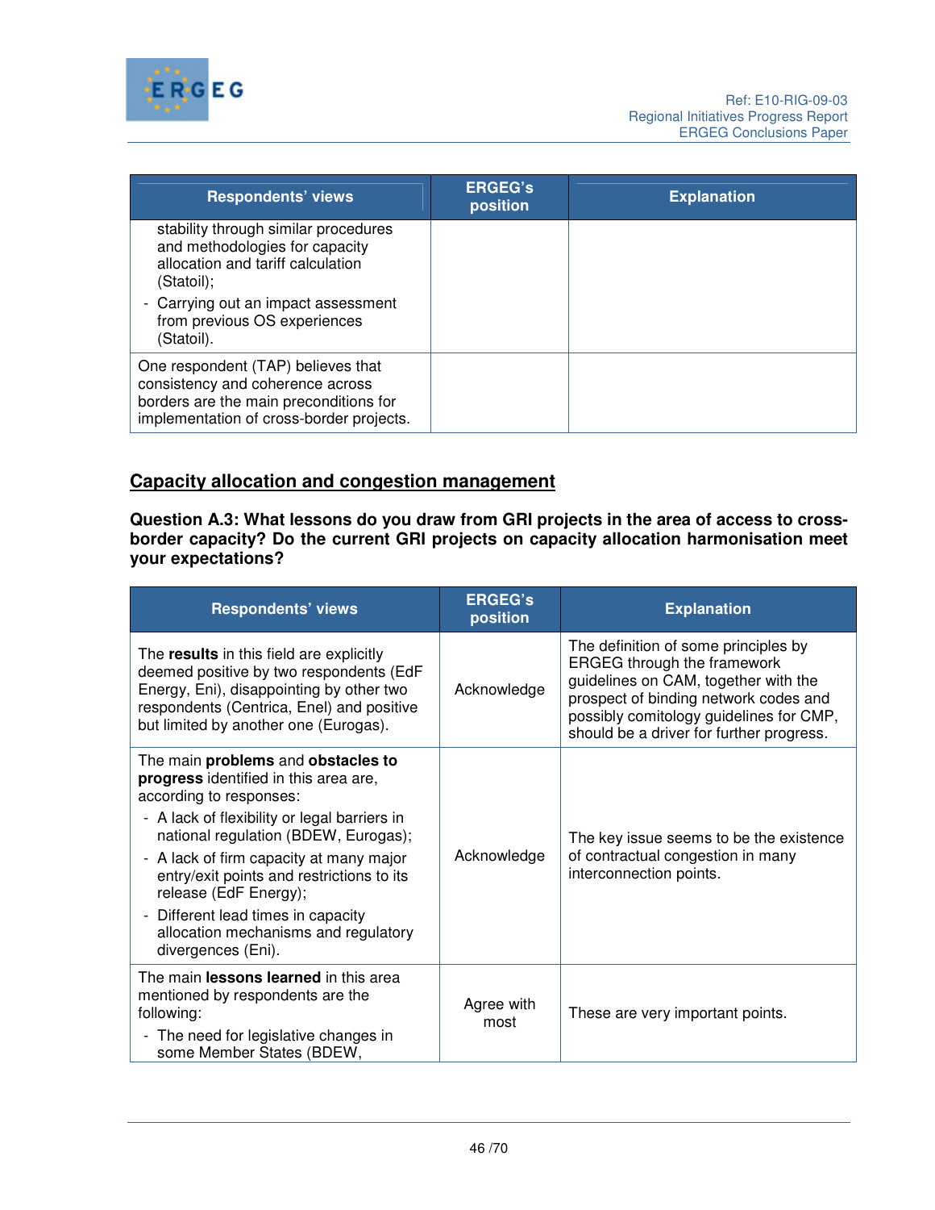| Respondents' views | ERGEG's position | Explanation |
|---|---|---|
| stability through similar procedures and methodologies for capacity allocation and tariff calculation (Statoil);<br>- Carrying out an impact assessment from previous OS experiences (Statoil). | | |
| One respondent (TAP) believes that consistency and coherence across borders are the main preconditions for implementation of cross-border projects. | | |

## Capacity allocation and congestion management

**Question A.3: What lessons do you draw from GRI projects in the area of access to cross-border capacity? Do the current GRI projects on capacity allocation harmonisation meet your expectations?**

| Respondents' views | ERGEG's position | Explanation |
|---|---|---|
| The **results** in this field are explicitly deemed positive by two respondents (EdF Energy, Eni), disappointing by other two respondents (Centrica, Enel) and positive but limited by another one (Eurogas). | Acknowledge | The definition of some principles by ERGEG through the framework guidelines on CAM, together with the prospect of binding network codes and possibly comitology guidelines for CMP, should be a driver for further progress. |
| The main **problems** and **obstacles to progress** identified in this area are, according to responses:<br>- A lack of flexibility or legal barriers in national regulation (BDEW, Eurogas);<br>- A lack of firm capacity at many major entry/exit points and restrictions to its release (EdF Energy);<br>- Different lead times in capacity allocation mechanisms and regulatory divergences (Eni). | Acknowledge | The key issue seems to be the existence of contractual congestion in many interconnection points. |
| The main **lessons learned** in this area mentioned by respondents are the following:<br>- The need for legislative changes in some Member States (BDEW, | Agree with most | These are very important points. |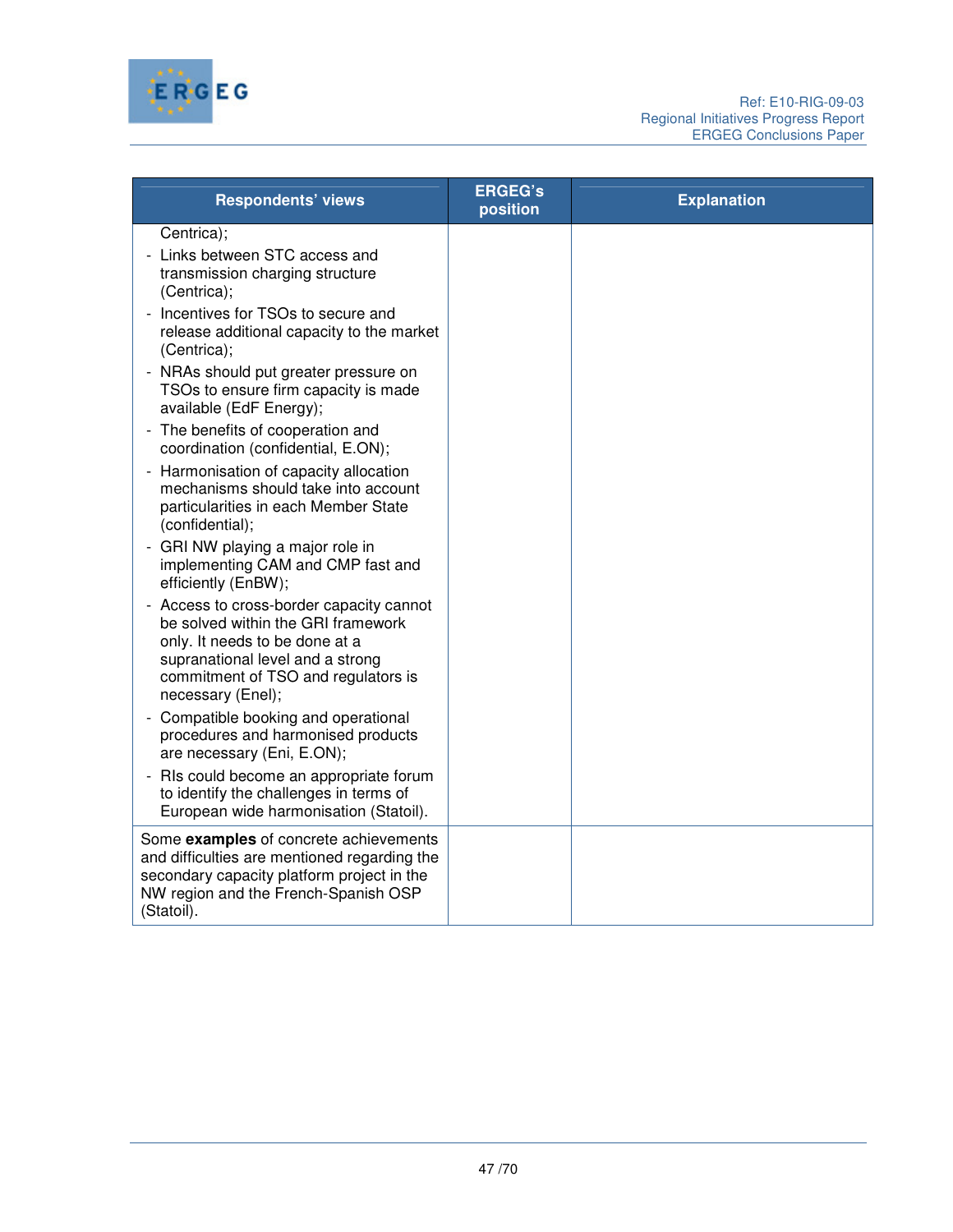| Respondents' views | ERGEG's position | Explanation |
|---|---|---|
| Centrica);<br>- Links between STC access and transmission charging structure (Centrica);<br>- Incentives for TSOs to secure and release additional capacity to the market (Centrica);<br>- NRAs should put greater pressure on TSOs to ensure firm capacity is made available (EdF Energy);<br>- The benefits of cooperation and coordination (confidential, E.ON);<br>- Harmonisation of capacity allocation mechanisms should take into account particularities in each Member State (confidential);<br>- GRI NW playing a major role in implementing CAM and CMP fast and efficiently (EnBW);<br>- Access to cross-border capacity cannot be solved within the GRI framework only. It needs to be done at a supranational level and a strong commitment of TSO and regulators is necessary (Enel);<br>- Compatible booking and operational procedures and harmonised products are necessary (Eni, E.ON);<br>- RIs could become an appropriate forum to identify the challenges in terms of European wide harmonisation (Statoil). | | |
| Some **examples** of concrete achievements and difficulties are mentioned regarding the secondary capacity platform project in the NW region and the French-Spanish OSP (Statoil). | | |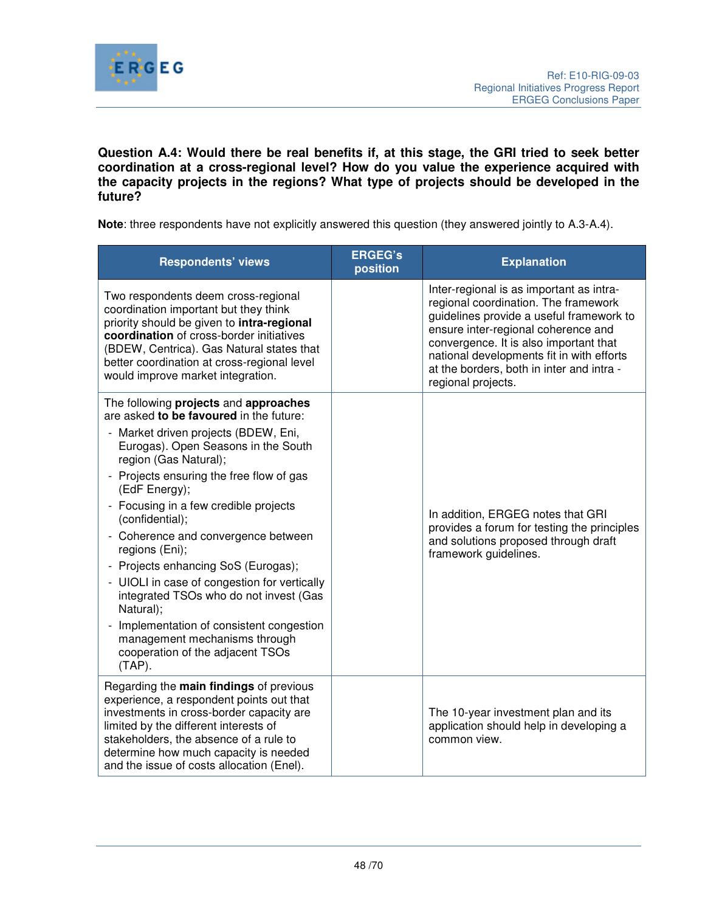**Question A.4: Would there be real benefits if, at this stage, the GRI tried to seek better coordination at a cross-regional level? How do you value the experience acquired with the capacity projects in the regions? What type of projects should be developed in the future?**

**Note**: three respondents have not explicitly answered this question (they answered jointly to A.3-A.4).

| Respondents' views | ERGEG's position | Explanation |
|---|---|---|
| Two respondents deem cross-regional coordination important but they think priority should be given to **intra-regional coordination** of cross-border initiatives (BDEW, Centrica). Gas Natural states that better coordination at cross-regional level would improve market integration. | | Inter-regional is as important as intra-regional coordination. The framework guidelines provide a useful framework to ensure inter-regional coherence and convergence. It is also important that national developments fit in with efforts at the borders, both in inter and intra - regional projects. |
| The following **projects** and **approaches** are asked **to be favoured** in the future:<br>- Market driven projects (BDEW, Eni, Eurogas). Open Seasons in the South region (Gas Natural);<br>- Projects ensuring the free flow of gas (EdF Energy);<br>- Focusing in a few credible projects (confidential);<br>- Coherence and convergence between regions (Eni);<br>- Projects enhancing SoS (Eurogas);<br>- UIOLI in case of congestion for vertically integrated TSOs who do not invest (Gas Natural);<br>- Implementation of consistent congestion management mechanisms through cooperation of the adjacent TSOs (TAP). | | In addition, ERGEG notes that GRI provides a forum for testing the principles and solutions proposed through draft framework guidelines. |
| Regarding the **main findings** of previous experience, a respondent points out that investments in cross-border capacity are limited by the different interests of stakeholders, the absence of a rule to determine how much capacity is needed and the issue of costs allocation (Enel). | | The 10-year investment plan and its application should help in developing a common view. |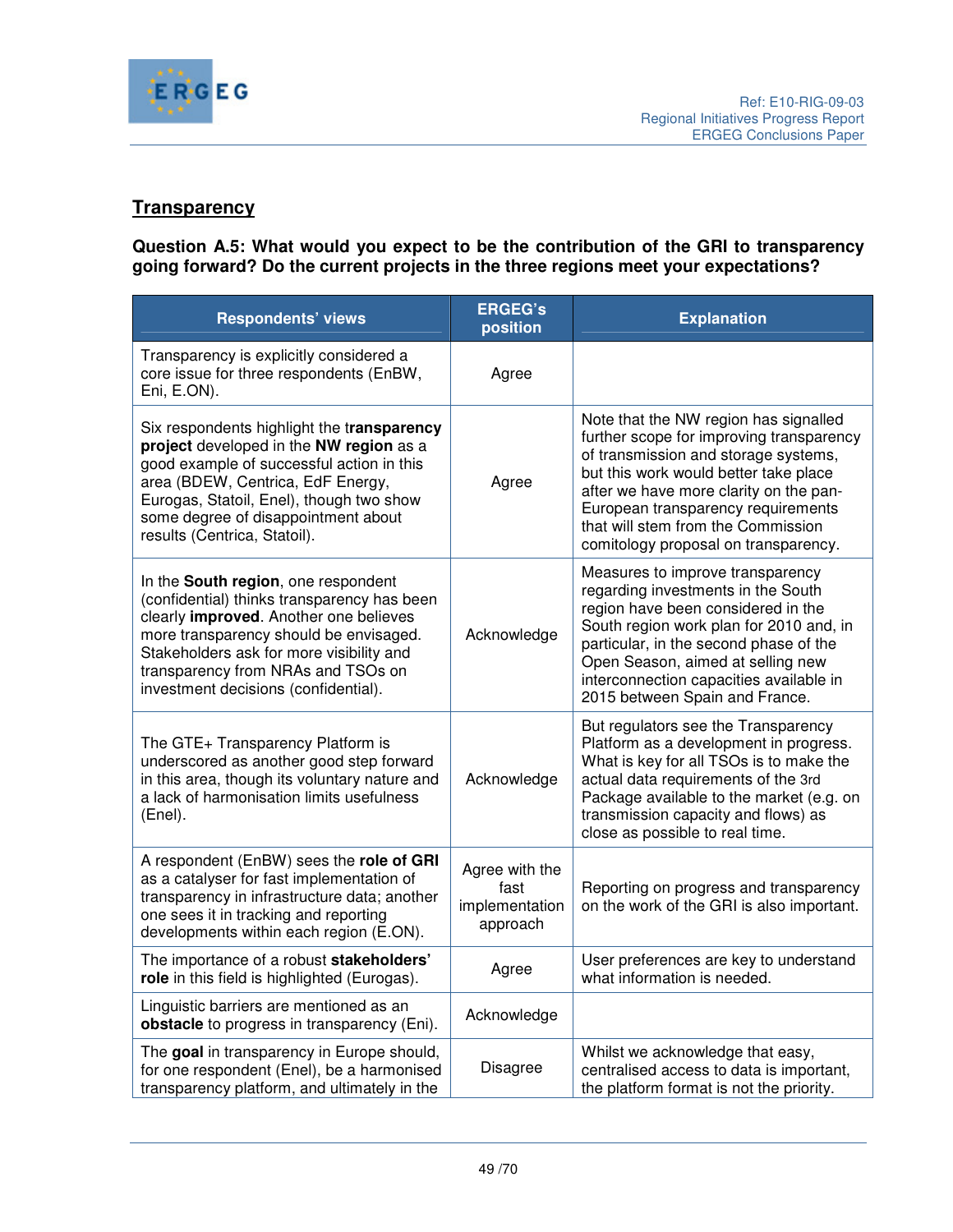## Transparency

**Question A.5: What would you expect to be the contribution of the GRI to transparency going forward? Do the current projects in the three regions meet your expectations?**

| Respondents' views | ERGEG's position | Explanation |
|---|---|---|
| Transparency is explicitly considered a core issue for three respondents (EnBW, Eni, E.ON). | Agree | |
| Six respondents highlight the **transparency project** developed in the **NW region** as a good example of successful action in this area (BDEW, Centrica, EdF Energy, Eurogas, Statoil, Enel), though two show some degree of disappointment about results (Centrica, Statoil). | Agree | Note that the NW region has signalled further scope for improving transparency of transmission and storage systems, but this work would better take place after we have more clarity on the pan-European transparency requirements that will stem from the Commission comitology proposal on transparency. |
| In the **South region**, one respondent (confidential) thinks transparency has been clearly **improved**. Another one believes more transparency should be envisaged. Stakeholders ask for more visibility and transparency from NRAs and TSOs on investment decisions (confidential). | Acknowledge | Measures to improve transparency regarding investments in the South region have been considered in the South region work plan for 2010 and, in particular, in the second phase of the Open Season, aimed at selling new interconnection capacities available in 2015 between Spain and France. |
| The GTE+ Transparency Platform is underscored as another good step forward in this area, though its voluntary nature and a lack of harmonisation limits usefulness (Enel). | Acknowledge | But regulators see the Transparency Platform as a development in progress. What is key for all TSOs is to make the actual data requirements of the 3rd Package available to the market (e.g. on transmission capacity and flows) as close as possible to real time. |
| A respondent (EnBW) sees the **role of GRI** as a catalyser for fast implementation of transparency in infrastructure data; another one sees it in tracking and reporting developments within each region (E.ON). | Agree with the fast implementation approach | Reporting on progress and transparency on the work of the GRI is also important. |
| The importance of a robust **stakeholders' role** in this field is highlighted (Eurogas). | Agree | User preferences are key to understand what information is needed. |
| Linguistic barriers are mentioned as an **obstacle** to progress in transparency (Eni). | Acknowledge | |
| The **goal** in transparency in Europe should, for one respondent (Enel), be a harmonised transparency platform, and ultimately in the | Disagree | Whilst we acknowledge that easy, centralised access to data is important, the platform format is not the priority. |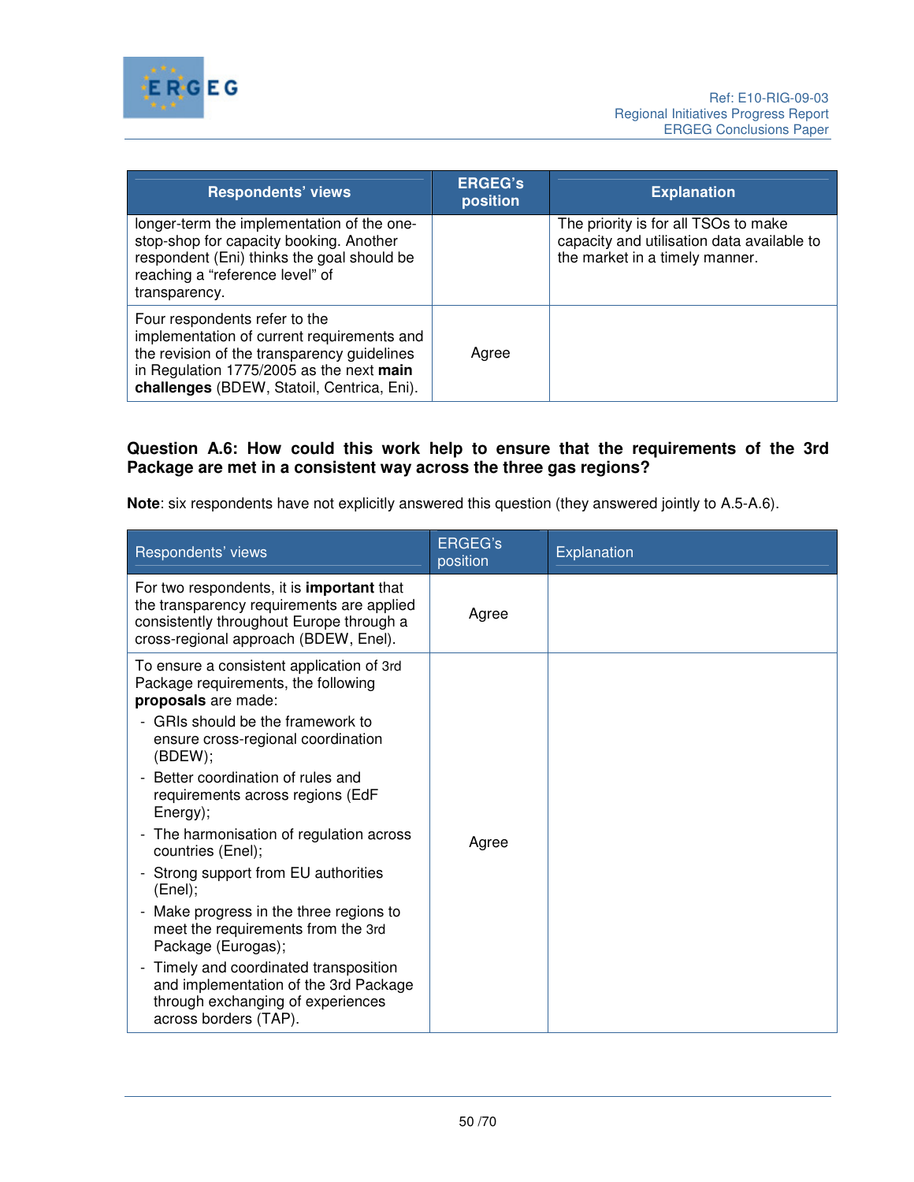| Respondents' views | ERGEG's position | Explanation |
|---|---|---|
| longer-term the implementation of the one-stop-shop for capacity booking. Another respondent (Eni) thinks the goal should be reaching a "reference level" of transparency. | | The priority is for all TSOs to make capacity and utilisation data available to the market in a timely manner. |
| Four respondents refer to the implementation of current requirements and the revision of the transparency guidelines in Regulation 1775/2005 as the next **main challenges** (BDEW, Statoil, Centrica, Eni). | Agree | |

**Question A.6: How could this work help to ensure that the requirements of the 3rd Package are met in a consistent way across the three gas regions?**

**Note**: six respondents have not explicitly answered this question (they answered jointly to A.5-A.6).

| Respondents' views | ERGEG's position | Explanation |
|---|---|---|
| For two respondents, it is **important** that the transparency requirements are applied consistently throughout Europe through a cross-regional approach (BDEW, Enel). | Agree | |
| To ensure a consistent application of 3rd Package requirements, the following **proposals** are made:<br>- GRIs should be the framework to ensure cross-regional coordination (BDEW);<br>- Better coordination of rules and requirements across regions (EdF Energy);<br>- The harmonisation of regulation across countries (Enel);<br>- Strong support from EU authorities (Enel);<br>- Make progress in the three regions to meet the requirements from the 3rd Package (Eurogas);<br>- Timely and coordinated transposition and implementation of the 3rd Package through exchanging of experiences across borders (TAP). | Agree | |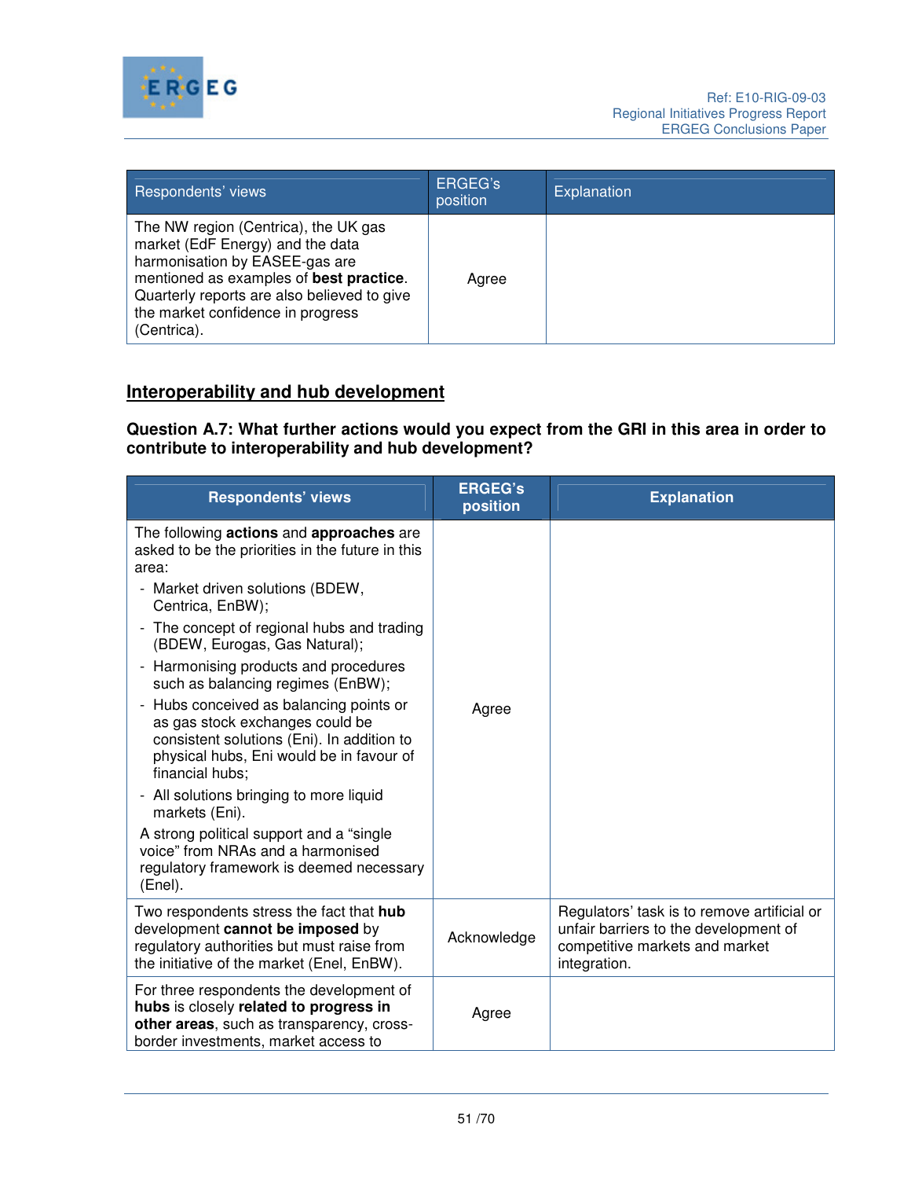| Respondents' views | ERGEG's position | Explanation |
|---|---|---|
| The NW region (Centrica), the UK gas market (EdF Energy) and the data harmonisation by EASEE-gas are mentioned as examples of **best practice**. Quarterly reports are also believed to give the market confidence in progress (Centrica). | Agree | |

## Interoperability and hub development

**Question A.7: What further actions would you expect from the GRI in this area in order to contribute to interoperability and hub development?**

| Respondents' views | ERGEG's position | Explanation |
|---|---|---|
| The following **actions** and **approaches** are asked to be the priorities in the future in this area:<br>- Market driven solutions (BDEW, Centrica, EnBW);<br>- The concept of regional hubs and trading (BDEW, Eurogas, Gas Natural);<br>- Harmonising products and procedures such as balancing regimes (EnBW);<br>- Hubs conceived as balancing points or as gas stock exchanges could be consistent solutions (Eni). In addition to physical hubs, Eni would be in favour of financial hubs;<br>- All solutions bringing to more liquid markets (Eni).<br>A strong political support and a "single voice" from NRAs and a harmonised regulatory framework is deemed necessary (Enel). | Agree | |
| Two respondents stress the fact that **hub** development **cannot be imposed** by regulatory authorities but must raise from the initiative of the market (Enel, EnBW). | Acknowledge | Regulators' task is to remove artificial or unfair barriers to the development of competitive markets and market integration. |
| For three respondents the development of **hubs** is closely **related to progress in other areas**, such as transparency, cross-border investments, market access to | Agree | |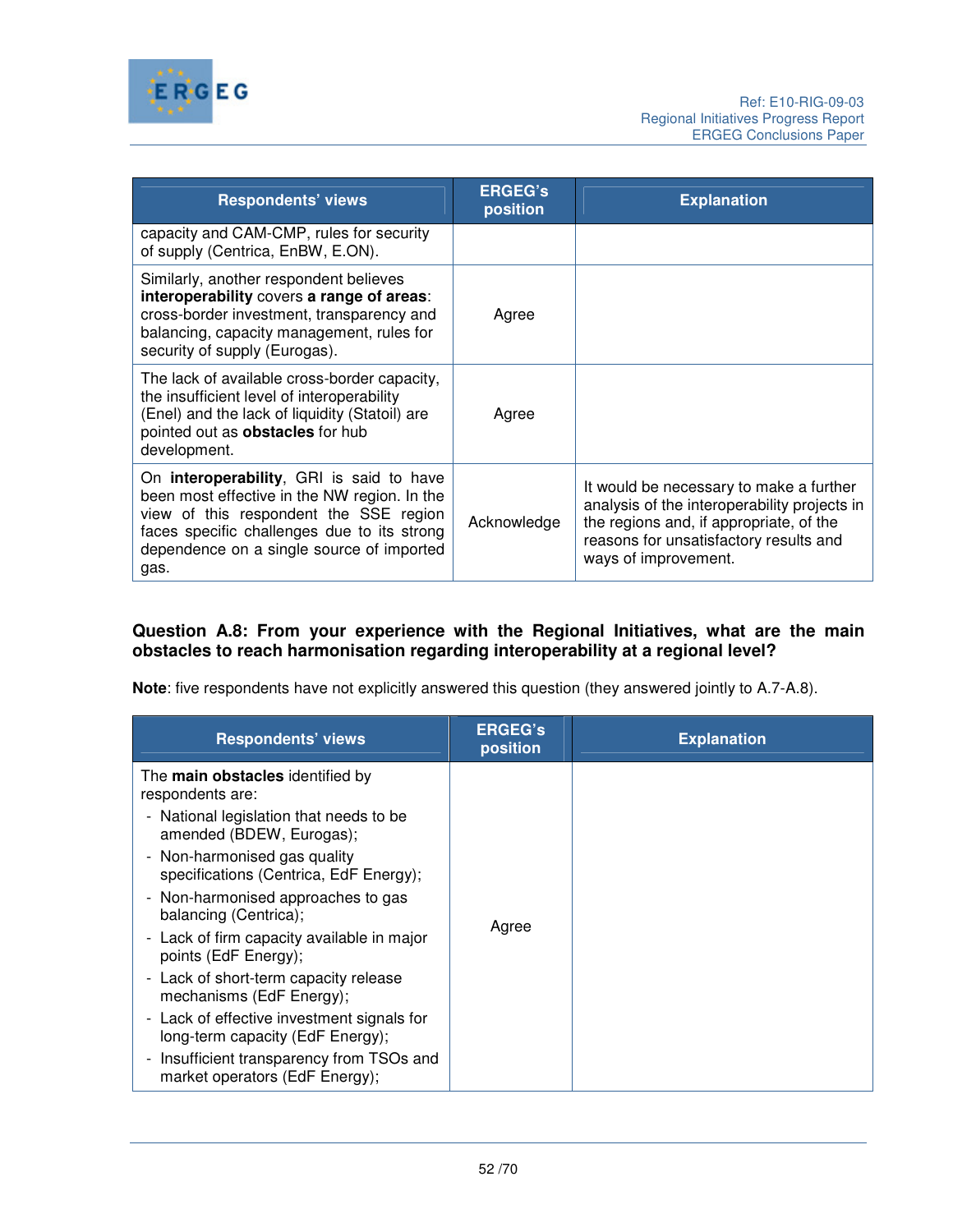| Respondents' views | ERGEG's position | Explanation |
| --- | --- | --- |
| capacity and CAM-CMP, rules for security of supply (Centrica, EnBW, E.ON). | | |
| Similarly, another respondent believes **interoperability** covers **a range of areas**: cross-border investment, transparency and balancing, capacity management, rules for security of supply (Eurogas). | Agree | |
| The lack of available cross-border capacity, the insufficient level of interoperability (Enel) and the lack of liquidity (Statoil) are pointed out as **obstacles** for hub development. | Agree | |
| On **interoperability**, GRI is said to have been most effective in the NW region. In the view of this respondent the SSE region faces specific challenges due to its strong dependence on a single source of imported gas. | Acknowledge | It would be necessary to make a further analysis of the interoperability projects in the regions and, if appropriate, of the reasons for unsatisfactory results and ways of improvement. |

**Question A.8: From your experience with the Regional Initiatives, what are the main obstacles to reach harmonisation regarding interoperability at a regional level?**

**Note**: five respondents have not explicitly answered this question (they answered jointly to A.7-A.8).

| Respondents' views | ERGEG's position | Explanation |
| --- | --- | --- |
| The **main obstacles** identified by respondents are:<br>- National legislation that needs to be amended (BDEW, Eurogas);<br>- Non-harmonised gas quality specifications (Centrica, EdF Energy);<br>- Non-harmonised approaches to gas balancing (Centrica);<br>- Lack of firm capacity available in major points (EdF Energy);<br>- Lack of short-term capacity release mechanisms (EdF Energy);<br>- Lack of effective investment signals for long-term capacity (EdF Energy);<br>- Insufficient transparency from TSOs and market operators (EdF Energy); | Agree | |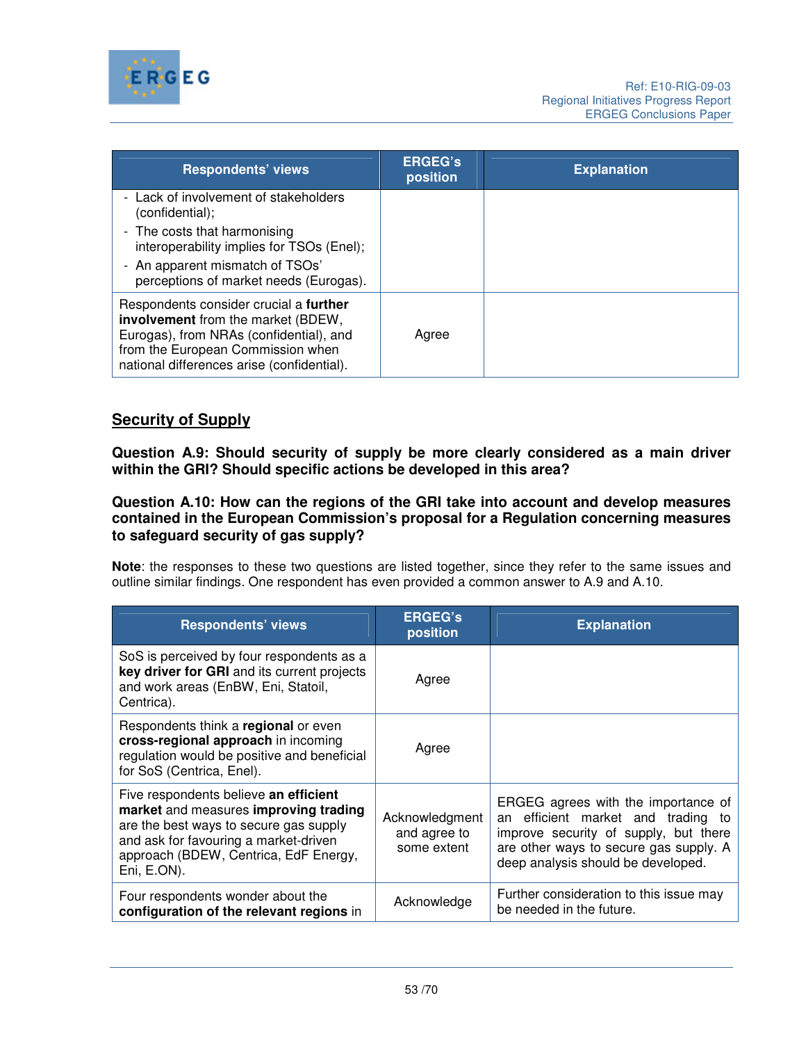| Respondents' views | ERGEG's position | Explanation |
|---|---|---|
| - Lack of involvement of stakeholders (confidential);<br>- The costs that harmonising interoperability implies for TSOs (Enel);<br>- An apparent mismatch of TSOs' perceptions of market needs (Eurogas). | | |
| Respondents consider crucial a **further involvement** from the market (BDEW, Eurogas), from NRAs (confidential), and from the European Commission when national differences arise (confidential). | Agree | |

## Security of Supply

**Question A.9: Should security of supply be more clearly considered as a main driver within the GRI? Should specific actions be developed in this area?**

**Question A.10: How can the regions of the GRI take into account and develop measures contained in the European Commission's proposal for a Regulation concerning measures to safeguard security of gas supply?**

**Note**: the responses to these two questions are listed together, since they refer to the same issues and outline similar findings. One respondent has even provided a common answer to A.9 and A.10.

| Respondents' views | ERGEG's position | Explanation |
|---|---|---|
| SoS is perceived by four respondents as a **key driver for GRI** and its current projects and work areas (EnBW, Eni, Statoil, Centrica). | Agree | |
| Respondents think a **regional** or even **cross-regional approach** in incoming regulation would be positive and beneficial for SoS (Centrica, Enel). | Agree | |
| Five respondents believe **an efficient market** and measures **improving trading** are the best ways to secure gas supply and ask for favouring a market-driven approach (BDEW, Centrica, EdF Energy, Eni, E.ON). | Acknowledgment and agree to some extent | ERGEG agrees with the importance of an efficient market and trading to improve security of supply, but there are other ways to secure gas supply. A deep analysis should be developed. |
| Four respondents wonder about the **configuration of the relevant regions** in | Acknowledge | Further consideration to this issue may be needed in the future. |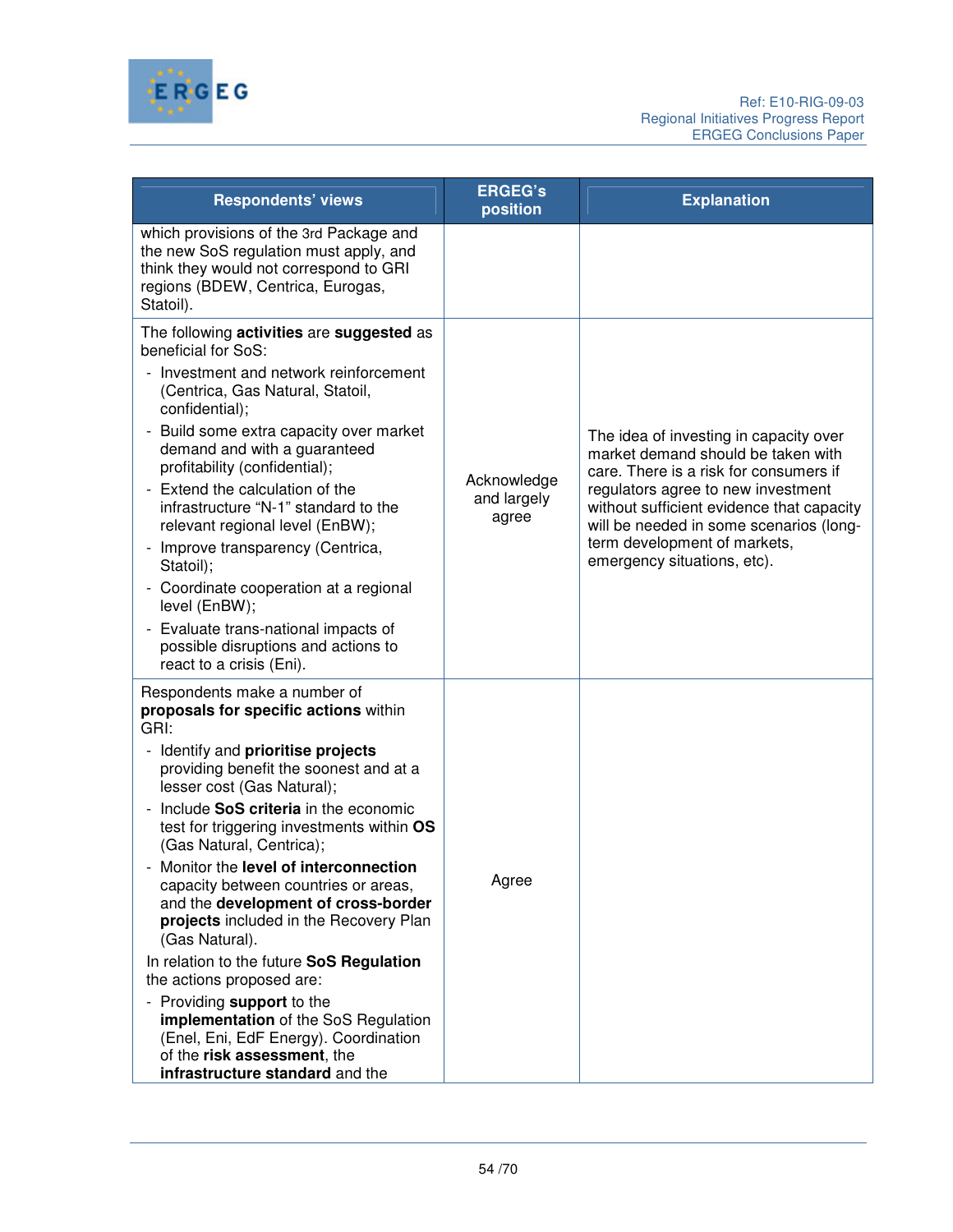| Respondents' views | ERGEG's position | Explanation |
|---|---|---|
| which provisions of the 3rd Package and the new SoS regulation must apply, and think they would not correspond to GRI regions (BDEW, Centrica, Eurogas, Statoil). | | |
| The following **activities** are **suggested** as beneficial for SoS:<br>- Investment and network reinforcement (Centrica, Gas Natural, Statoil, confidential);<br>- Build some extra capacity over market demand and with a guaranteed profitability (confidential);<br>- Extend the calculation of the infrastructure "N-1" standard to the relevant regional level (EnBW);<br>- Improve transparency (Centrica, Statoil);<br>- Coordinate cooperation at a regional level (EnBW);<br>- Evaluate trans-national impacts of possible disruptions and actions to react to a crisis (Eni). | Acknowledge and largely agree | The idea of investing in capacity over market demand should be taken with care. There is a risk for consumers if regulators agree to new investment without sufficient evidence that capacity will be needed in some scenarios (long-term development of markets, emergency situations, etc). |
| Respondents make a number of **proposals for specific actions** within GRI:<br>- Identify and **prioritise projects** providing benefit the soonest and at a lesser cost (Gas Natural);<br>- Include **SoS criteria** in the economic test for triggering investments within **OS** (Gas Natural, Centrica);<br>- Monitor the **level of interconnection** capacity between countries or areas, and the **development of cross-border projects** included in the Recovery Plan (Gas Natural).<br>In relation to the future **SoS Regulation** the actions proposed are:<br>- Providing **support** to the **implementation** of the SoS Regulation (Enel, Eni, EdF Energy). Coordination of the **risk assessment**, the **infrastructure standard** and the | Agree | |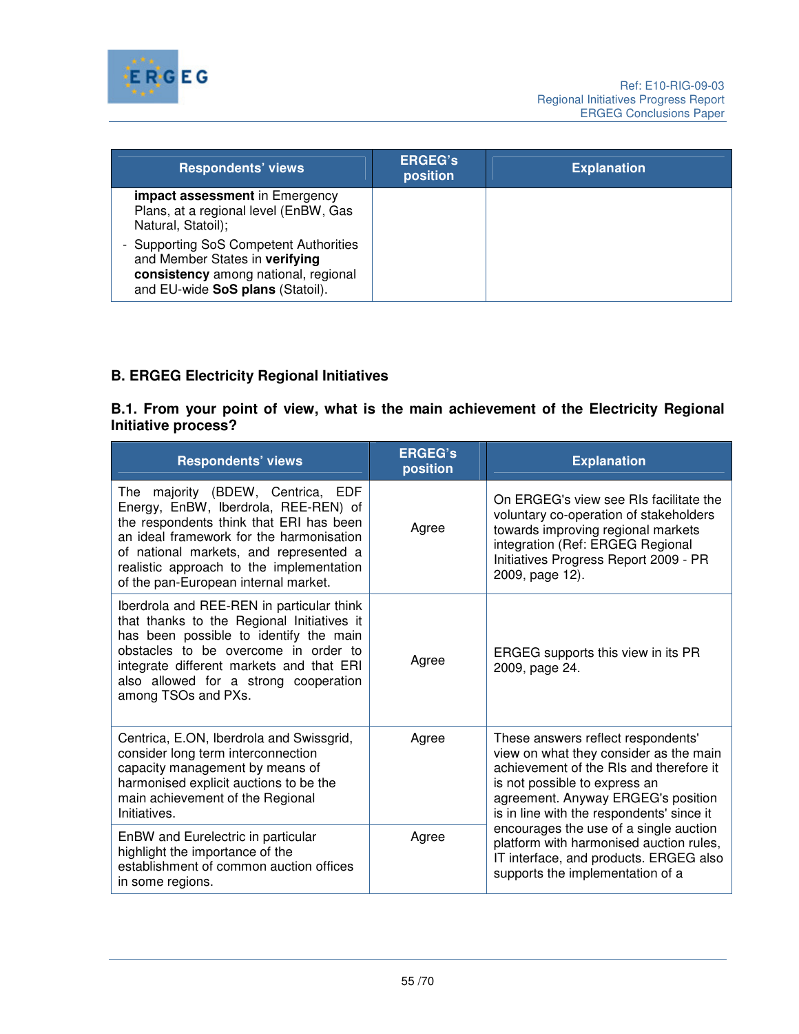| Respondents' views | ERGEG's position | Explanation |
|---|---|---|
| **impact assessment** in Emergency Plans, at a regional level (EnBW, Gas Natural, Statoil);<br>- Supporting SoS Competent Authorities and Member States in **verifying consistency** among national, regional and EU-wide **SoS plans** (Statoil). | | |

## B. ERGEG Electricity Regional Initiatives

### B.1. From your point of view, what is the main achievement of the Electricity Regional Initiative process?

| Respondents' views | ERGEG's position | Explanation |
|---|---|---|
| The majority (BDEW, Centrica, EDF Energy, EnBW, Iberdrola, REE-REN) of the respondents think that ERI has been an ideal framework for the harmonisation of national markets, and represented a realistic approach to the implementation of the pan-European internal market. | Agree | On ERGEG's view see RIs facilitate the voluntary co-operation of stakeholders towards improving regional markets integration (Ref: ERGEG Regional Initiatives Progress Report 2009 - PR 2009, page 12). |
| Iberdrola and REE-REN in particular think that thanks to the Regional Initiatives it has been possible to identify the main obstacles to be overcome in order to integrate different markets and that ERI also allowed for a strong cooperation among TSOs and PXs. | Agree | ERGEG supports this view in its PR 2009, page 24. |
| Centrica, E.ON, Iberdrola and Swissgrid, consider long term interconnection capacity management by means of harmonised explicit auctions to be the main achievement of the Regional Initiatives. | Agree | These answers reflect respondents' view on what they consider as the main achievement of the RIs and therefore it is not possible to express an agreement. Anyway ERGEG's position is in line with the respondents' since it encourages the use of a single auction platform with harmonised auction rules, IT interface, and products. ERGEG also supports the implementation of a |
| EnBW and Eurelectric in particular highlight the importance of the establishment of common auction offices in some regions. | Agree | |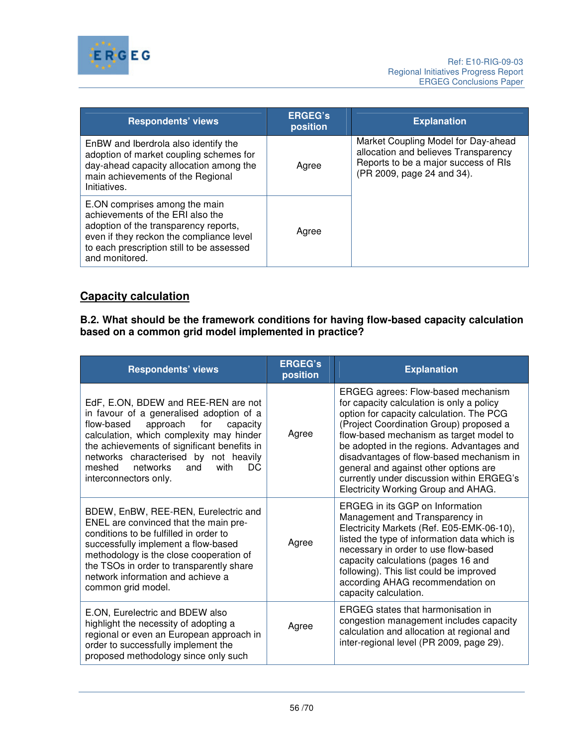| Respondents' views | ERGEG's position | Explanation |
| --- | --- | --- |
| EnBW and Iberdrola also identify the adoption of market coupling schemes for day-ahead capacity allocation among the main achievements of the Regional Initiatives. | Agree | Market Coupling Model for Day-ahead allocation and believes Transparency Reports to be a major success of RIs (PR 2009, page 24 and 34). |
| E.ON comprises among the main achievements of the ERI also the adoption of the transparency reports, even if they reckon the compliance level to each prescription still to be assessed and monitored. | Agree | |

## Capacity calculation

**B.2. What should be the framework conditions for having flow-based capacity calculation based on a common grid model implemented in practice?**

| Respondents' views | ERGEG's position | Explanation |
| --- | --- | --- |
| EdF, E.ON, BDEW and REE-REN are not in favour of a generalised adoption of a flow-based approach for capacity calculation, which complexity may hinder the achievements of significant benefits in networks characterised by not heavily meshed networks and with DC interconnectors only. | Agree | ERGEG agrees: Flow-based mechanism for capacity calculation is only a policy option for capacity calculation. The PCG (Project Coordination Group) proposed a flow-based mechanism as target model to be adopted in the regions. Advantages and disadvantages of flow-based mechanism in general and against other options are currently under discussion within ERGEG's Electricity Working Group and AHAG. |
| BDEW, EnBW, REE-REN, Eurelectric and ENEL are convinced that the main pre-conditions to be fulfilled in order to successfully implement a flow-based methodology is the close cooperation of the TSOs in order to transparently share network information and achieve a common grid model. | Agree | ERGEG in its GGP on Information Management and Transparency in Electricity Markets (Ref. E05-EMK-06-10), listed the type of information data which is necessary in order to use flow-based capacity calculations (pages 16 and following). This list could be improved according AHAG recommendation on capacity calculation. |
| E.ON, Eurelectric and BDEW also highlight the necessity of adopting a regional or even an European approach in order to successfully implement the proposed methodology since only such | Agree | ERGEG states that harmonisation in congestion management includes capacity calculation and allocation at regional and inter-regional level (PR 2009, page 29). |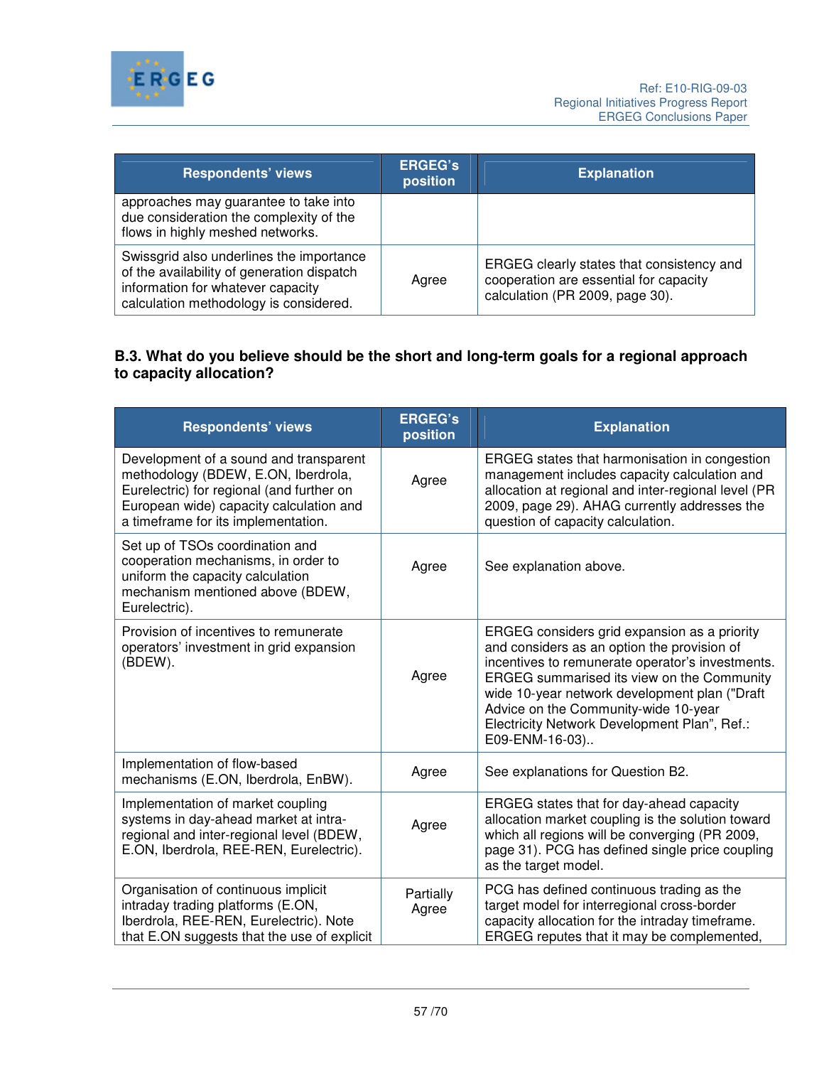| Respondents' views | ERGEG's position | Explanation |
|---|---|---|
| approaches may guarantee to take into due consideration the complexity of the flows in highly meshed networks. | | |
| Swissgrid also underlines the importance of the availability of generation dispatch information for whatever capacity calculation methodology is considered. | Agree | ERGEG clearly states that consistency and cooperation are essential for capacity calculation (PR 2009, page 30). |

**B.3. What do you believe should be the short and long-term goals for a regional approach to capacity allocation?**

| Respondents' views | ERGEG's position | Explanation |
|---|---|---|
| Development of a sound and transparent methodology (BDEW, E.ON, Iberdrola, Eurelectric) for regional (and further on European wide) capacity calculation and a timeframe for its implementation. | Agree | ERGEG states that harmonisation in congestion management includes capacity calculation and allocation at regional and inter-regional level (PR 2009, page 29). AHAG currently addresses the question of capacity calculation. |
| Set up of TSOs coordination and cooperation mechanisms, in order to uniform the capacity calculation mechanism mentioned above (BDEW, Eurelectric). | Agree | See explanation above. |
| Provision of incentives to remunerate operators' investment in grid expansion (BDEW). | Agree | ERGEG considers grid expansion as a priority and considers as an option the provision of incentives to remunerate operator's investments. ERGEG summarised its view on the Community wide 10-year network development plan ("Draft Advice on the Community-wide 10-year Electricity Network Development Plan", Ref.: E09-ENM-16-03).. |
| Implementation of flow-based mechanisms (E.ON, Iberdrola, EnBW). | Agree | See explanations for Question B2. |
| Implementation of market coupling systems in day-ahead market at intra-regional and inter-regional level (BDEW, E.ON, Iberdrola, REE-REN, Eurelectric). | Agree | ERGEG states that for day-ahead capacity allocation market coupling is the solution toward which all regions will be converging (PR 2009, page 31). PCG has defined single price coupling as the target model. |
| Organisation of continuous implicit intraday trading platforms (E.ON, Iberdrola, REE-REN, Eurelectric). Note that E.ON suggests that the use of explicit | Partially Agree | PCG has defined continuous trading as the target model for interregional cross-border capacity allocation for the intraday timeframe. ERGEG reputes that it may be complemented, |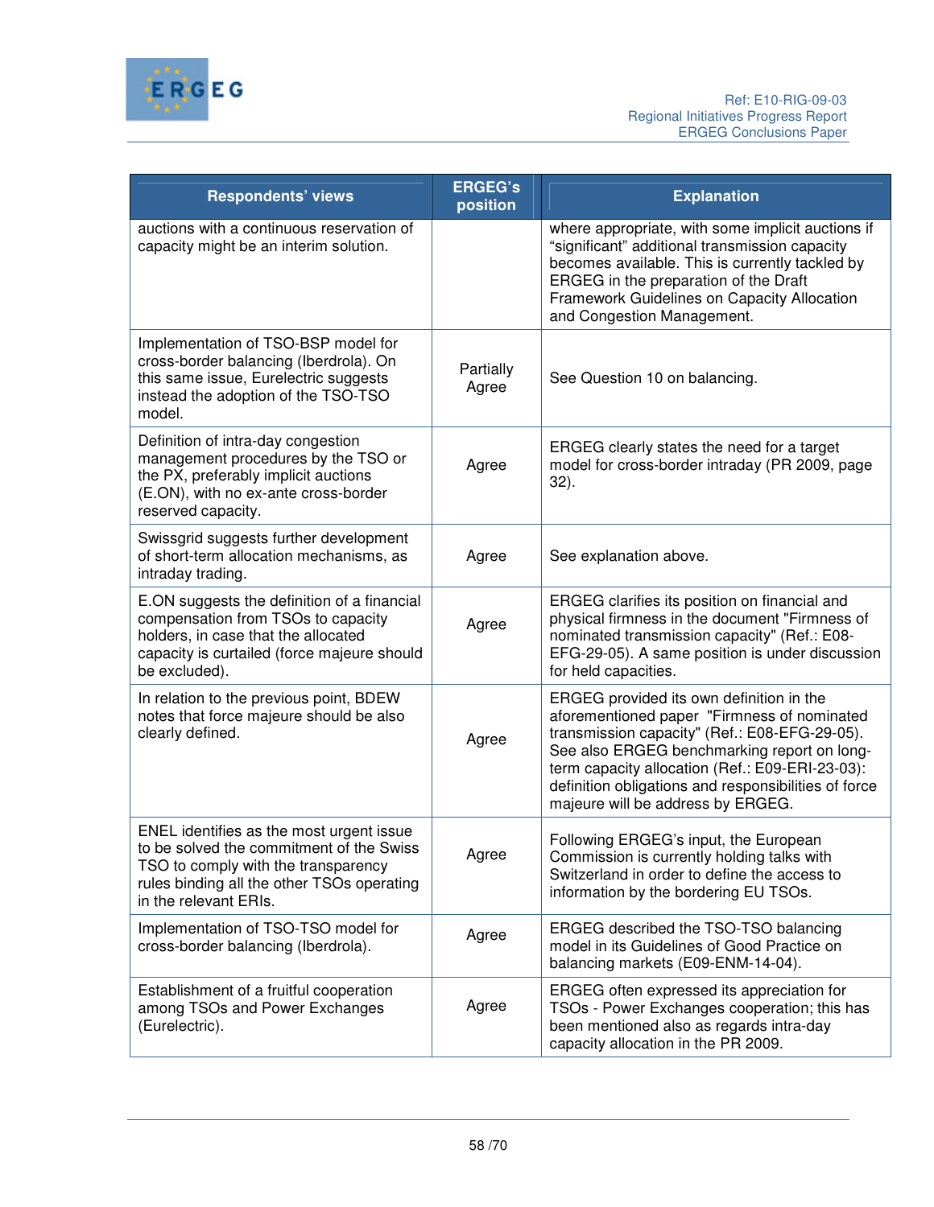| Respondents' views | ERGEG's position | Explanation |
|---|---|---|
| auctions with a continuous reservation of capacity might be an interim solution. | | where appropriate, with some implicit auctions if "significant" additional transmission capacity becomes available. This is currently tackled by ERGEG in the preparation of the Draft Framework Guidelines on Capacity Allocation and Congestion Management. |
| Implementation of TSO-BSP model for cross-border balancing (Iberdrola). On this same issue, Eurelectric suggests instead the adoption of the TSO-TSO model. | Partially Agree | See Question 10 on balancing. |
| Definition of intra-day congestion management procedures by the TSO or the PX, preferably implicit auctions (E.ON), with no ex-ante cross-border reserved capacity. | Agree | ERGEG clearly states the need for a target model for cross-border intraday (PR 2009, page 32). |
| Swissgrid suggests further development of short-term allocation mechanisms, as intraday trading. | Agree | See explanation above. |
| E.ON suggests the definition of a financial compensation from TSOs to capacity holders, in case that the allocated capacity is curtailed (force majeure should be excluded). | Agree | ERGEG clarifies its position on financial and physical firmness in the document "Firmness of nominated transmission capacity" (Ref.: E08-EFG-29-05). A same position is under discussion for held capacities. |
| In relation to the previous point, BDEW notes that force majeure should be also clearly defined. | Agree | ERGEG provided its own definition in the aforementioned paper "Firmness of nominated transmission capacity" (Ref.: E08-EFG-29-05). See also ERGEG benchmarking report on long-term capacity allocation (Ref.: E09-ERI-23-03): definition obligations and responsibilities of force majeure will be address by ERGEG. |
| ENEL identifies as the most urgent issue to be solved the commitment of the Swiss TSO to comply with the transparency rules binding all the other TSOs operating in the relevant ERIs. | Agree | Following ERGEG's input, the European Commission is currently holding talks with Switzerland in order to define the access to information by the bordering EU TSOs. |
| Implementation of TSO-TSO model for cross-border balancing (Iberdrola). | Agree | ERGEG described the TSO-TSO balancing model in its Guidelines of Good Practice on balancing markets (E09-ENM-14-04). |
| Establishment of a fruitful cooperation among TSOs and Power Exchanges (Eurelectric). | Agree | ERGEG often expressed its appreciation for TSOs - Power Exchanges cooperation; this has been mentioned also as regards intra-day capacity allocation in the PR 2009. |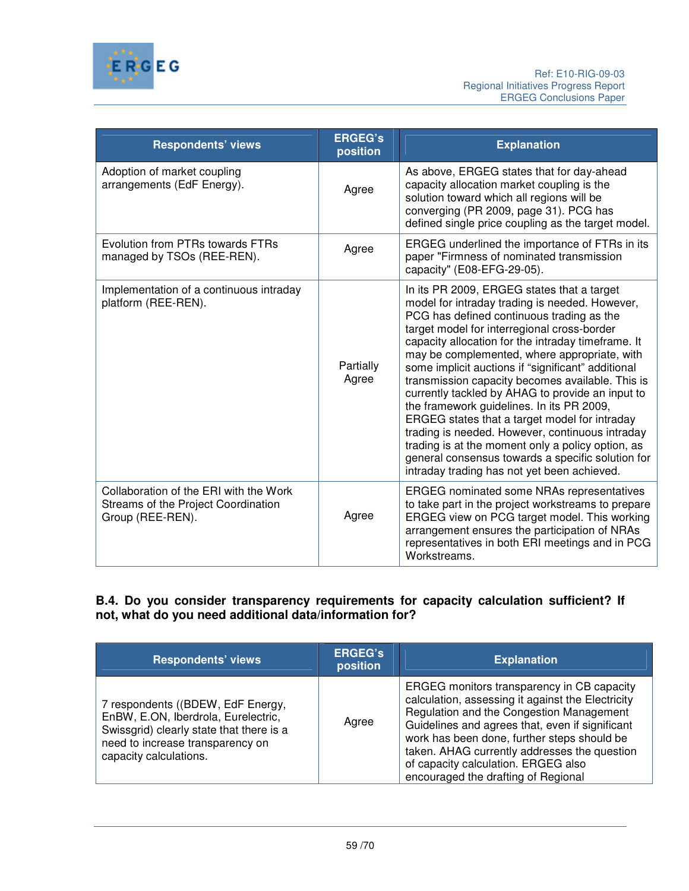| Respondents' views | ERGEG's position | Explanation |
|---|---|---|
| Adoption of market coupling arrangements (EdF Energy). | Agree | As above, ERGEG states that for day-ahead capacity allocation market coupling is the solution toward which all regions will be converging (PR 2009, page 31). PCG has defined single price coupling as the target model. |
| Evolution from PTRs towards FTRs managed by TSOs (REE-REN). | Agree | ERGEG underlined the importance of FTRs in its paper "Firmness of nominated transmission capacity" (E08-EFG-29-05). |
| Implementation of a continuous intraday platform (REE-REN). | Partially Agree | In its PR 2009, ERGEG states that a target model for intraday trading is needed. However, PCG has defined continuous trading as the target model for interregional cross-border capacity allocation for the intraday timeframe. It may be complemented, where appropriate, with some implicit auctions if "significant" additional transmission capacity becomes available. This is currently tackled by AHAG to provide an input to the framework guidelines. In its PR 2009, ERGEG states that a target model for intraday trading is needed. However, continuous intraday trading is at the moment only a policy option, as general consensus towards a specific solution for intraday trading has not yet been achieved. |
| Collaboration of the ERI with the Work Streams of the Project Coordination Group (REE-REN). | Agree | ERGEG nominated some NRAs representatives to take part in the project workstreams to prepare ERGEG view on PCG target model. This working arrangement ensures the participation of NRAs representatives in both ERI meetings and in PCG Workstreams. |

**B.4. Do you consider transparency requirements for capacity calculation sufficient? If not, what do you need additional data/information for?**

| Respondents' views | ERGEG's position | Explanation |
|---|---|---|
| 7 respondents ((BDEW, EdF Energy, EnBW, E.ON, Iberdrola, Eurelectric, Swissgrid) clearly state that there is a need to increase transparency on capacity calculations. | Agree | ERGEG monitors transparency in CB capacity calculation, assessing it against the Electricity Regulation and the Congestion Management Guidelines and agrees that, even if significant work has been done, further steps should be taken. AHAG currently addresses the question of capacity calculation. ERGEG also encouraged the drafting of Regional |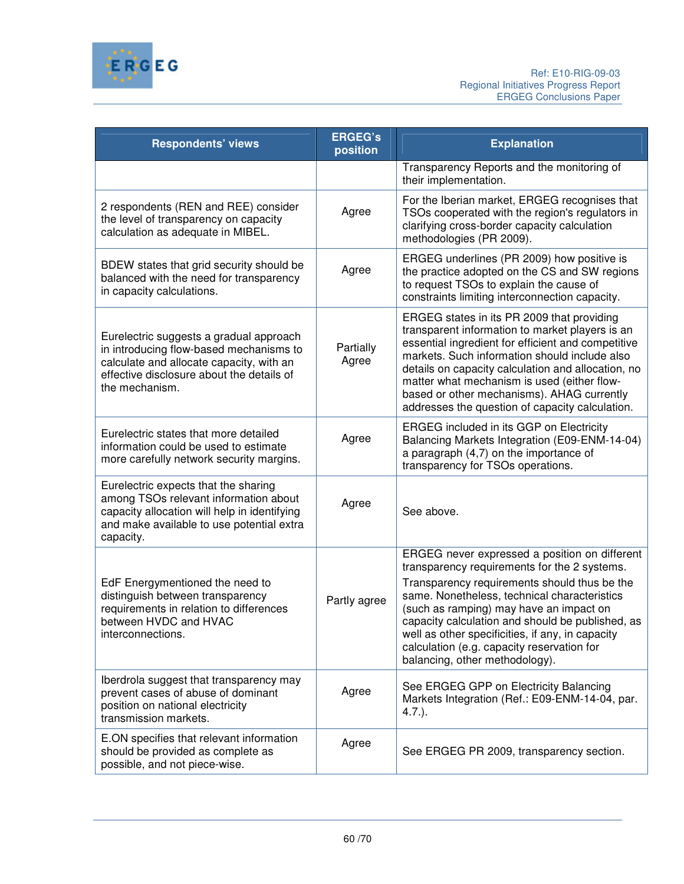| Respondents' views | ERGEG's position | Explanation |
|---|---|---|
| | | Transparency Reports and the monitoring of their implementation. |
| 2 respondents (REN and REE) consider the level of transparency on capacity calculation as adequate in MIBEL. | Agree | For the Iberian market, ERGEG recognises that TSOs cooperated with the region's regulators in clarifying cross-border capacity calculation methodologies (PR 2009). |
| BDEW states that grid security should be balanced with the need for transparency in capacity calculations. | Agree | ERGEG underlines (PR 2009) how positive is the practice adopted on the CS and SW regions to request TSOs to explain the cause of constraints limiting interconnection capacity. |
| Eurelectric suggests a gradual approach in introducing flow-based mechanisms to calculate and allocate capacity, with an effective disclosure about the details of the mechanism. | Partially Agree | ERGEG states in its PR 2009 that providing transparent information to market players is an essential ingredient for efficient and competitive markets. Such information should include also details on capacity calculation and allocation, no matter what mechanism is used (either flow-based or other mechanisms). AHAG currently addresses the question of capacity calculation. |
| Eurelectric states that more detailed information could be used to estimate more carefully network security margins. | Agree | ERGEG included in its GGP on Electricity Balancing Markets Integration (E09-ENM-14-04) a paragraph (4,7) on the importance of transparency for TSOs operations. |
| Eurelectric expects that the sharing among TSOs relevant information about capacity allocation will help in identifying and make available to use potential extra capacity. | Agree | See above. |
| EdF Energymentioned the need to distinguish between transparency requirements in relation to differences between HVDC and HVAC interconnections. | Partly agree | ERGEG never expressed a position on different transparency requirements for the 2 systems. Transparency requirements should thus be the same. Nonetheless, technical characteristics (such as ramping) may have an impact on capacity calculation and should be published, as well as other specificities, if any, in capacity calculation (e.g. capacity reservation for balancing, other methodology). |
| Iberdrola suggest that transparency may prevent cases of abuse of dominant position on national electricity transmission markets. | Agree | See ERGEG GPP on Electricity Balancing Markets Integration (Ref.: E09-ENM-14-04, par. 4.7.). |
| E.ON specifies that relevant information should be provided as complete as possible, and not piece-wise. | Agree | See ERGEG PR 2009, transparency section. |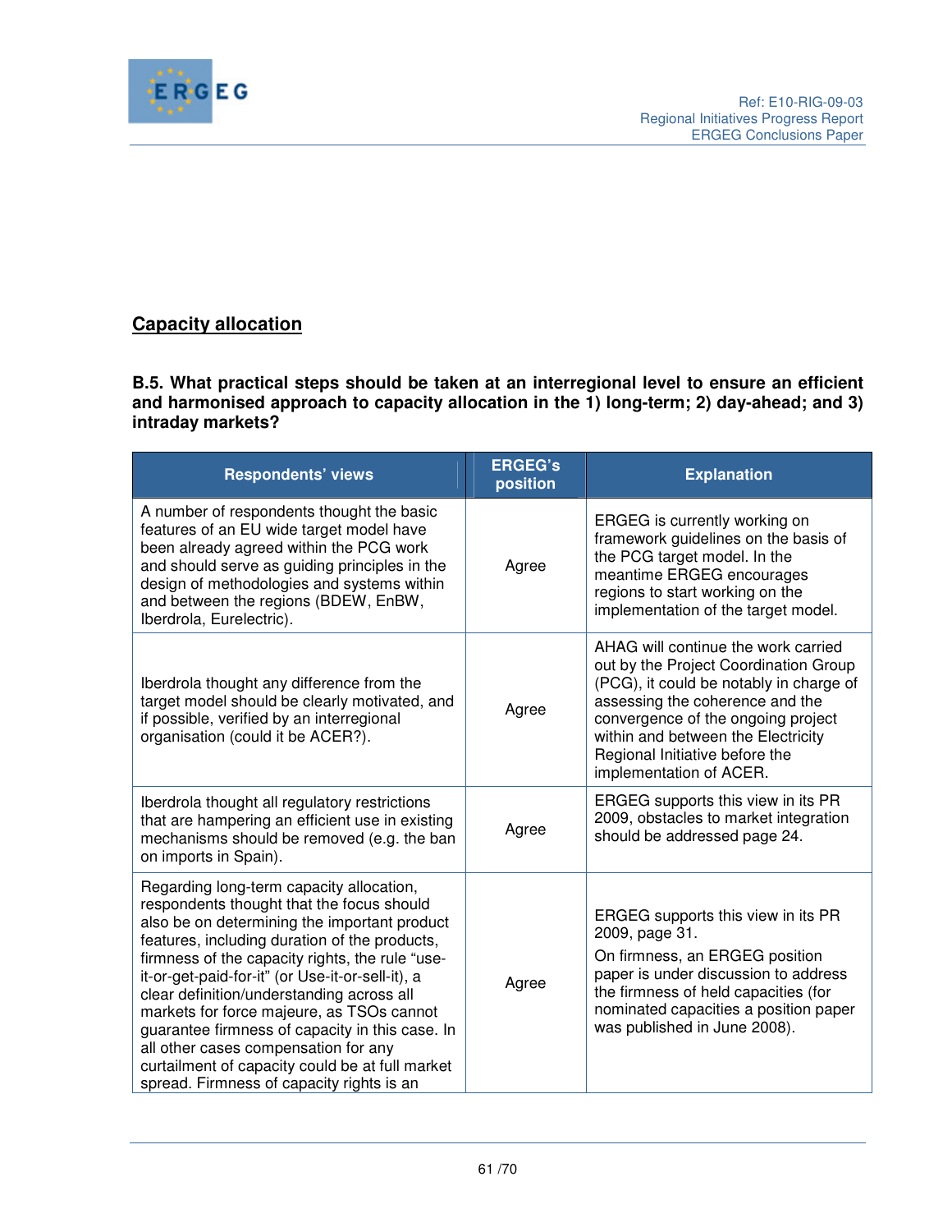## Capacity allocation

**B.5. What practical steps should be taken at an interregional level to ensure an efficient and harmonised approach to capacity allocation in the 1) long-term; 2) day-ahead; and 3) intraday markets?**

| Respondents' views | ERGEG's position | Explanation |
|---|---|---|
| A number of respondents thought the basic features of an EU wide target model have been already agreed within the PCG work and should serve as guiding principles in the design of methodologies and systems within and between the regions (BDEW, EnBW, Iberdrola, Eurelectric). | Agree | ERGEG is currently working on framework guidelines on the basis of the PCG target model. In the meantime ERGEG encourages regions to start working on the implementation of the target model. |
| Iberdrola thought any difference from the target model should be clearly motivated, and if possible, verified by an interregional organisation (could it be ACER?). | Agree | AHAG will continue the work carried out by the Project Coordination Group (PCG), it could be notably in charge of assessing the coherence and the convergence of the ongoing project within and between the Electricity Regional Initiative before the implementation of ACER. |
| Iberdrola thought all regulatory restrictions that are hampering an efficient use in existing mechanisms should be removed (e.g. the ban on imports in Spain). | Agree | ERGEG supports this view in its PR 2009, obstacles to market integration should be addressed page 24. |
| Regarding long-term capacity allocation, respondents thought that the focus should also be on determining the important product features, including duration of the products, firmness of the capacity rights, the rule "use-it-or-get-paid-for-it" (or Use-it-or-sell-it), a clear definition/understanding across all markets for force majeure, as TSOs cannot guarantee firmness of capacity in this case. In all other cases compensation for any curtailment of capacity could be at full market spread. Firmness of capacity rights is an | Agree | ERGEG supports this view in its PR 2009, page 31.<br><br>On firmness, an ERGEG position paper is under discussion to address the firmness of held capacities (for nominated capacities a position paper was published in June 2008). |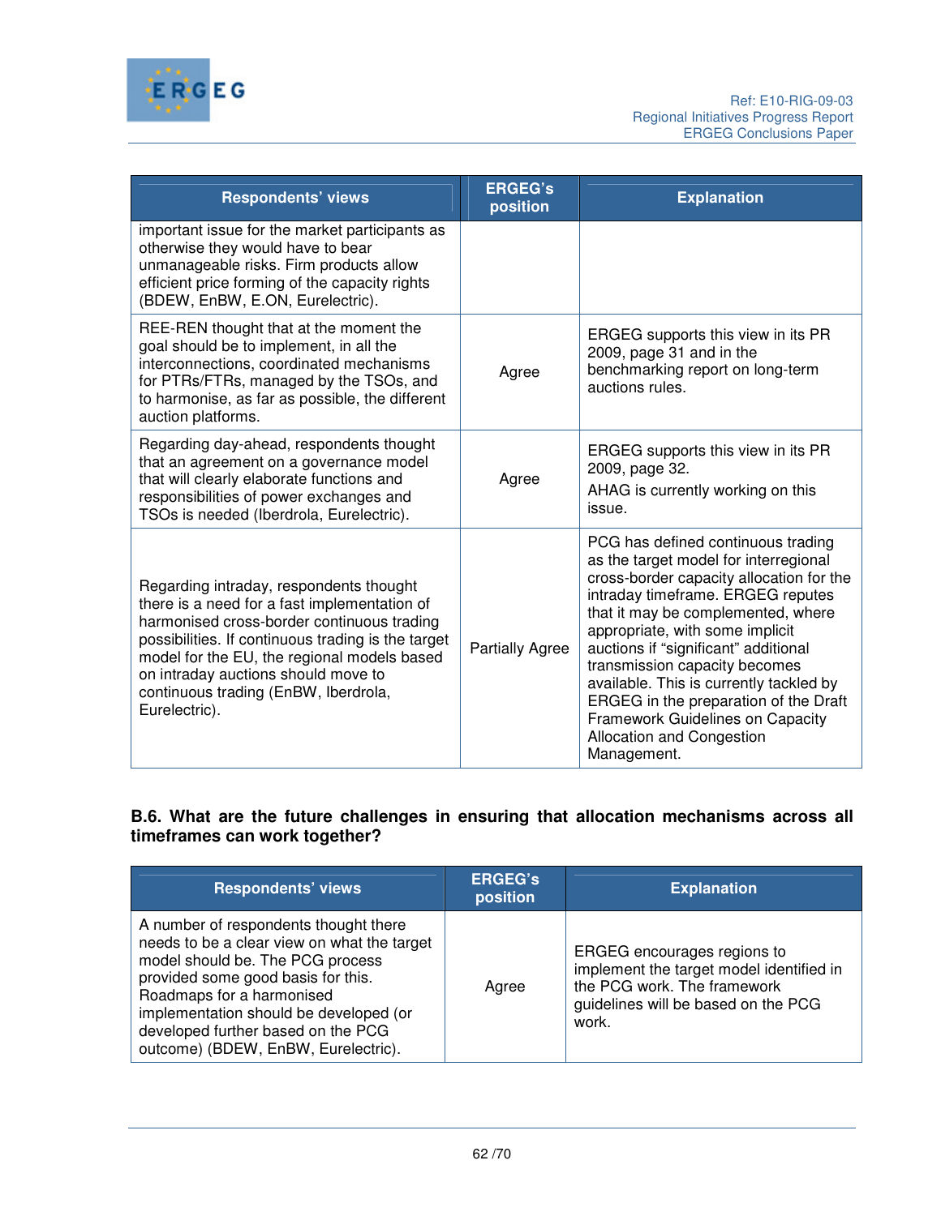| Respondents' views | ERGEG's position | Explanation |
|---|---|---|
| important issue for the market participants as otherwise they would have to bear unmanageable risks. Firm products allow efficient price forming of the capacity rights (BDEW, EnBW, E.ON, Eurelectric). | | |
| REE-REN thought that at the moment the goal should be to implement, in all the interconnections, coordinated mechanisms for PTRs/FTRs, managed by the TSOs, and to harmonise, as far as possible, the different auction platforms. | Agree | ERGEG supports this view in its PR 2009, page 31 and in the benchmarking report on long-term auctions rules. |
| Regarding day-ahead, respondents thought that an agreement on a governance model that will clearly elaborate functions and responsibilities of power exchanges and TSOs is needed (Iberdrola, Eurelectric). | Agree | ERGEG supports this view in its PR 2009, page 32.<br>AHAG is currently working on this issue. |
| Regarding intraday, respondents thought there is a need for a fast implementation of harmonised cross-border continuous trading possibilities. If continuous trading is the target model for the EU, the regional models based on intraday auctions should move to continuous trading (EnBW, Iberdrola, Eurelectric). | Partially Agree | PCG has defined continuous trading as the target model for interregional cross-border capacity allocation for the intraday timeframe. ERGEG reputes that it may be complemented, where appropriate, with some implicit auctions if "significant" additional transmission capacity becomes available. This is currently tackled by ERGEG in the preparation of the Draft Framework Guidelines on Capacity Allocation and Congestion Management. |

**B.6. What are the future challenges in ensuring that allocation mechanisms across all timeframes can work together?**

| Respondents' views | ERGEG's position | Explanation |
|---|---|---|
| A number of respondents thought there needs to be a clear view on what the target model should be. The PCG process provided some good basis for this. Roadmaps for a harmonised implementation should be developed (or developed further based on the PCG outcome) (BDEW, EnBW, Eurelectric). | Agree | ERGEG encourages regions to implement the target model identified in the PCG work. The framework guidelines will be based on the PCG work. |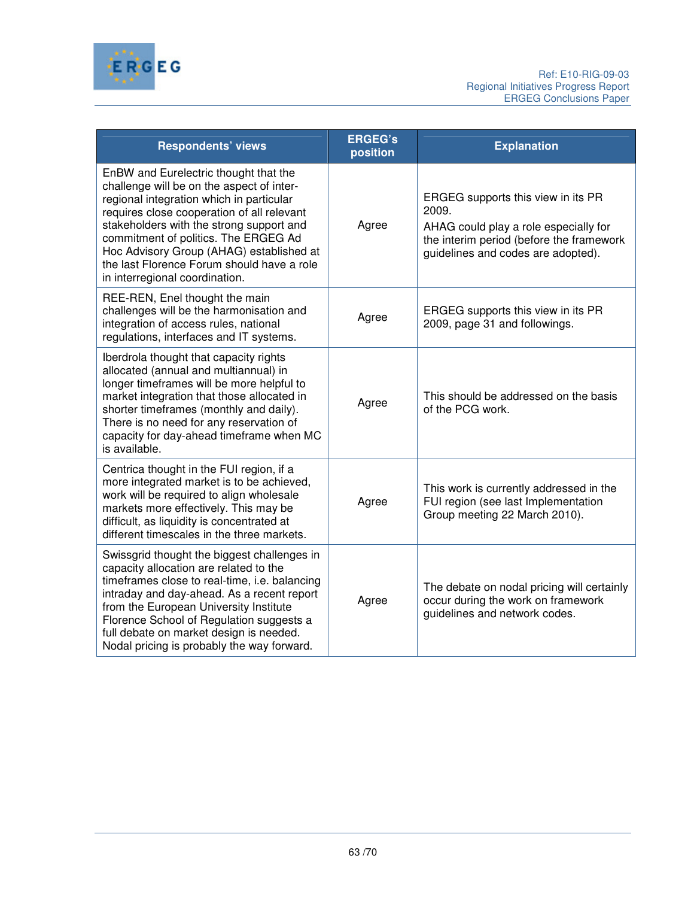| Respondents' views | ERGEG's position | Explanation |
|---|---|---|
| EnBW and Eurelectric thought that the challenge will be on the aspect of inter-regional integration which in particular requires close cooperation of all relevant stakeholders with the strong support and commitment of politics. The ERGEG Ad Hoc Advisory Group (AHAG) established at the last Florence Forum should have a role in interregional coordination. | Agree | ERGEG supports this view in its PR 2009. AHAG could play a role especially for the interim period (before the framework guidelines and codes are adopted). |
| REE-REN, Enel thought the main challenges will be the harmonisation and integration of access rules, national regulations, interfaces and IT systems. | Agree | ERGEG supports this view in its PR 2009, page 31 and followings. |
| Iberdrola thought that capacity rights allocated (annual and multiannual) in longer timeframes will be more helpful to market integration that those allocated in shorter timeframes (monthly and daily). There is no need for any reservation of capacity for day-ahead timeframe when MC is available. | Agree | This should be addressed on the basis of the PCG work. |
| Centrica thought in the FUI region, if a more integrated market is to be achieved, work will be required to align wholesale markets more effectively. This may be difficult, as liquidity is concentrated at different timescales in the three markets. | Agree | This work is currently addressed in the FUI region (see last Implementation Group meeting 22 March 2010). |
| Swissgrid thought the biggest challenges in capacity allocation are related to the timeframes close to real-time, i.e. balancing intraday and day-ahead. As a recent report from the European University Institute Florence School of Regulation suggests a full debate on market design is needed. Nodal pricing is probably the way forward. | Agree | The debate on nodal pricing will certainly occur during the work on framework guidelines and network codes. |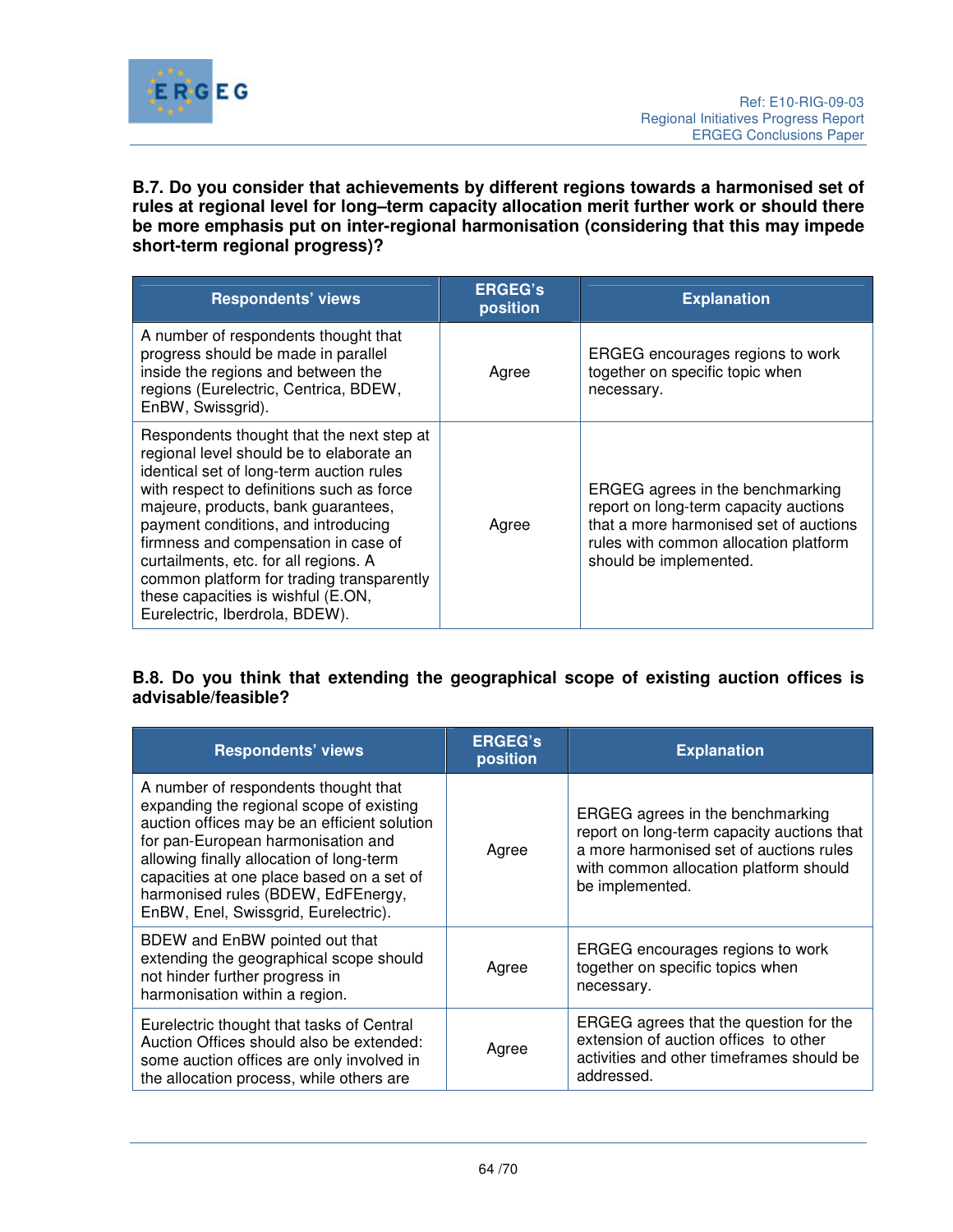**B.7. Do you consider that achievements by different regions towards a harmonised set of rules at regional level for long–term capacity allocation merit further work or should there be more emphasis put on inter-regional harmonisation (considering that this may impede short-term regional progress)?**

| Respondents' views | ERGEG's position | Explanation |
|---|---|---|
| A number of respondents thought that progress should be made in parallel inside the regions and between the regions (Eurelectric, Centrica, BDEW, EnBW, Swissgrid). | Agree | ERGEG encourages regions to work together on specific topic when necessary. |
| Respondents thought that the next step at regional level should be to elaborate an identical set of long-term auction rules with respect to definitions such as force majeure, products, bank guarantees, payment conditions, and introducing firmness and compensation in case of curtailments, etc. for all regions. A common platform for trading transparently these capacities is wishful (E.ON, Eurelectric, Iberdrola, BDEW). | Agree | ERGEG agrees in the benchmarking report on long-term capacity auctions that a more harmonised set of auctions rules with common allocation platform should be implemented. |

**B.8. Do you think that extending the geographical scope of existing auction offices is advisable/feasible?**

| Respondents' views | ERGEG's position | Explanation |
|---|---|---|
| A number of respondents thought that expanding the regional scope of existing auction offices may be an efficient solution for pan-European harmonisation and allowing finally allocation of long-term capacities at one place based on a set of harmonised rules (BDEW, EdFEnergy, EnBW, Enel, Swissgrid, Eurelectric). | Agree | ERGEG agrees in the benchmarking report on long-term capacity auctions that a more harmonised set of auctions rules with common allocation platform should be implemented. |
| BDEW and EnBW pointed out that extending the geographical scope should not hinder further progress in harmonisation within a region. | Agree | ERGEG encourages regions to work together on specific topics when necessary. |
| Eurelectric thought that tasks of Central Auction Offices should also be extended: some auction offices are only involved in the allocation process, while others are | Agree | ERGEG agrees that the question for the extension of auction offices to other activities and other timeframes should be addressed. |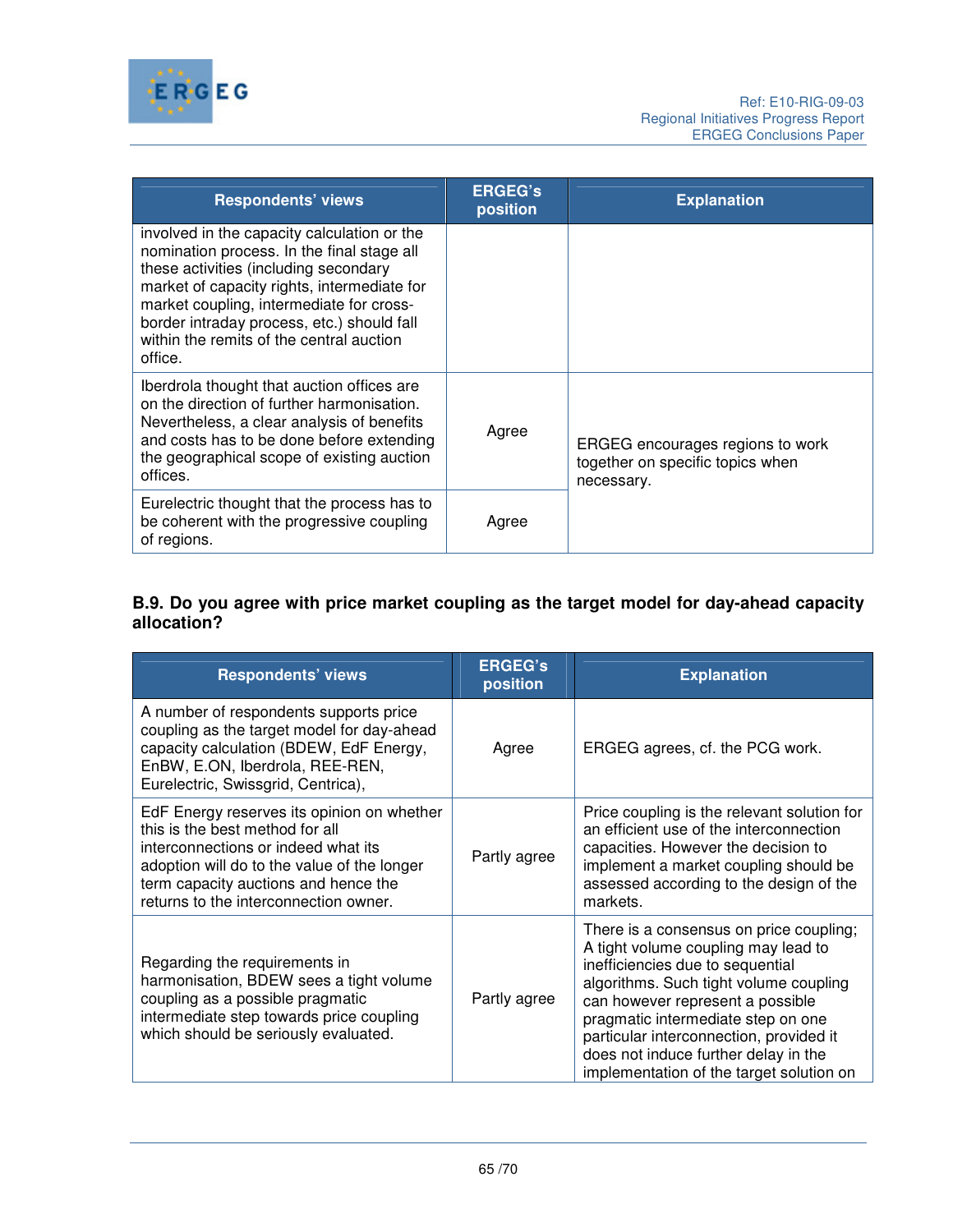| Respondents' views | ERGEG's position | Explanation |
|---|---|---|
| involved in the capacity calculation or the nomination process. In the final stage all these activities (including secondary market of capacity rights, intermediate for market coupling, intermediate for cross-border intraday process, etc.) should fall within the remits of the central auction office. | | |
| Iberdrola thought that auction offices are on the direction of further harmonisation. Nevertheless, a clear analysis of benefits and costs has to be done before extending the geographical scope of existing auction offices. | Agree | ERGEG encourages regions to work together on specific topics when necessary. |
| Eurelectric thought that the process has to be coherent with the progressive coupling of regions. | Agree | |

**B.9. Do you agree with price market coupling as the target model for day-ahead capacity allocation?**

| Respondents' views | ERGEG's position | Explanation |
|---|---|---|
| A number of respondents supports price coupling as the target model for day-ahead capacity calculation (BDEW, EdF Energy, EnBW, E.ON, Iberdrola, REE-REN, Eurelectric, Swissgrid, Centrica), | Agree | ERGEG agrees, cf. the PCG work. |
| EdF Energy reserves its opinion on whether this is the best method for all interconnections or indeed what its adoption will do to the value of the longer term capacity auctions and hence the returns to the interconnection owner. | Partly agree | Price coupling is the relevant solution for an efficient use of the interconnection capacities. However the decision to implement a market coupling should be assessed according to the design of the markets. |
| Regarding the requirements in harmonisation, BDEW sees a tight volume coupling as a possible pragmatic intermediate step towards price coupling which should be seriously evaluated. | Partly agree | There is a consensus on price coupling; A tight volume coupling may lead to inefficiencies due to sequential algorithms. Such tight volume coupling can however represent a possible pragmatic intermediate step on one particular interconnection, provided it does not induce further delay in the implementation of the target solution on |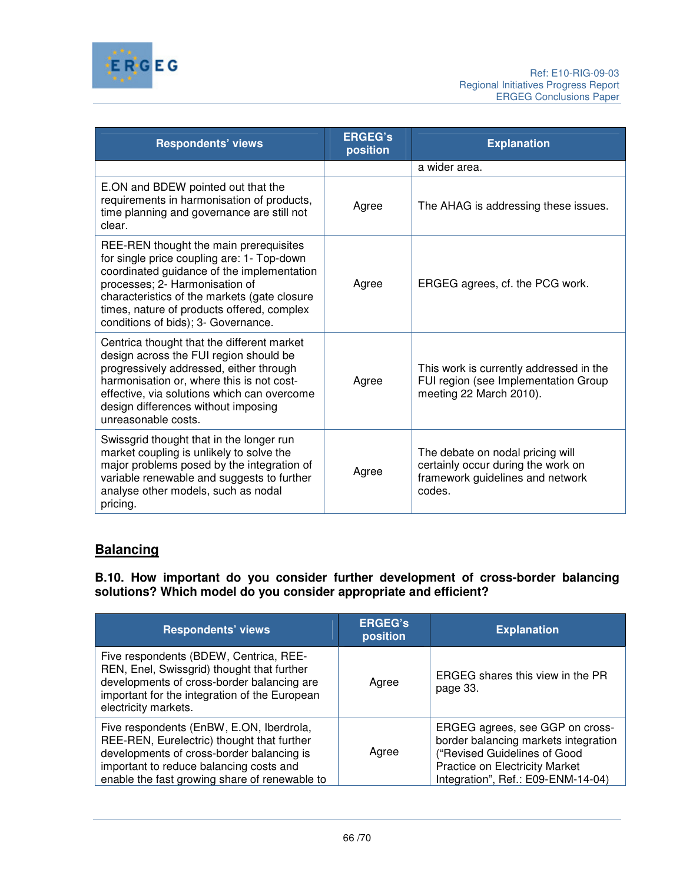| Respondents' views | ERGEG's position | Explanation |
|---|---|---|
| | | a wider area. |
| E.ON and BDEW pointed out that the requirements in harmonisation of products, time planning and governance are still not clear. | Agree | The AHAG is addressing these issues. |
| REE-REN thought the main prerequisites for single price coupling are: 1- Top-down coordinated guidance of the implementation processes; 2- Harmonisation of characteristics of the markets (gate closure times, nature of products offered, complex conditions of bids); 3- Governance. | Agree | ERGEG agrees, cf. the PCG work. |
| Centrica thought that the different market design across the FUI region should be progressively addressed, either through harmonisation or, where this is not cost-effective, via solutions which can overcome design differences without imposing unreasonable costs. | Agree | This work is currently addressed in the FUI region (see Implementation Group meeting 22 March 2010). |
| Swissgrid thought that in the longer run market coupling is unlikely to solve the major problems posed by the integration of variable renewable and suggests to further analyse other models, such as nodal pricing. | Agree | The debate on nodal pricing will certainly occur during the work on framework guidelines and network codes. |

## Balancing

**B.10. How important do you consider further development of cross-border balancing solutions? Which model do you consider appropriate and efficient?**

| Respondents' views | ERGEG's position | Explanation |
|---|---|---|
| Five respondents (BDEW, Centrica, REE-REN, Enel, Swissgrid) thought that further developments of cross-border balancing are important for the integration of the European electricity markets. | Agree | ERGEG shares this view in the PR page 33. |
| Five respondents (EnBW, E.ON, Iberdrola, REE-REN, Eurelectric) thought that further developments of cross-border balancing is important to reduce balancing costs and enable the fast growing share of renewable to | Agree | ERGEG agrees, see GGP on cross-border balancing markets integration ("Revised Guidelines of Good Practice on Electricity Market Integration", Ref.: E09-ENM-14-04) |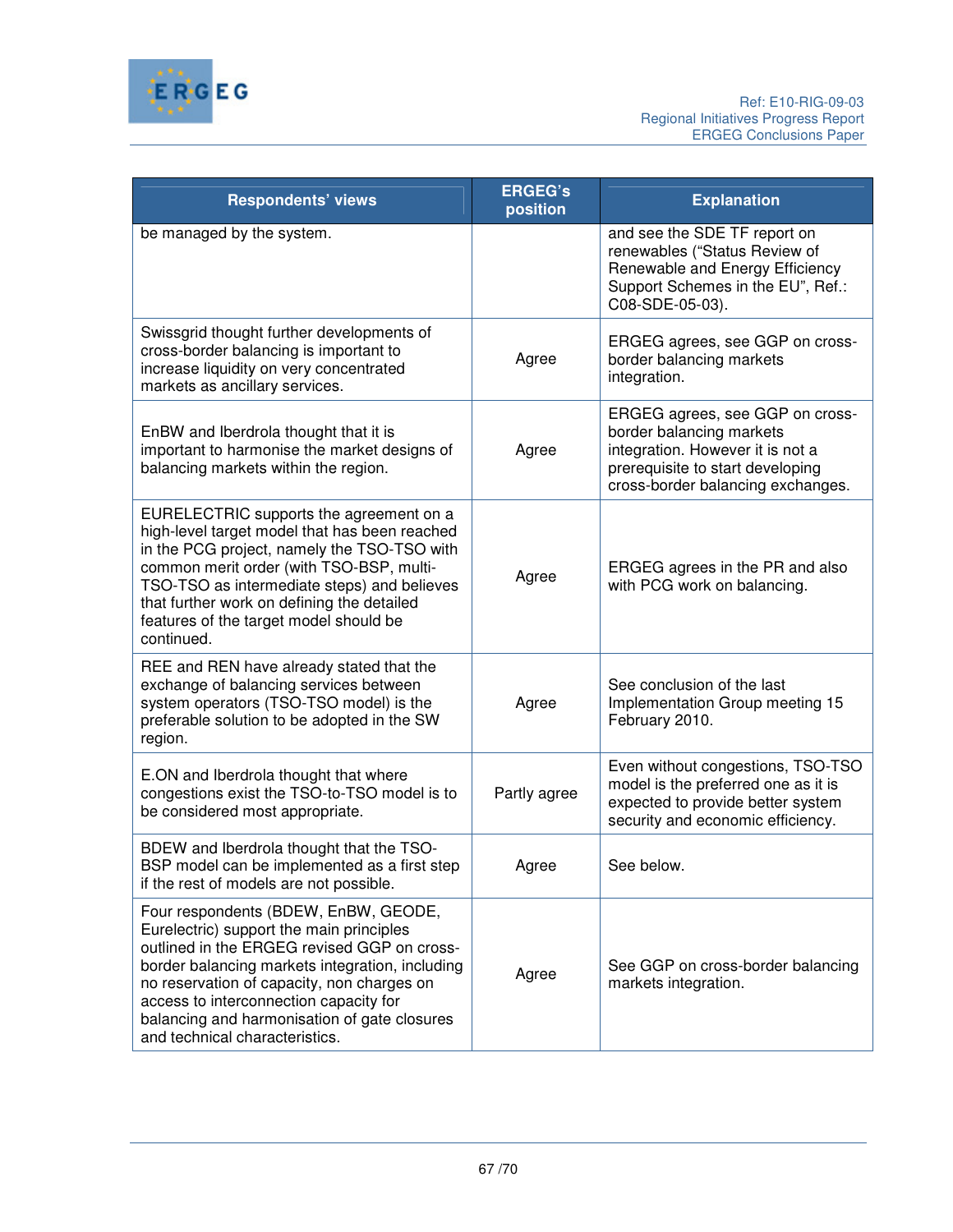| Respondents' views | ERGEG's position | Explanation |
|---|---|---|
| be managed by the system. | | and see the SDE TF report on renewables ("Status Review of Renewable and Energy Efficiency Support Schemes in the EU", Ref.: C08-SDE-05-03). |
| Swissgrid thought further developments of cross-border balancing is important to increase liquidity on very concentrated markets as ancillary services. | Agree | ERGEG agrees, see GGP on cross-border balancing markets integration. |
| EnBW and Iberdrola thought that it is important to harmonise the market designs of balancing markets within the region. | Agree | ERGEG agrees, see GGP on cross-border balancing markets integration. However it is not a prerequisite to start developing cross-border balancing exchanges. |
| EURELECTRIC supports the agreement on a high-level target model that has been reached in the PCG project, namely the TSO-TSO with common merit order (with TSO-BSP, multi-TSO-TSO as intermediate steps) and believes that further work on defining the detailed features of the target model should be continued. | Agree | ERGEG agrees in the PR and also with PCG work on balancing. |
| REE and REN have already stated that the exchange of balancing services between system operators (TSO-TSO model) is the preferable solution to be adopted in the SW region. | Agree | See conclusion of the last Implementation Group meeting 15 February 2010. |
| E.ON and Iberdrola thought that where congestions exist the TSO-to-TSO model is to be considered most appropriate. | Partly agree | Even without congestions, TSO-TSO model is the preferred one as it is expected to provide better system security and economic efficiency. |
| BDEW and Iberdrola thought that the TSO-BSP model can be implemented as a first step if the rest of models are not possible. | Agree | See below. |
| Four respondents (BDEW, EnBW, GEODE, Eurelectric) support the main principles outlined in the ERGEG revised GGP on cross-border balancing markets integration, including no reservation of capacity, non charges on access to interconnection capacity for balancing and harmonisation of gate closures and technical characteristics. | Agree | See GGP on cross-border balancing markets integration. |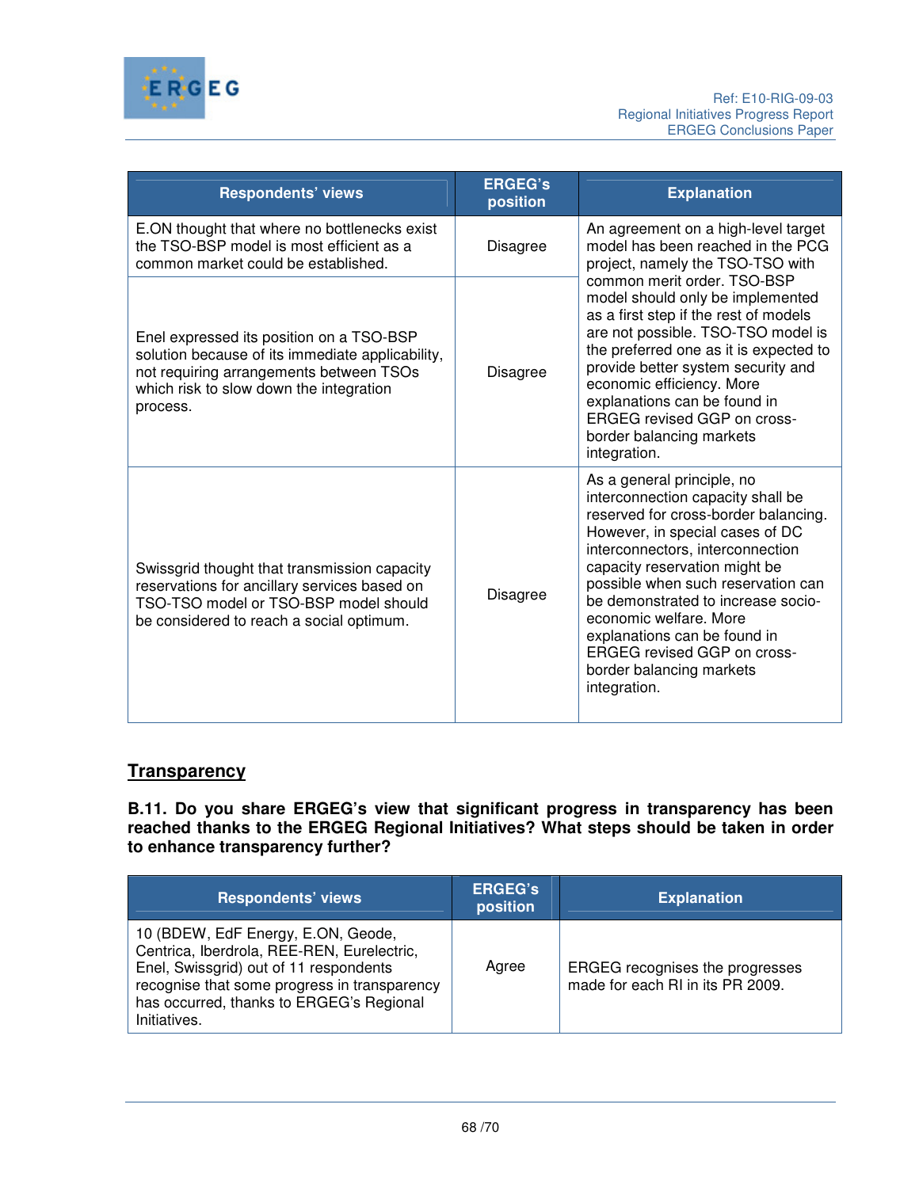| Respondents' views | ERGEG's position | Explanation |
|---|---|---|
| E.ON thought that where no bottlenecks exist the TSO-BSP model is most efficient as a common market could be established. | Disagree | An agreement on a high-level target model has been reached in the PCG project, namely the TSO-TSO with common merit order. TSO-BSP model should only be implemented as a first step if the rest of models are not possible. TSO-TSO model is the preferred one as it is expected to provide better system security and economic efficiency. More explanations can be found in ERGEG revised GGP on cross-border balancing markets integration. |
| Enel expressed its position on a TSO-BSP solution because of its immediate applicability, not requiring arrangements between TSOs which risk to slow down the integration process. | Disagree | |
| Swissgrid thought that transmission capacity reservations for ancillary services based on TSO-TSO model or TSO-BSP model should be considered to reach a social optimum. | Disagree | As a general principle, no interconnection capacity shall be reserved for cross-border balancing. However, in special cases of DC interconnectors, interconnection capacity reservation might be possible when such reservation can be demonstrated to increase socio-economic welfare. More explanations can be found in ERGEG revised GGP on cross-border balancing markets integration. |

## Transparency

**B.11. Do you share ERGEG's view that significant progress in transparency has been reached thanks to the ERGEG Regional Initiatives? What steps should be taken in order to enhance transparency further?**

| Respondents' views | ERGEG's position | Explanation |
|---|---|---|
| 10 (BDEW, EdF Energy, E.ON, Geode, Centrica, Iberdrola, REE-REN, Eurelectric, Enel, Swissgrid) out of 11 respondents recognise that some progress in transparency has occurred, thanks to ERGEG's Regional Initiatives. | Agree | ERGEG recognises the progresses made for each RI in its PR 2009. |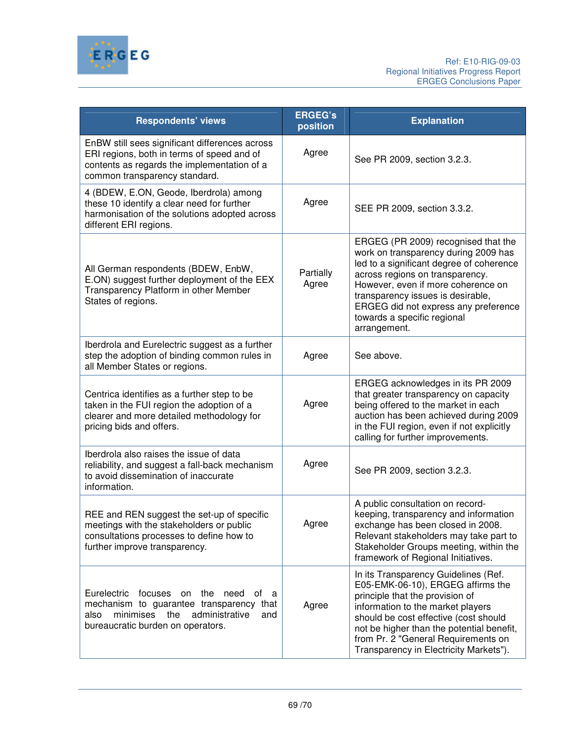| Respondents' views | ERGEG's position | Explanation |
|---|---|---|
| EnBW still sees significant differences across ERI regions, both in terms of speed and of contents as regards the implementation of a common transparency standard. | Agree | See PR 2009, section 3.2.3. |
| 4 (BDEW, E.ON, Geode, Iberdrola) among these 10 identify a clear need for further harmonisation of the solutions adopted across different ERI regions. | Agree | SEE PR 2009, section 3.3.2. |
| All German respondents (BDEW, EnbW, E.ON) suggest further deployment of the EEX Transparency Platform in other Member States of regions. | Partially Agree | ERGEG (PR 2009) recognised that the work on transparency during 2009 has led to a significant degree of coherence across regions on transparency. However, even if more coherence on transparency issues is desirable, ERGEG did not express any preference towards a specific regional arrangement. |
| Iberdrola and Eurelectric suggest as a further step the adoption of binding common rules in all Member States or regions. | Agree | See above. |
| Centrica identifies as a further step to be taken in the FUI region the adoption of a clearer and more detailed methodology for pricing bids and offers. | Agree | ERGEG acknowledges in its PR 2009 that greater transparency on capacity being offered to the market in each auction has been achieved during 2009 in the FUI region, even if not explicitly calling for further improvements. |
| Iberdrola also raises the issue of data reliability, and suggest a fall-back mechanism to avoid dissemination of inaccurate information. | Agree | See PR 2009, section 3.2.3. |
| REE and REN suggest the set-up of specific meetings with the stakeholders or public consultations processes to define how to further improve transparency. | Agree | A public consultation on record-keeping, transparency and information exchange has been closed in 2008. Relevant stakeholders may take part to Stakeholder Groups meeting, within the framework of Regional Initiatives. |
| Eurelectric focuses on the need of a mechanism to guarantee transparency that also minimises the administrative and bureaucratic burden on operators. | Agree | In its Transparency Guidelines (Ref. E05-EMK-06-10), ERGEG affirms the principle that the provision of information to the market players should be cost effective (cost should not be higher than the potential benefit, from Pr. 2 "General Requirements on Transparency in Electricity Markets"). |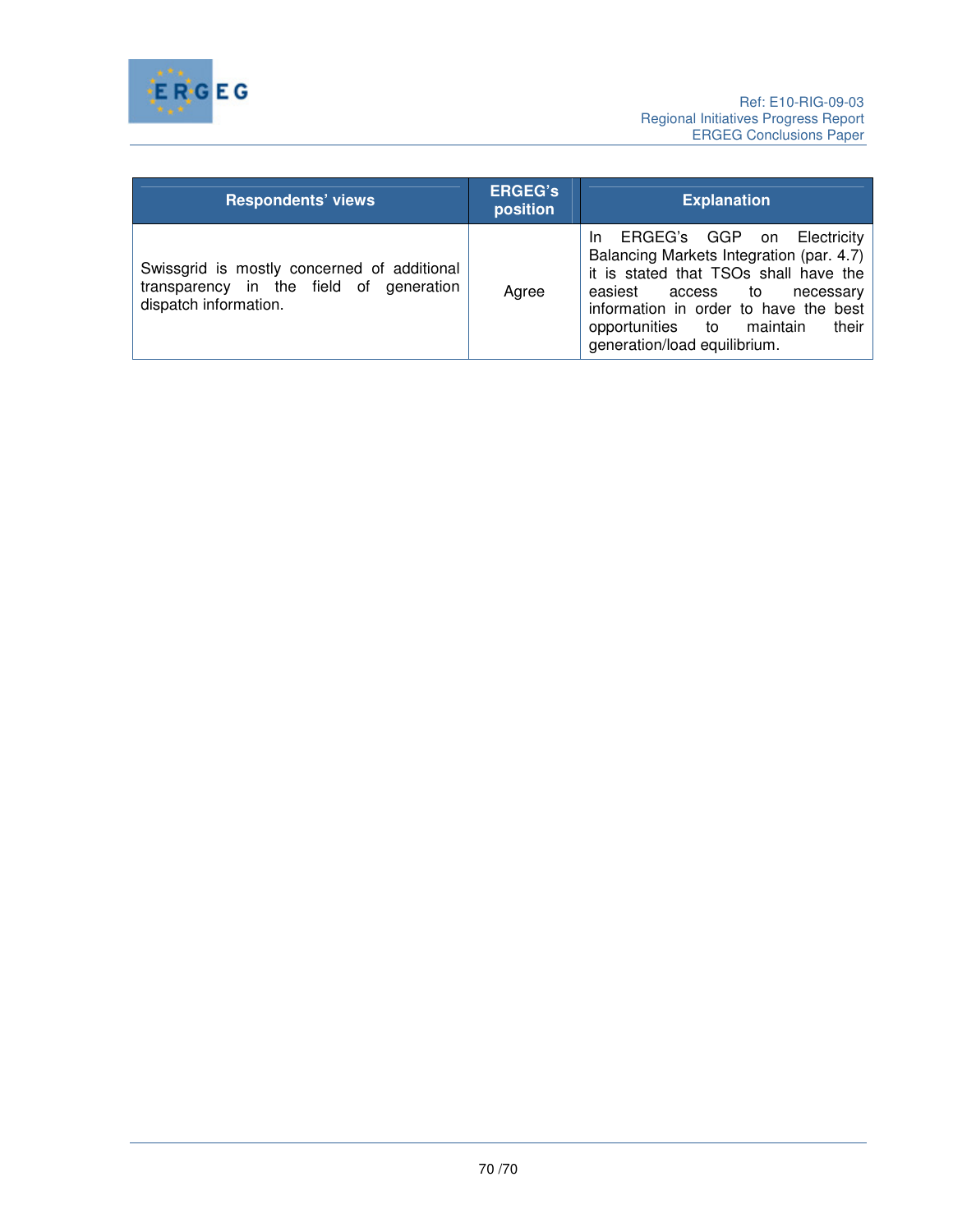| Respondents' views | ERGEG's position | Explanation |
|---|---|---|
| Swissgrid is mostly concerned of additional transparency in the field of generation dispatch information. | Agree | In ERGEG's GGP on Electricity Balancing Markets Integration (par. 4.7) it is stated that TSOs shall have the easiest access to necessary information in order to have the best opportunities to maintain their generation/load equilibrium. |